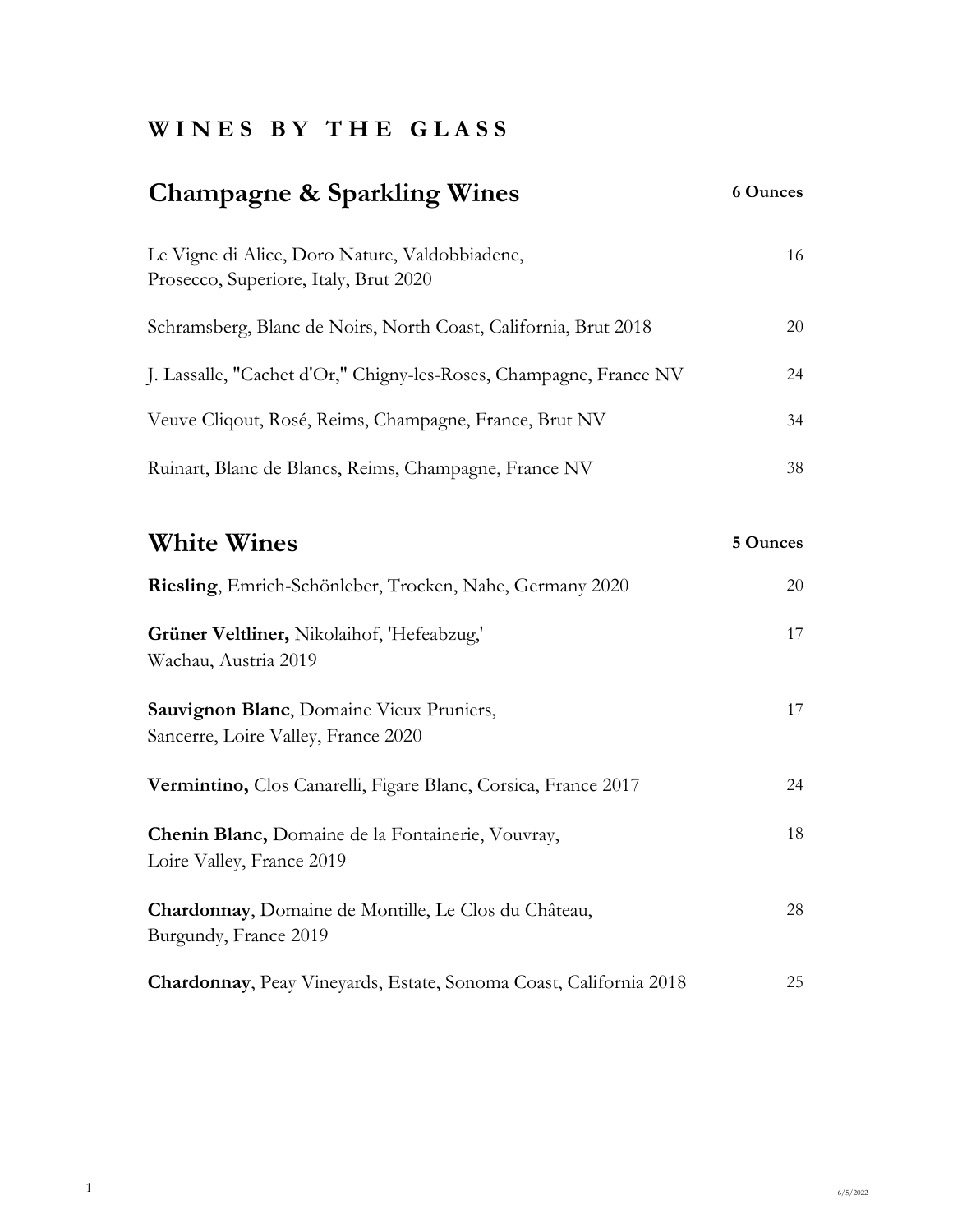# WINES BY THE GLASS

## Champagne & Sparkling Wines

**6 Ounces**

| Wine | Price |
|---|---|
| Le Vigne di Alice, Doro Nature, Valdobbiadene, Prosecco, Superiore, Italy, Brut 2020 | 16 |
| Schramsberg, Blanc de Noirs, North Coast, California, Brut 2018 | 20 |
| J. Lassalle, "Cachet d'Or," Chigny-les-Roses, Champagne, France NV | 24 |
| Veuve Cliqout, Rosé, Reims, Champagne, France, Brut NV | 34 |
| Ruinart, Blanc de Blancs, Reims, Champagne, France NV | 38 |

## White Wines

**5 Ounces**

| Wine | Price |
|---|---|
| **Riesling**, Emrich-Schönleber, Trocken, Nahe, Germany 2020 | 20 |
| **Grüner Veltliner,** Nikolaihof, 'Hefeabzug,' Wachau, Austria 2019 | 17 |
| **Sauvignon Blanc**, Domaine Vieux Pruniers, Sancerre, Loire Valley, France 2020 | 17 |
| **Vermintino,** Clos Canarelli, Figare Blanc, Corsica, France 2017 | 24 |
| **Chenin Blanc,** Domaine de la Fontainerie, Vouvray, Loire Valley, France 2019 | 18 |
| **Chardonnay**, Domaine de Montille, Le Clos du Château, Burgundy, France 2019 | 28 |
| **Chardonnay**, Peay Vineyards, Estate, Sonoma Coast, California 2018 | 25 |

6/5/2022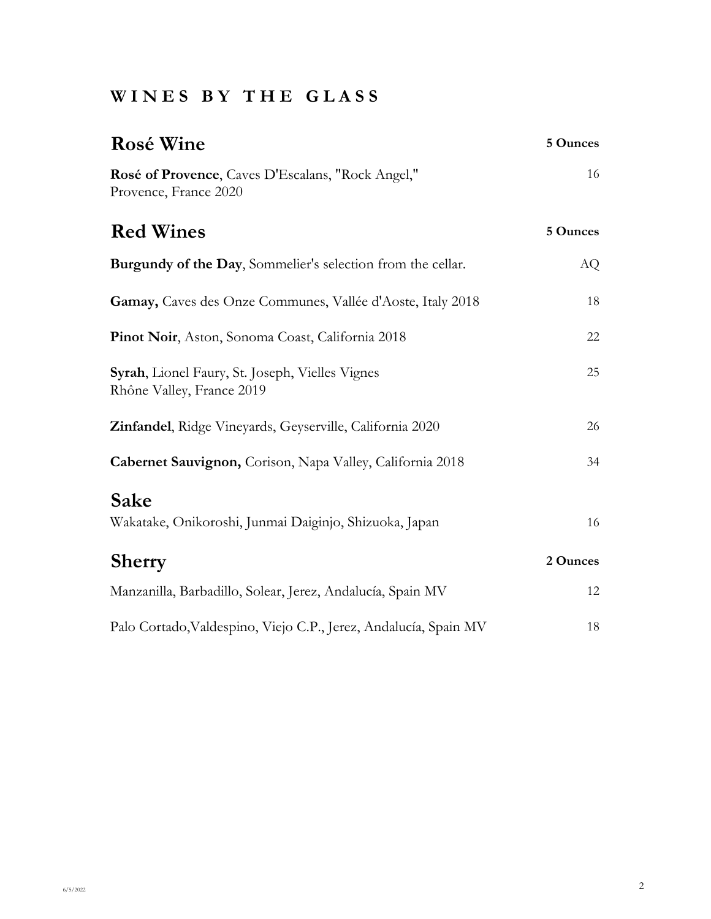## WINES BY THE GLASS

### Rosé Wine

**5 Ounces**

**Rosé of Provence**, Caves D'Escalans, "Rock Angel," Provence, France 2020 — 16

### Red Wines

**5 Ounces**

**Burgundy of the Day**, Sommelier's selection from the cellar. — AQ

**Gamay,** Caves des Onze Communes, Vallée d'Aoste, Italy 2018 — 18

**Pinot Noir**, Aston, Sonoma Coast, California 2018 — 22

**Syrah**, Lionel Faury, St. Joseph, Vielles Vignes Rhône Valley, France 2019 — 25

**Zinfandel**, Ridge Vineyards, Geyserville, California 2020 — 26

**Cabernet Sauvignon,** Corison, Napa Valley, California 2018 — 34

### Sake

Wakatake, Onikoroshi, Junmai Daiginjo, Shizuoka, Japan — 16

### Sherry

**2 Ounces**

Manzanilla, Barbadillo, Solear, Jerez, Andalucía, Spain MV — 12

Palo Cortado,Valdespino, Viejo C.P., Jerez, Andalucía, Spain MV — 18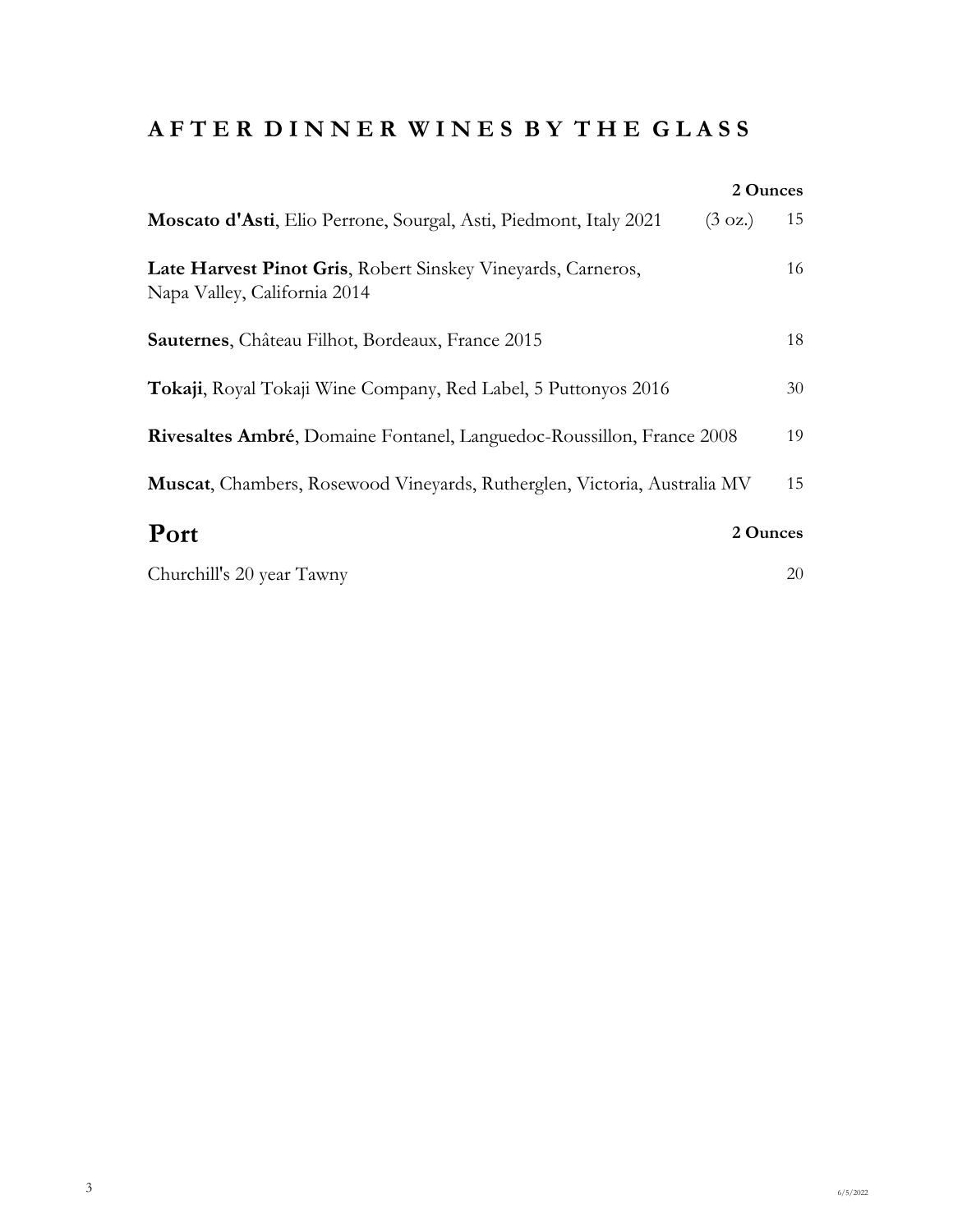## AFTER DINNER WINES BY THE GLASS

| | | 2 Ounces |
|---|---|---|
| **Moscato d'Asti**, Elio Perrone, Sourgal, Asti, Piedmont, Italy 2021 | (3 oz.) | 15 |
| **Late Harvest Pinot Gris**, Robert Sinskey Vineyards, Carneros, Napa Valley, California 2014 | | 16 |
| **Sauternes**, Château Filhot, Bordeaux, France 2015 | | 18 |
| **Tokaji**, Royal Tokaji Wine Company, Red Label, 5 Puttonyos 2016 | | 30 |
| **Rivesaltes Ambré**, Domaine Fontanel, Languedoc-Roussillon, France 2008 | | 19 |
| **Muscat**, Chambers, Rosewood Vineyards, Rutherglen, Victoria, Australia MV | | 15 |

## Port

| | 2 Ounces |
|---|---|
| Churchill's 20 year Tawny | 20 |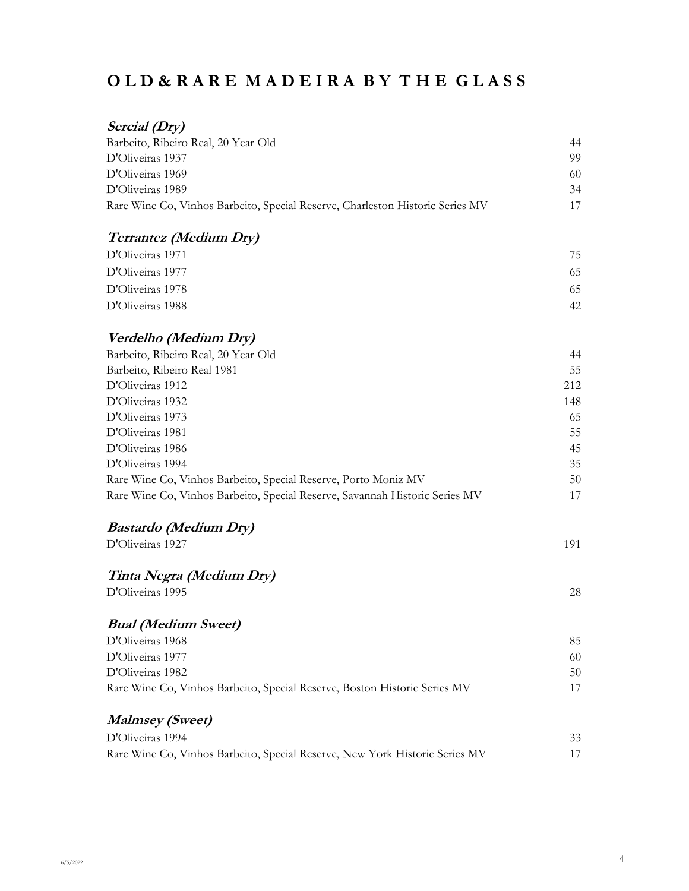# OLD & RARE MADEIRA BY THE GLASS

### *Sercial (Dry)*

| | |
|---|---|
| Barbeito, Ribeiro Real, 20 Year Old | 44 |
| D'Oliveiras 1937 | 99 |
| D'Oliveiras 1969 | 60 |
| D'Oliveiras 1989 | 34 |
| Rare Wine Co, Vinhos Barbeito, Special Reserve, Charleston Historic Series MV | 17 |

### *Terrantez (Medium Dry)*

| | |
|---|---|
| D'Oliveiras 1971 | 75 |
| D'Oliveiras 1977 | 65 |
| D'Oliveiras 1978 | 65 |
| D'Oliveiras 1988 | 42 |

### *Verdelho (Medium Dry)*

| | |
|---|---|
| Barbeito, Ribeiro Real, 20 Year Old | 44 |
| Barbeito, Ribeiro Real 1981 | 55 |
| D'Oliveiras 1912 | 212 |
| D'Oliveiras 1932 | 148 |
| D'Oliveiras 1973 | 65 |
| D'Oliveiras 1981 | 55 |
| D'Oliveiras 1986 | 45 |
| D'Oliveiras 1994 | 35 |
| Rare Wine Co, Vinhos Barbeito, Special Reserve, Porto Moniz MV | 50 |
| Rare Wine Co, Vinhos Barbeito, Special Reserve, Savannah Historic Series MV | 17 |

### *Bastardo (Medium Dry)*

| | |
|---|---|
| D'Oliveiras 1927 | 191 |

### *Tinta Negra (Medium Dry)*

| | |
|---|---|
| D'Oliveiras 1995 | 28 |

### *Bual (Medium Sweet)*

| | |
|---|---|
| D'Oliveiras 1968 | 85 |
| D'Oliveiras 1977 | 60 |
| D'Oliveiras 1982 | 50 |
| Rare Wine Co, Vinhos Barbeito, Special Reserve, Boston Historic Series MV | 17 |

### *Malmsey (Sweet)*

| | |
|---|---|
| D'Oliveiras 1994 | 33 |
| Rare Wine Co, Vinhos Barbeito, Special Reserve, New York Historic Series MV | 17 |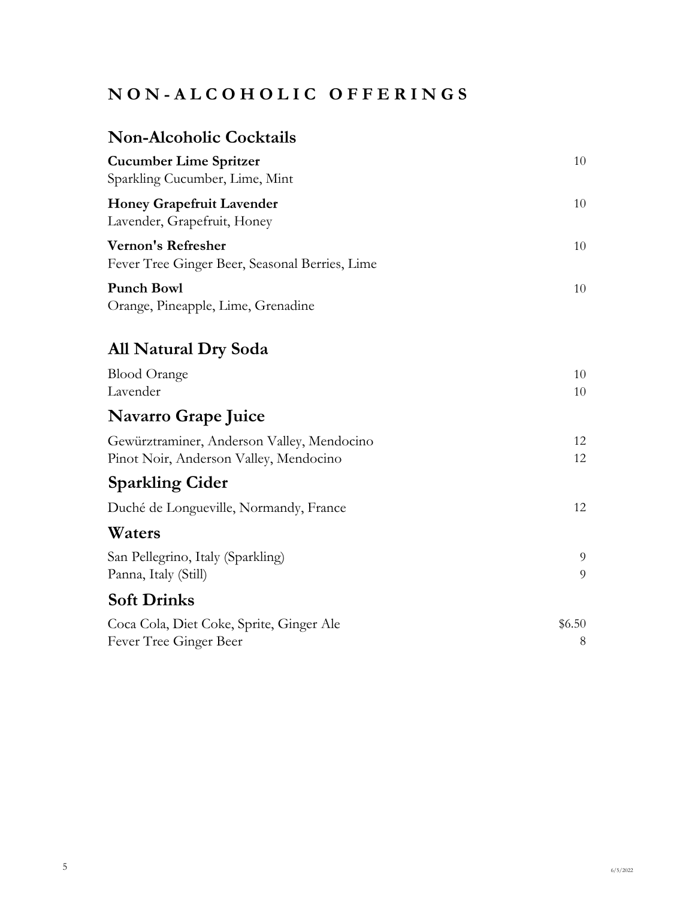# NON-ALCOHOLIC OFFERINGS

## Non-Alcoholic Cocktails

**Cucumber Lime Spritzer** 10
Sparkling Cucumber, Lime, Mint

**Honey Grapefruit Lavender** 10
Lavender, Grapefruit, Honey

**Vernon's Refresher** 10
Fever Tree Ginger Beer, Seasonal Berries, Lime

**Punch Bowl** 10
Orange, Pineapple, Lime, Grenadine

## All Natural Dry Soda

Blood Orange 10
Lavender 10

## Navarro Grape Juice

Gewürztraminer, Anderson Valley, Mendocino 12
Pinot Noir, Anderson Valley, Mendocino 12

## Sparkling Cider

Duché de Longueville, Normandy, France 12

## Waters

San Pellegrino, Italy (Sparkling) 9
Panna, Italy (Still) 9

## Soft Drinks

Coca Cola, Diet Coke, Sprite, Ginger Ale $6.50
Fever Tree Ginger Beer 8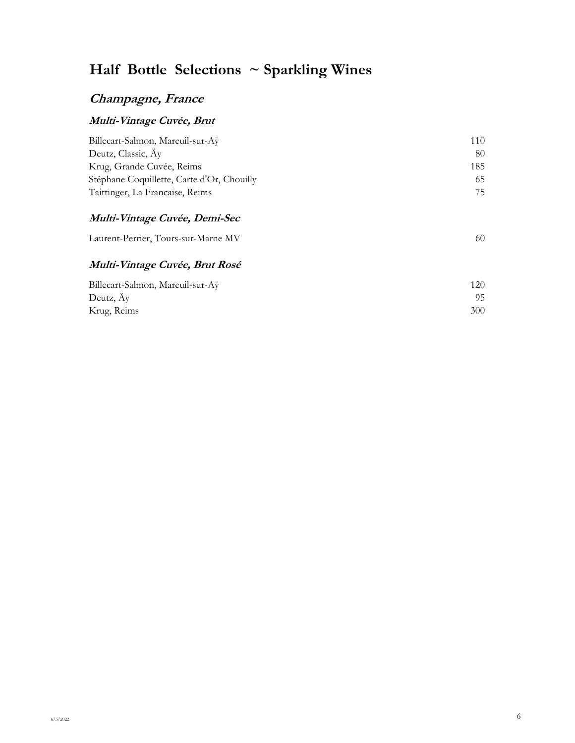# Half Bottle Selections ~ Sparkling Wines

## *Champagne, France*

### *Multi-Vintage Cuvée, Brut*

| | |
|---|---|
| Billecart-Salmon, Mareuil-sur-Aÿ | 110 |
| Deutz, Classic, Äy | 80 |
| Krug, Grande Cuvée, Reims | 185 |
| Stéphane Coquillette, Carte d'Or, Chouilly | 65 |
| Taittinger, La Francaise, Reims | 75 |

### *Multi-Vintage Cuvée, Demi-Sec*

| | |
|---|---|
| Laurent-Perrier, Tours-sur-Marne MV | 60 |

### *Multi-Vintage Cuvée, Brut Rosé*

| | |
|---|---|
| Billecart-Salmon, Mareuil-sur-Aÿ | 120 |
| Deutz, Äy | 95 |
| Krug, Reims | 300 |

6/5/2022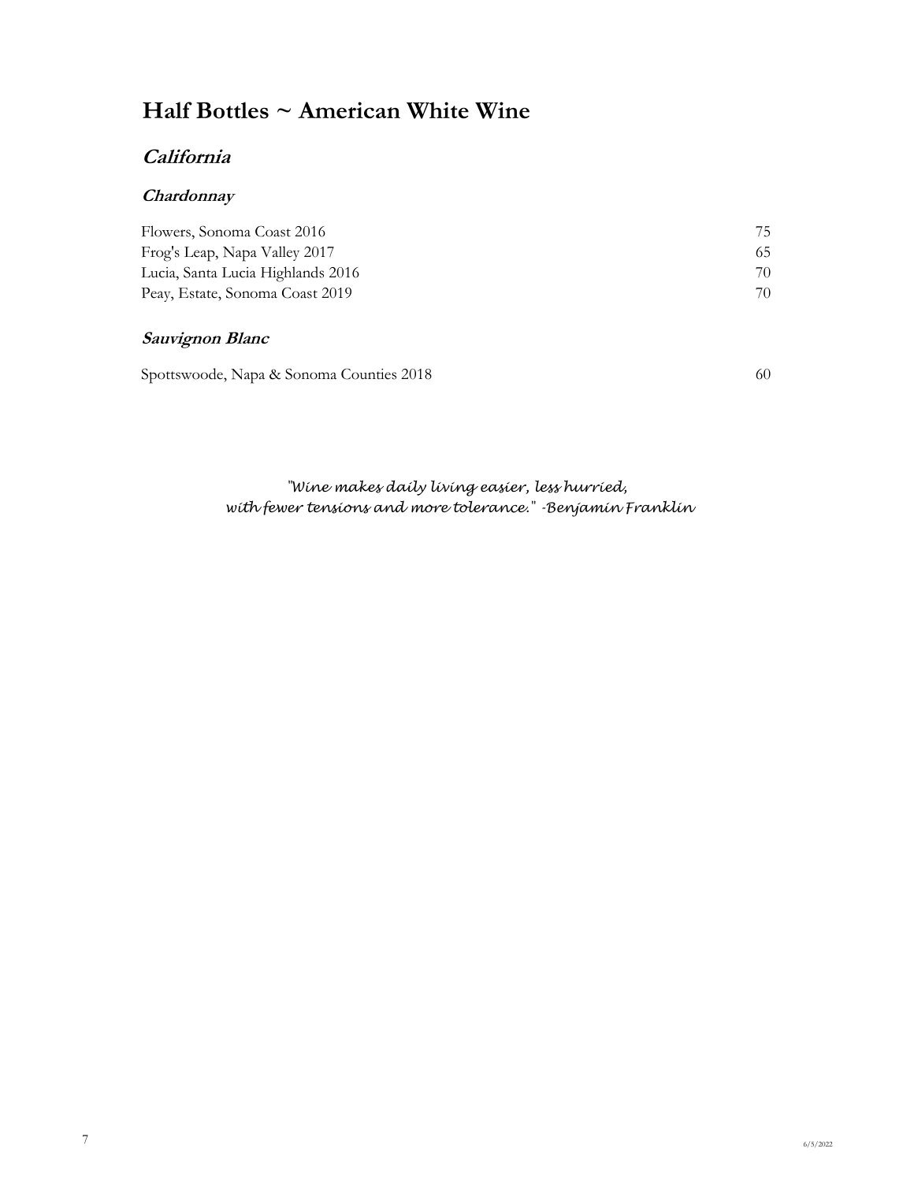# Half Bottles ~ American White Wine

## *California*

### *Chardonnay*

| | |
|---|---|
| Flowers, Sonoma Coast 2016 | 75 |
| Frog's Leap, Napa Valley 2017 | 65 |
| Lucia, Santa Lucia Highlands 2016 | 70 |
| Peay, Estate, Sonoma Coast 2019 | 70 |

### *Sauvignon Blanc*

| | |
|---|---|
| Spottswoode, Napa & Sonoma Counties 2018 | 60 |

*"Wine makes daily living easier, less hurried,
with fewer tensions and more tolerance." -Benjamin Franklin*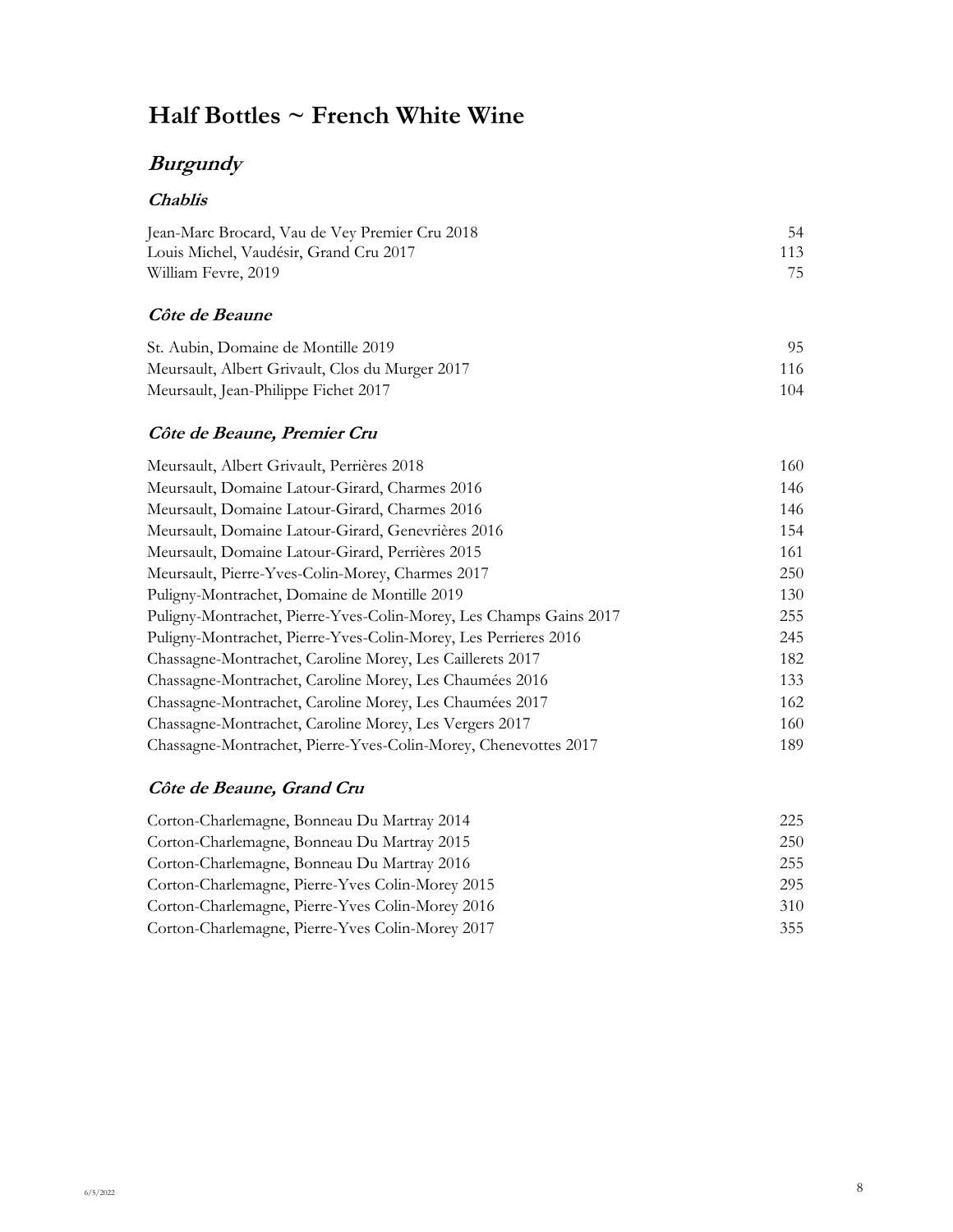# Half Bottles ~ French White Wine

## *Burgundy*

### *Chablis*

| | |
|---|---|
| Jean-Marc Brocard, Vau de Vey Premier Cru 2018 | 54 |
| Louis Michel, Vaudésir, Grand Cru 2017 | 113 |
| William Fevre, 2019 | 75 |

### *Côte de Beaune*

| | |
|---|---|
| St. Aubin, Domaine de Montille 2019 | 95 |
| Meursault, Albert Grivault, Clos du Murger 2017 | 116 |
| Meursault, Jean-Philippe Fichet 2017 | 104 |

### *Côte de Beaune, Premier Cru*

| | |
|---|---|
| Meursault, Albert Grivault, Perrières 2018 | 160 |
| Meursault, Domaine Latour-Girard, Charmes 2016 | 146 |
| Meursault, Domaine Latour-Girard, Charmes 2016 | 146 |
| Meursault, Domaine Latour-Girard, Genevrières 2016 | 154 |
| Meursault, Domaine Latour-Girard, Perrières 2015 | 161 |
| Meursault, Pierre-Yves-Colin-Morey, Charmes 2017 | 250 |
| Puligny-Montrachet, Domaine de Montille 2019 | 130 |
| Puligny-Montrachet, Pierre-Yves-Colin-Morey, Les Champs Gains 2017 | 255 |
| Puligny-Montrachet, Pierre-Yves-Colin-Morey, Les Perrieres 2016 | 245 |
| Chassagne-Montrachet, Caroline Morey, Les Caillerets 2017 | 182 |
| Chassagne-Montrachet, Caroline Morey, Les Chaumées 2016 | 133 |
| Chassagne-Montrachet, Caroline Morey, Les Chaumées 2017 | 162 |
| Chassagne-Montrachet, Caroline Morey, Les Vergers 2017 | 160 |
| Chassagne-Montrachet, Pierre-Yves-Colin-Morey, Chenevottes 2017 | 189 |

### *Côte de Beaune, Grand Cru*

| | |
|---|---|
| Corton-Charlemagne, Bonneau Du Martray 2014 | 225 |
| Corton-Charlemagne, Bonneau Du Martray 2015 | 250 |
| Corton-Charlemagne, Bonneau Du Martray 2016 | 255 |
| Corton-Charlemagne, Pierre-Yves Colin-Morey 2015 | 295 |
| Corton-Charlemagne, Pierre-Yves Colin-Morey 2016 | 310 |
| Corton-Charlemagne, Pierre-Yves Colin-Morey 2017 | 355 |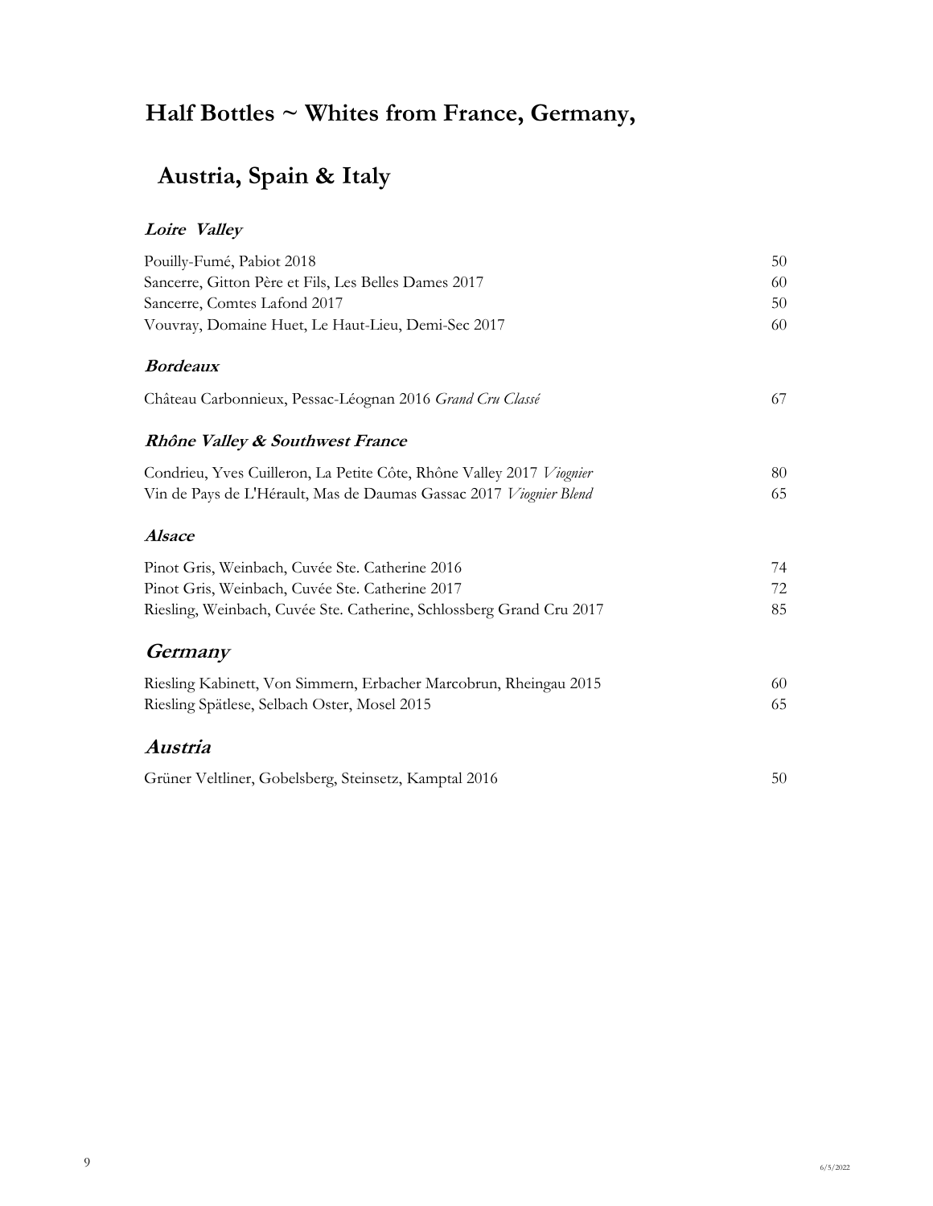# Half Bottles ~ Whites from France, Germany, Austria, Spain & Italy

### *Loire Valley*

| | |
|---|---|
| Pouilly-Fumé, Pabiot 2018 | 50 |
| Sancerre, Gitton Père et Fils, Les Belles Dames 2017 | 60 |
| Sancerre, Comtes Lafond 2017 | 50 |
| Vouvray, Domaine Huet, Le Haut-Lieu, Demi-Sec 2017 | 60 |

### *Bordeaux*

| | |
|---|---|
| Château Carbonnieux, Pessac-Léognan 2016 *Grand Cru Classé* | 67 |

### *Rhône Valley & Southwest France*

| | |
|---|---|
| Condrieu, Yves Cuilleron, La Petite Côte, Rhône Valley 2017 *Viognier* | 80 |
| Vin de Pays de L'Hérault, Mas de Daumas Gassac 2017 *Viognier Blend* | 65 |

### *Alsace*

| | |
|---|---|
| Pinot Gris, Weinbach, Cuvée Ste. Catherine 2016 | 74 |
| Pinot Gris, Weinbach, Cuvée Ste. Catherine 2017 | 72 |
| Riesling, Weinbach, Cuvée Ste. Catherine, Schlossberg Grand Cru 2017 | 85 |

## *Germany*

| | |
|---|---|
| Riesling Kabinett, Von Simmern, Erbacher Marcobrun, Rheingau 2015 | 60 |
| Riesling Spätlese, Selbach Oster, Mosel 2015 | 65 |

## *Austria*

| | |
|---|---|
| Grüner Veltliner, Gobelsberg, Steinsetz, Kamptal 2016 | 50 |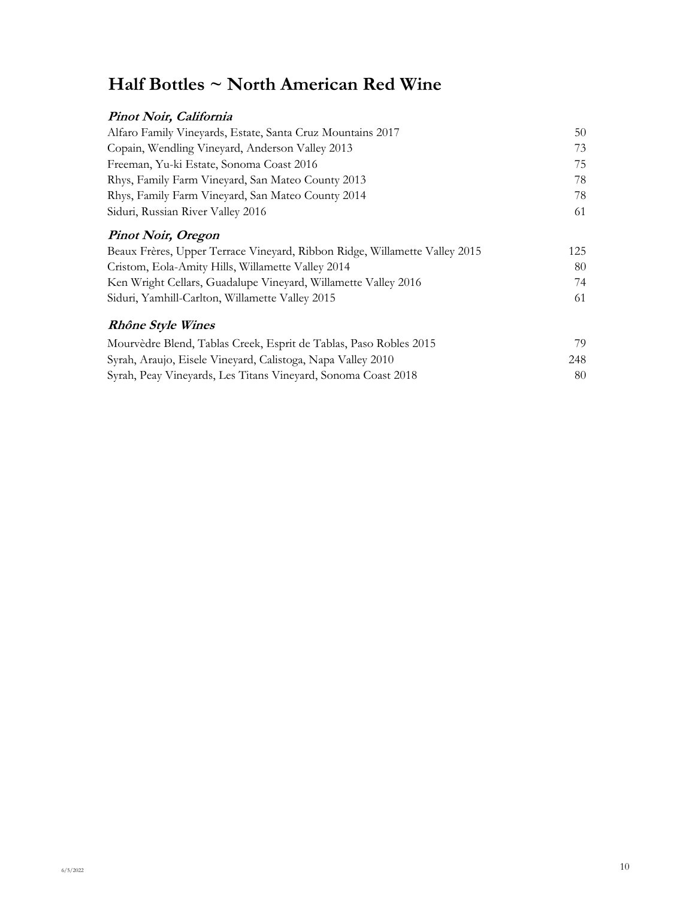# Half Bottles ~ North American Red Wine

***Pinot Noir, California***

| | |
|---|---|
| Alfaro Family Vineyards, Estate, Santa Cruz Mountains 2017 | 50 |
| Copain, Wendling Vineyard, Anderson Valley 2013 | 73 |
| Freeman, Yu-ki Estate, Sonoma Coast 2016 | 75 |
| Rhys, Family Farm Vineyard, San Mateo County 2013 | 78 |
| Rhys, Family Farm Vineyard, San Mateo County 2014 | 78 |
| Siduri, Russian River Valley 2016 | 61 |

***Pinot Noir, Oregon***

| | |
|---|---|
| Beaux Frères, Upper Terrace Vineyard, Ribbon Ridge, Willamette Valley 2015 | 125 |
| Cristom, Eola-Amity Hills, Willamette Valley 2014 | 80 |
| Ken Wright Cellars, Guadalupe Vineyard, Willamette Valley 2016 | 74 |
| Siduri, Yamhill-Carlton, Willamette Valley 2015 | 61 |

***Rhône Style Wines***

| | |
|---|---|
| Mourvèdre Blend, Tablas Creek, Esprit de Tablas, Paso Robles 2015 | 79 |
| Syrah, Araujo, Eisele Vineyard, Calistoga, Napa Valley 2010 | 248 |
| Syrah, Peay Vineyards, Les Titans Vineyard, Sonoma Coast 2018 | 80 |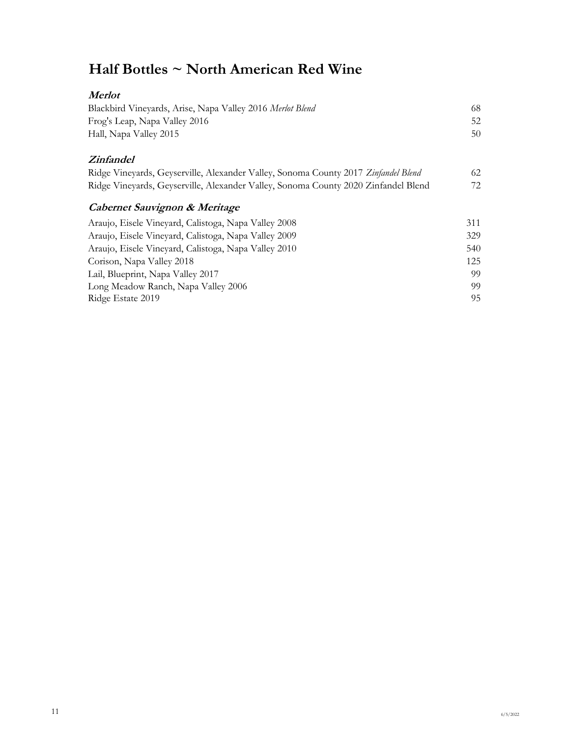# Half Bottles ~ North American Red Wine

### *Merlot*

| | |
|---|---|
| Blackbird Vineyards, Arise, Napa Valley 2016 *Merlot Blend* | 68 |
| Frog's Leap, Napa Valley 2016 | 52 |
| Hall, Napa Valley 2015 | 50 |

### *Zinfandel*

| | |
|---|---|
| Ridge Vineyards, Geyserville, Alexander Valley, Sonoma County 2017 *Zinfandel Blend* | 62 |
| Ridge Vineyards, Geyserville, Alexander Valley, Sonoma County 2020 Zinfandel Blend | 72 |

### *Cabernet Sauvignon & Meritage*

| | |
|---|---|
| Araujo, Eisele Vineyard, Calistoga, Napa Valley 2008 | 311 |
| Araujo, Eisele Vineyard, Calistoga, Napa Valley 2009 | 329 |
| Araujo, Eisele Vineyard, Calistoga, Napa Valley 2010 | 540 |
| Corison, Napa Valley 2018 | 125 |
| Lail, Blueprint, Napa Valley 2017 | 99 |
| Long Meadow Ranch, Napa Valley 2006 | 99 |
| Ridge Estate 2019 | 95 |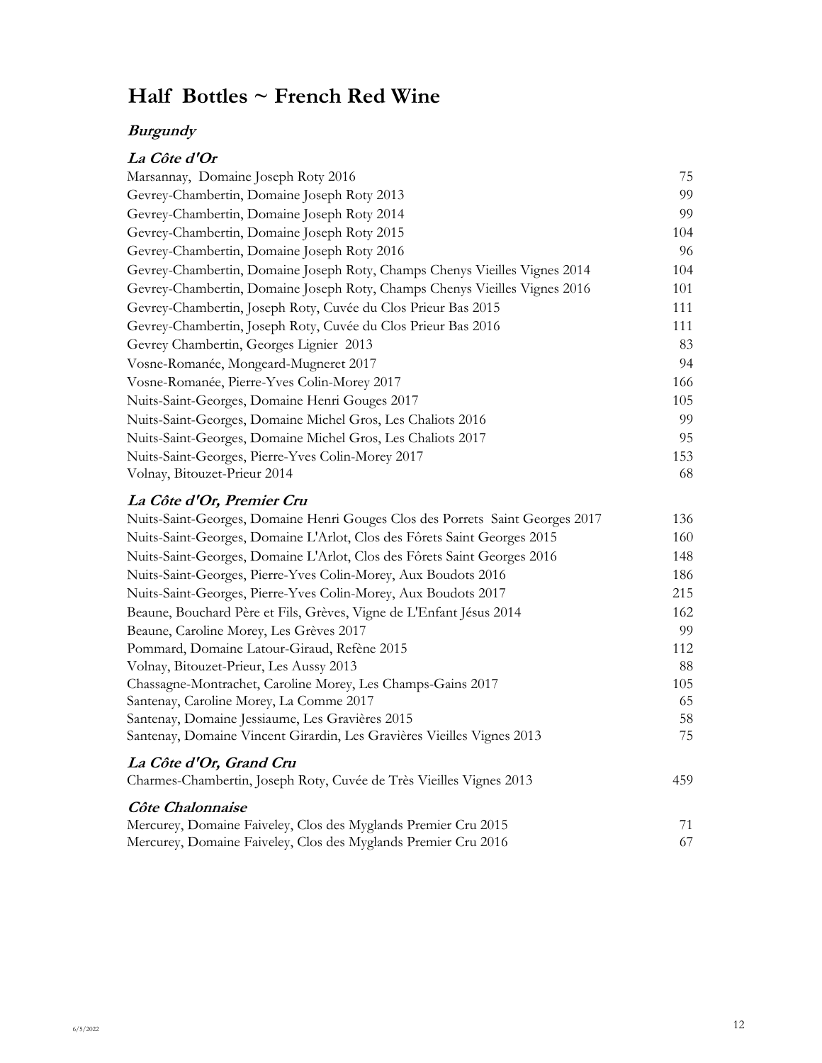# Half Bottles ~ French Red Wine

## *Burgundy*

### *La Côte d'Or*

| | |
|---|---|
| Marsannay, Domaine Joseph Roty 2016 | 75 |
| Gevrey-Chambertin, Domaine Joseph Roty 2013 | 99 |
| Gevrey-Chambertin, Domaine Joseph Roty 2014 | 99 |
| Gevrey-Chambertin, Domaine Joseph Roty 2015 | 104 |
| Gevrey-Chambertin, Domaine Joseph Roty 2016 | 96 |
| Gevrey-Chambertin, Domaine Joseph Roty, Champs Chenys Vieilles Vignes 2014 | 104 |
| Gevrey-Chambertin, Domaine Joseph Roty, Champs Chenys Vieilles Vignes 2016 | 101 |
| Gevrey-Chambertin, Joseph Roty, Cuvée du Clos Prieur Bas 2015 | 111 |
| Gevrey-Chambertin, Joseph Roty, Cuvée du Clos Prieur Bas 2016 | 111 |
| Gevrey Chambertin, Georges Lignier 2013 | 83 |
| Vosne-Romanée, Mongeard-Mugneret 2017 | 94 |
| Vosne-Romanée, Pierre-Yves Colin-Morey 2017 | 166 |
| Nuits-Saint-Georges, Domaine Henri Gouges 2017 | 105 |
| Nuits-Saint-Georges, Domaine Michel Gros, Les Chaliots 2016 | 99 |
| Nuits-Saint-Georges, Domaine Michel Gros, Les Chaliots 2017 | 95 |
| Nuits-Saint-Georges, Pierre-Yves Colin-Morey 2017 | 153 |
| Volnay, Bitouzet-Prieur 2014 | 68 |

### *La Côte d'Or, Premier Cru*

| | |
|---|---|
| Nuits-Saint-Georges, Domaine Henri Gouges Clos des Porrets Saint Georges 2017 | 136 |
| Nuits-Saint-Georges, Domaine L'Arlot, Clos des Fôrets Saint Georges 2015 | 160 |
| Nuits-Saint-Georges, Domaine L'Arlot, Clos des Fôrets Saint Georges 2016 | 148 |
| Nuits-Saint-Georges, Pierre-Yves Colin-Morey, Aux Boudots 2016 | 186 |
| Nuits-Saint-Georges, Pierre-Yves Colin-Morey, Aux Boudots 2017 | 215 |
| Beaune, Bouchard Père et Fils, Grèves, Vigne de L'Enfant Jésus 2014 | 162 |
| Beaune, Caroline Morey, Les Grèves 2017 | 99 |
| Pommard, Domaine Latour-Giraud, Refène 2015 | 112 |
| Volnay, Bitouzet-Prieur, Les Aussy 2013 | 88 |
| Chassagne-Montrachet, Caroline Morey, Les Champs-Gains 2017 | 105 |
| Santenay, Caroline Morey, La Comme 2017 | 65 |
| Santenay, Domaine Jessiaume, Les Gravières 2015 | 58 |
| Santenay, Domaine Vincent Girardin, Les Gravières Vieilles Vignes 2013 | 75 |

### *La Côte d'Or, Grand Cru*

| | |
|---|---|
| Charmes-Chambertin, Joseph Roty, Cuvée de Très Vieilles Vignes 2013 | 459 |

### *Côte Chalonnaise*

| | |
|---|---|
| Mercurey, Domaine Faiveley, Clos des Myglands Premier Cru 2015 | 71 |
| Mercurey, Domaine Faiveley, Clos des Myglands Premier Cru 2016 | 67 |

6/5/2022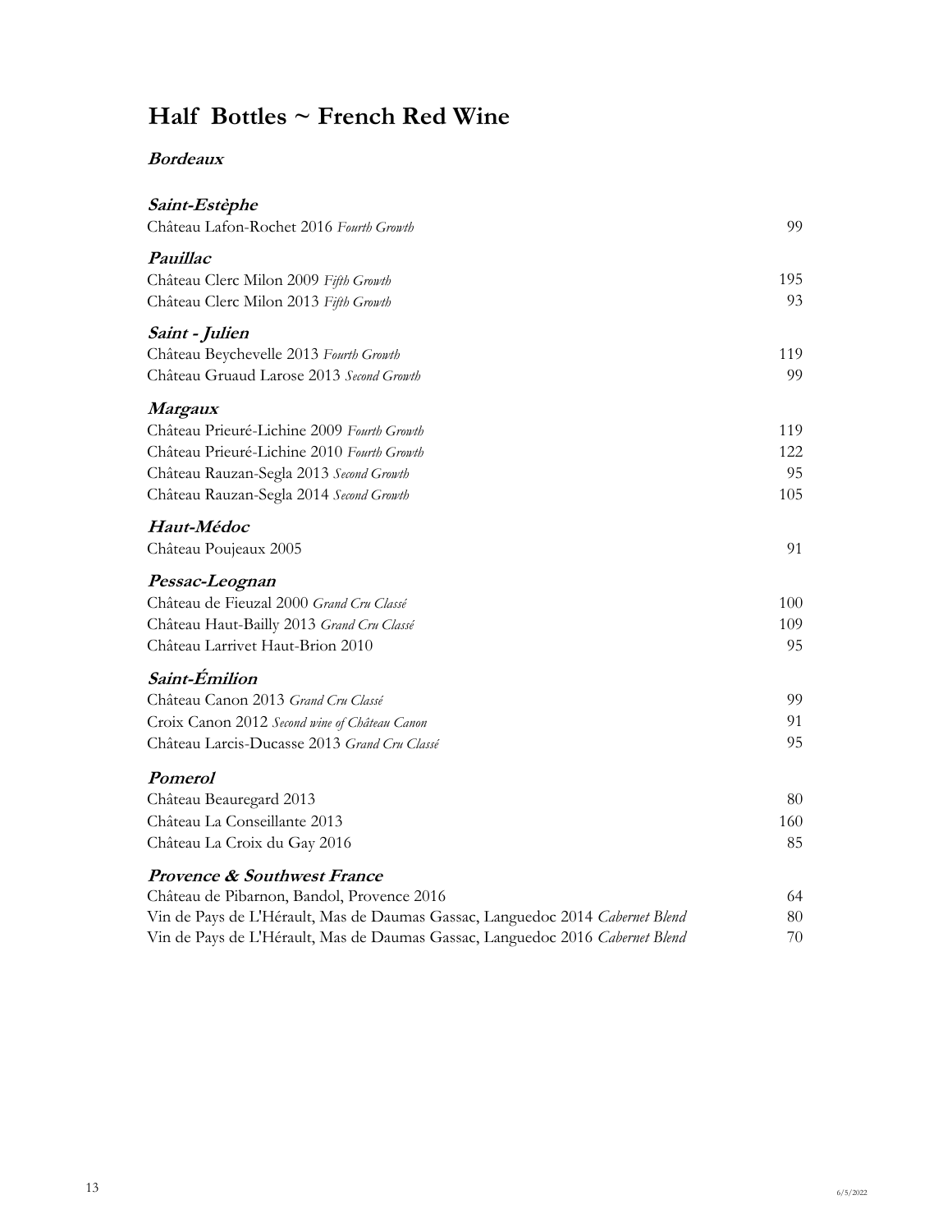# Half Bottles ~ French Red Wine

## ***Bordeaux***

### ***Saint-Estèphe***

| | |
|---|---|
| Château Lafon-Rochet 2016 *Fourth Growth* | 99 |

### ***Pauillac***

| | |
|---|---|
| Château Clerc Milon 2009 *Fifth Growth* | 195 |
| Château Clerc Milon 2013 *Fifth Growth* | 93 |

### ***Saint - Julien***

| | |
|---|---|
| Château Beychevelle 2013 *Fourth Growth* | 119 |
| Château Gruaud Larose 2013 *Second Growth* | 99 |

### ***Margaux***

| | |
|---|---|
| Château Prieuré-Lichine 2009 *Fourth Growth* | 119 |
| Château Prieuré-Lichine 2010 *Fourth Growth* | 122 |
| Château Rauzan-Segla 2013 *Second Growth* | 95 |
| Château Rauzan-Segla 2014 *Second Growth* | 105 |

### ***Haut-Médoc***

| | |
|---|---|
| Château Poujeaux 2005 | 91 |

### ***Pessac-Leognan***

| | |
|---|---|
| Château de Fieuzal 2000 *Grand Cru Classé* | 100 |
| Château Haut-Bailly 2013 *Grand Cru Classé* | 109 |
| Château Larrivet Haut-Brion 2010 | 95 |

### ***Saint-Émilion***

| | |
|---|---|
| Château Canon 2013 *Grand Cru Classé* | 99 |
| Croix Canon 2012 *Second wine of Château Canon* | 91 |
| Château Larcis-Ducasse 2013 *Grand Cru Classé* | 95 |

### ***Pomerol***

| | |
|---|---|
| Château Beauregard 2013 | 80 |
| Château La Conseillante 2013 | 160 |
| Château La Croix du Gay 2016 | 85 |

### ***Provence & Southwest France***

| | |
|---|---|
| Château de Pibarnon, Bandol, Provence 2016 | 64 |
| Vin de Pays de L'Hérault, Mas de Daumas Gassac, Languedoc 2014 *Cabernet Blend* | 80 |
| Vin de Pays de L'Hérault, Mas de Daumas Gassac, Languedoc 2016 *Cabernet Blend* | 70 |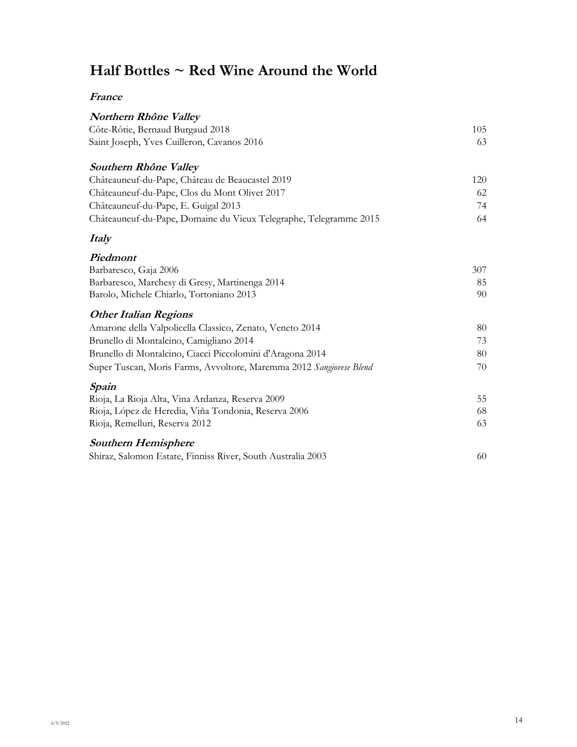# Half Bottles ~ Red Wine Around the World

## *France*

### *Northern Rhône Valley*

| | |
|---|---|
| Côte-Rôtie, Bernaud Burgaud 2018 | 105 |
| Saint Joseph, Yves Cuilleron, Cavanos 2016 | 63 |

### *Southern Rhône Valley*

| | |
|---|---|
| Châteauneuf-du-Pape, Château de Beaucastel 2019 | 120 |
| Châteauneuf-du-Pape, Clos du Mont Olivet 2017 | 62 |
| Châteauneuf-du-Pape, E. Guigal 2013 | 74 |
| Châteauneuf-du-Pape, Domaine du Vieux Telegraphe, Telegramme 2015 | 64 |

## *Italy*

### *Piedmont*

| | |
|---|---|
| Barbaresco, Gaja 2006 | 307 |
| Barbaresco, Marchesy di Gresy, Martinenga 2014 | 85 |
| Barolo, Michele Chiarlo, Tortoniano 2013 | 90 |

### *Other Italian Regions*

| | |
|---|---|
| Amarone della Valpolicella Classico, Zenato, Veneto 2014 | 80 |
| Brunello di Montalcino, Camigliano 2014 | 73 |
| Brunello di Montalcino, Ciacci Piccolomini d'Aragona 2014 | 80 |
| Super Tuscan, Moris Farms, Avvoltore, Maremma 2012 *Sangiovese Blend* | 70 |

## *Spain*

| | |
|---|---|
| Rioja, La Rioja Alta, Vina Ardanza, Reserva 2009 | 55 |
| Rioja, López de Heredia, Viña Tondonia, Reserva 2006 | 68 |
| Rioja, Remelluri, Reserva 2012 | 63 |

## *Southern Hemisphere*

| | |
|---|---|
| Shiraz, Salomon Estate, Finniss River, South Australia 2003 | 60 |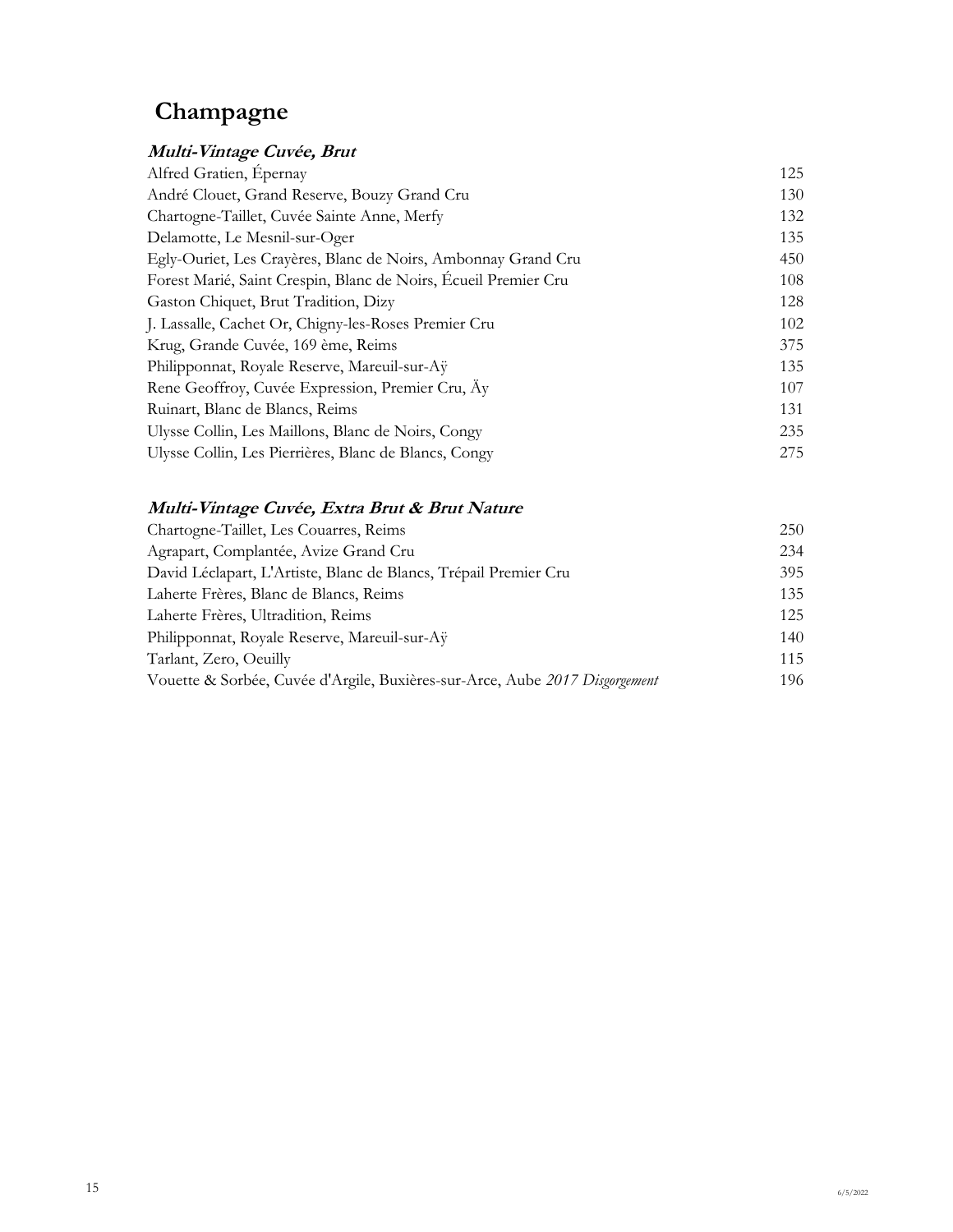# Champagne

### *Multi-Vintage Cuvée, Brut*

| Wine | Price |
| --- | --- |
| Alfred Gratien, Épernay | 125 |
| André Clouet, Grand Reserve, Bouzy Grand Cru | 130 |
| Chartogne-Taillet, Cuvée Sainte Anne, Merfy | 132 |
| Delamotte, Le Mesnil-sur-Oger | 135 |
| Egly-Ouriet, Les Crayères, Blanc de Noirs, Ambonnay Grand Cru | 450 |
| Forest Marié, Saint Crespin, Blanc de Noirs, Écueil Premier Cru | 108 |
| Gaston Chiquet, Brut Tradition, Dizy | 128 |
| J. Lassalle, Cachet Or, Chigny-les-Roses Premier Cru | 102 |
| Krug, Grande Cuvée, 169 ème, Reims | 375 |
| Philipponnat, Royale Reserve, Mareuil-sur-Aÿ | 135 |
| Rene Geoffroy, Cuvée Expression, Premier Cru, Äy | 107 |
| Ruinart, Blanc de Blancs, Reims | 131 |
| Ulysse Collin, Les Maillons, Blanc de Noirs, Congy | 235 |
| Ulysse Collin, Les Pierrières, Blanc de Blancs, Congy | 275 |

### *Multi-Vintage Cuvée, Extra Brut & Brut Nature*

| Wine | Price |
| --- | --- |
| Chartogne-Taillet, Les Couarres, Reims | 250 |
| Agrapart, Complantée, Avize Grand Cru | 234 |
| David Léclapart, L'Artiste, Blanc de Blancs, Trépail Premier Cru | 395 |
| Laherte Frères, Blanc de Blancs, Reims | 135 |
| Laherte Frères, Ultradition, Reims | 125 |
| Philipponnat, Royale Reserve, Mareuil-sur-Aÿ | 140 |
| Tarlant, Zero, Oeuilly | 115 |
| Vouette & Sorbée, Cuvée d'Argile, Buxières-sur-Arce, Aube *2017 Disgorgement* | 196 |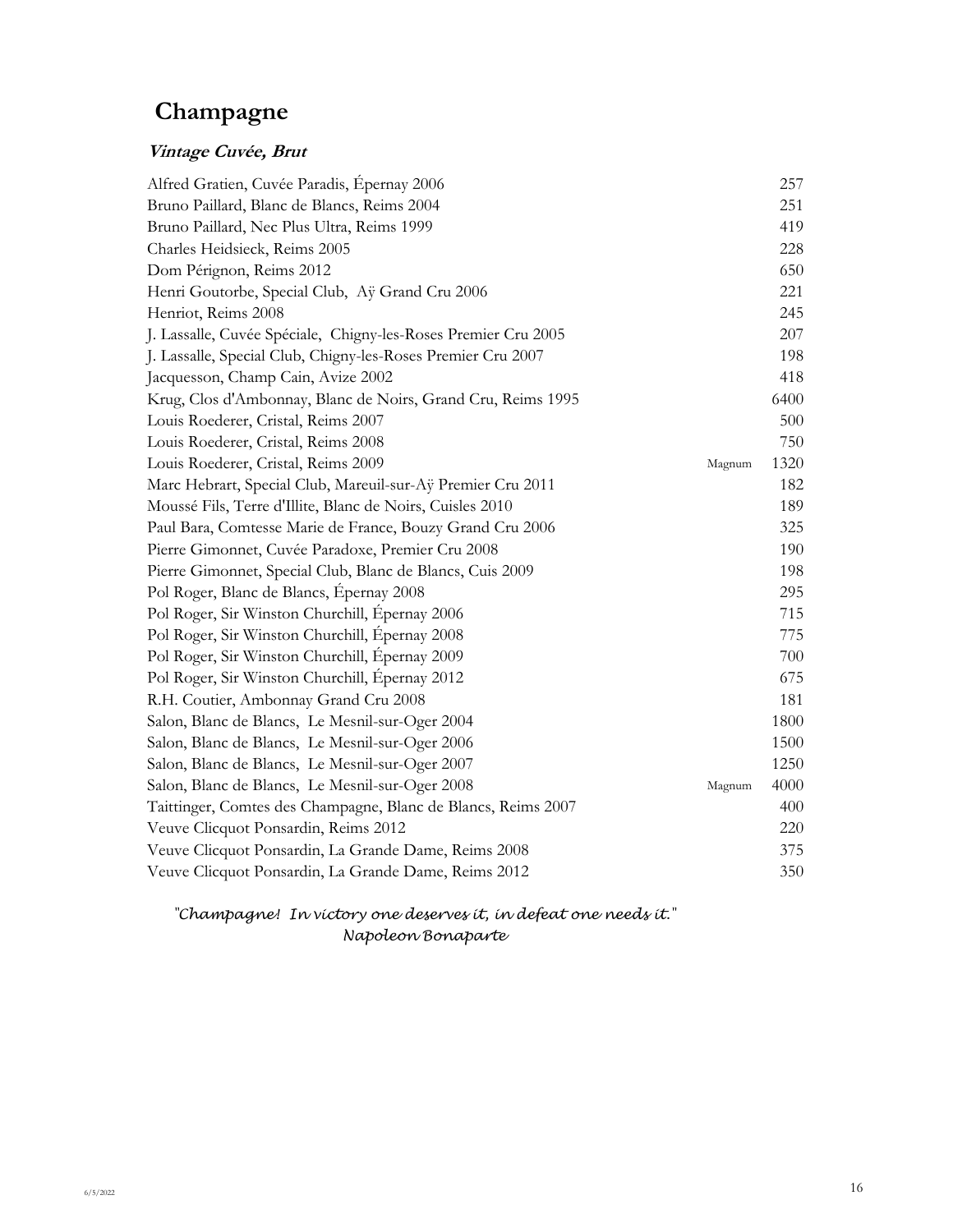# Champagne

***Vintage Cuvée, Brut***

| Wine | Format | Price |
|---|---|---|
| Alfred Gratien, Cuvée Paradis, Épernay 2006 | | 257 |
| Bruno Paillard, Blanc de Blancs, Reims 2004 | | 251 |
| Bruno Paillard, Nec Plus Ultra, Reims 1999 | | 419 |
| Charles Heidsieck, Reims 2005 | | 228 |
| Dom Pérignon, Reims 2012 | | 650 |
| Henri Goutorbe, Special Club, Aÿ Grand Cru 2006 | | 221 |
| Henriot, Reims 2008 | | 245 |
| J. Lassalle, Cuvée Spéciale, Chigny-les-Roses Premier Cru 2005 | | 207 |
| J. Lassalle, Special Club, Chigny-les-Roses Premier Cru 2007 | | 198 |
| Jacquesson, Champ Cain, Avize 2002 | | 418 |
| Krug, Clos d'Ambonnay, Blanc de Noirs, Grand Cru, Reims 1995 | | 6400 |
| Louis Roederer, Cristal, Reims 2007 | | 500 |
| Louis Roederer, Cristal, Reims 2008 | | 750 |
| Louis Roederer, Cristal, Reims 2009 | Magnum | 1320 |
| Marc Hebrart, Special Club, Mareuil-sur-Aÿ Premier Cru 2011 | | 182 |
| Moussé Fils, Terre d'Illite, Blanc de Noirs, Cuisles 2010 | | 189 |
| Paul Bara, Comtesse Marie de France, Bouzy Grand Cru 2006 | | 325 |
| Pierre Gimonnet, Cuvée Paradoxe, Premier Cru 2008 | | 190 |
| Pierre Gimonnet, Special Club, Blanc de Blancs, Cuis 2009 | | 198 |
| Pol Roger, Blanc de Blancs, Épernay 2008 | | 295 |
| Pol Roger, Sir Winston Churchill, Épernay 2006 | | 715 |
| Pol Roger, Sir Winston Churchill, Épernay 2008 | | 775 |
| Pol Roger, Sir Winston Churchill, Épernay 2009 | | 700 |
| Pol Roger, Sir Winston Churchill, Épernay 2012 | | 675 |
| R.H. Coutier, Ambonnay Grand Cru 2008 | | 181 |
| Salon, Blanc de Blancs, Le Mesnil-sur-Oger 2004 | | 1800 |
| Salon, Blanc de Blancs, Le Mesnil-sur-Oger 2006 | | 1500 |
| Salon, Blanc de Blancs, Le Mesnil-sur-Oger 2007 | | 1250 |
| Salon, Blanc de Blancs, Le Mesnil-sur-Oger 2008 | Magnum | 4000 |
| Taittinger, Comtes des Champagne, Blanc de Blancs, Reims 2007 | | 400 |
| Veuve Clicquot Ponsardin, Reims 2012 | | 220 |
| Veuve Clicquot Ponsardin, La Grande Dame, Reims 2008 | | 375 |
| Veuve Clicquot Ponsardin, La Grande Dame, Reims 2012 | | 350 |

*"Champagne! In victory one deserves it, in defeat one needs it."*
*Napoleon Bonaparte*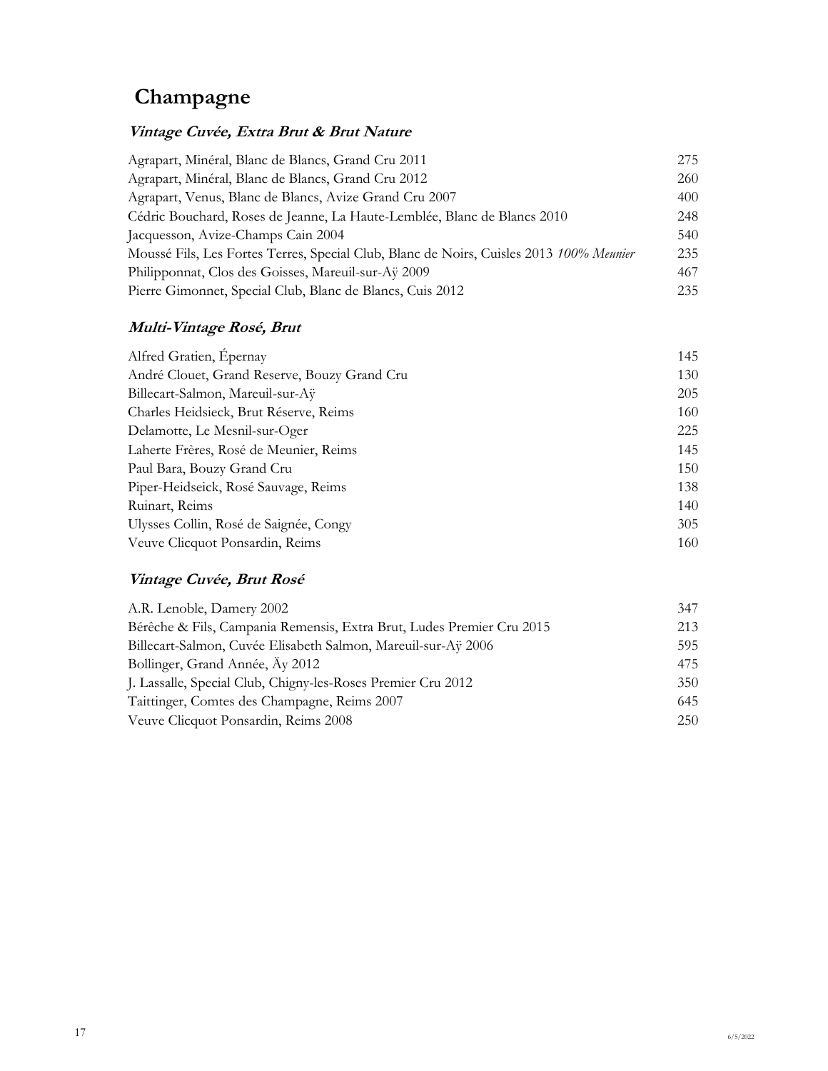# Champagne

## *Vintage Cuvée, Extra Brut & Brut Nature*

| | |
|---|---|
| Agrapart, Minéral, Blanc de Blancs, Grand Cru 2011 | 275 |
| Agrapart, Minéral, Blanc de Blancs, Grand Cru 2012 | 260 |
| Agrapart, Venus, Blanc de Blancs, Avize Grand Cru 2007 | 400 |
| Cédric Bouchard, Roses de Jeanne, La Haute-Lemblée, Blanc de Blancs 2010 | 248 |
| Jacquesson, Avize-Champs Cain 2004 | 540 |
| Moussé Fils, Les Fortes Terres, Special Club, Blanc de Noirs, Cuisles 2013 *100% Meunier* | 235 |
| Philipponnat, Clos des Goisses, Mareuil-sur-Aÿ 2009 | 467 |
| Pierre Gimonnet, Special Club, Blanc de Blancs, Cuis 2012 | 235 |

## *Multi-Vintage Rosé, Brut*

| | |
|---|---|
| Alfred Gratien, Épernay | 145 |
| André Clouet, Grand Reserve, Bouzy Grand Cru | 130 |
| Billecart-Salmon, Mareuil-sur-Aÿ | 205 |
| Charles Heidsieck, Brut Réserve, Reims | 160 |
| Delamotte, Le Mesnil-sur-Oger | 225 |
| Laherte Frères, Rosé de Meunier, Reims | 145 |
| Paul Bara, Bouzy Grand Cru | 150 |
| Piper-Heidseick, Rosé Sauvage, Reims | 138 |
| Ruinart, Reims | 140 |
| Ulysses Collin, Rosé de Saignée, Congy | 305 |
| Veuve Clicquot Ponsardin, Reims | 160 |

## *Vintage Cuvée, Brut Rosé*

| | |
|---|---|
| A.R. Lenoble, Damery 2002 | 347 |
| Bérêche & Fils, Campania Remensis, Extra Brut, Ludes Premier Cru 2015 | 213 |
| Billecart-Salmon, Cuvée Elisabeth Salmon, Mareuil-sur-Aÿ 2006 | 595 |
| Bollinger, Grand Année, Äy 2012 | 475 |
| J. Lassalle, Special Club, Chigny-les-Roses Premier Cru 2012 | 350 |
| Taittinger, Comtes des Champagne, Reims 2007 | 645 |
| Veuve Clicquot Ponsardin, Reims 2008 | 250 |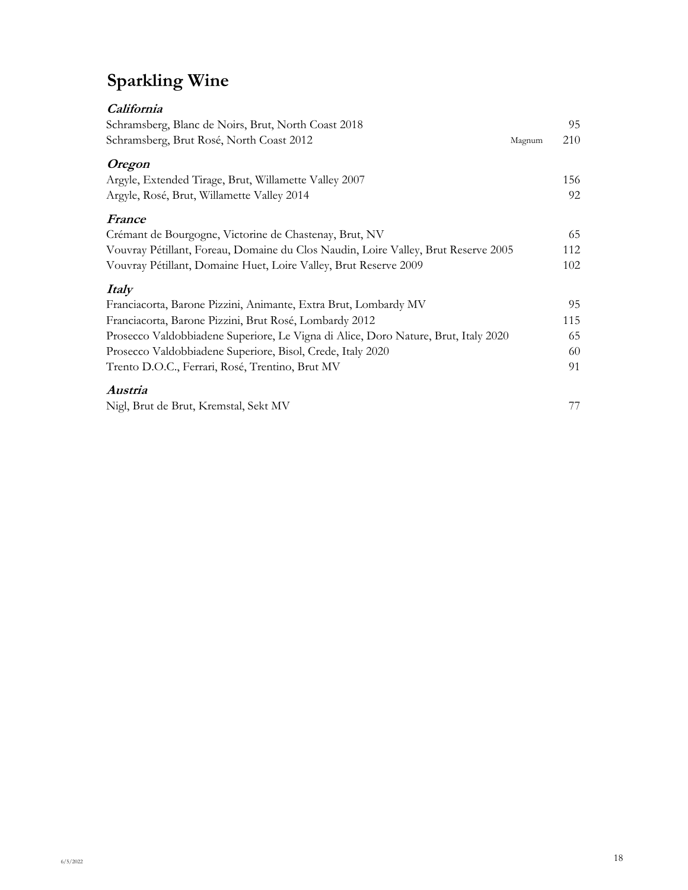# Sparkling Wine

### *California*

| | | |
|---|---|---|
| Schramsberg, Blanc de Noirs, Brut, North Coast 2018 | | 95 |
| Schramsberg, Brut Rosé, North Coast 2012 | Magnum | 210 |

### *Oregon*

| | |
|---|---|
| Argyle, Extended Tirage, Brut, Willamette Valley 2007 | 156 |
| Argyle, Rosé, Brut, Willamette Valley 2014 | 92 |

### *France*

| | |
|---|---|
| Crémant de Bourgogne, Victorine de Chastenay, Brut, NV | 65 |
| Vouvray Pétillant, Foreau, Domaine du Clos Naudin, Loire Valley, Brut Reserve 2005 | 112 |
| Vouvray Pétillant, Domaine Huet, Loire Valley, Brut Reserve 2009 | 102 |

### *Italy*

| | |
|---|---|
| Franciacorta, Barone Pizzini, Animante, Extra Brut, Lombardy MV | 95 |
| Franciacorta, Barone Pizzini, Brut Rosé, Lombardy 2012 | 115 |
| Prosecco Valdobbiadene Superiore, Le Vigna di Alice, Doro Nature, Brut, Italy 2020 | 65 |
| Prosecco Valdobbiadene Superiore, Bisol, Crede, Italy 2020 | 60 |
| Trento D.O.C., Ferrari, Rosé, Trentino, Brut MV | 91 |

### *Austria*

| | |
|---|---|
| Nigl, Brut de Brut, Kremstal, Sekt MV | 77 |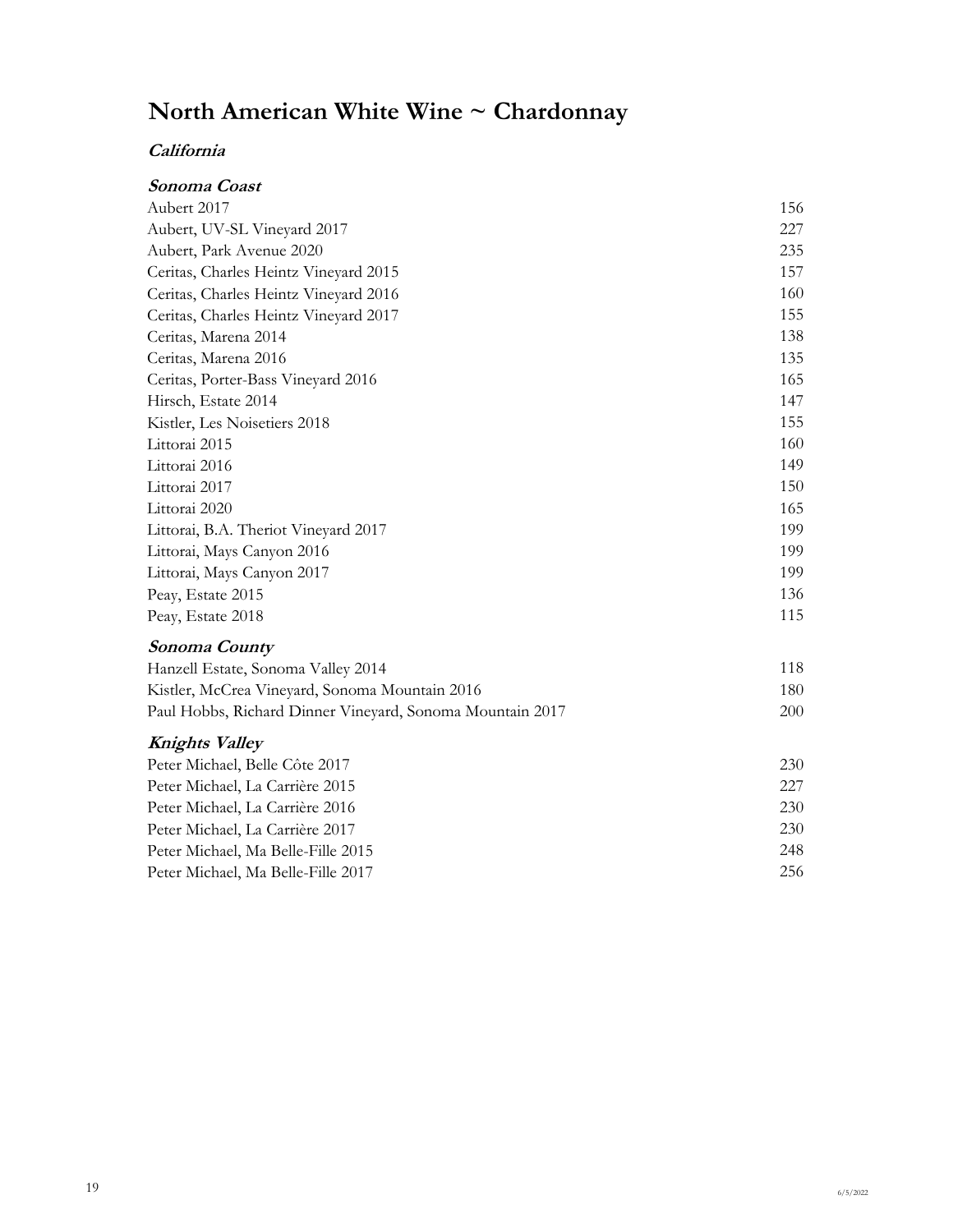# North American White Wine ~ Chardonnay

## *California*

### *Sonoma Coast*

| | |
|---|---|
| Aubert 2017 | 156 |
| Aubert, UV-SL Vineyard 2017 | 227 |
| Aubert, Park Avenue 2020 | 235 |
| Ceritas, Charles Heintz Vineyard 2015 | 157 |
| Ceritas, Charles Heintz Vineyard 2016 | 160 |
| Ceritas, Charles Heintz Vineyard 2017 | 155 |
| Ceritas, Marena 2014 | 138 |
| Ceritas, Marena 2016 | 135 |
| Ceritas, Porter-Bass Vineyard 2016 | 165 |
| Hirsch, Estate 2014 | 147 |
| Kistler, Les Noisetiers 2018 | 155 |
| Littorai 2015 | 160 |
| Littorai 2016 | 149 |
| Littorai 2017 | 150 |
| Littorai 2020 | 165 |
| Littorai, B.A. Theriot Vineyard 2017 | 199 |
| Littorai, Mays Canyon 2016 | 199 |
| Littorai, Mays Canyon 2017 | 199 |
| Peay, Estate 2015 | 136 |
| Peay, Estate 2018 | 115 |

### *Sonoma County*

| | |
|---|---|
| Hanzell Estate, Sonoma Valley 2014 | 118 |
| Kistler, McCrea Vineyard, Sonoma Mountain 2016 | 180 |
| Paul Hobbs, Richard Dinner Vineyard, Sonoma Mountain 2017 | 200 |

### *Knights Valley*

| | |
|---|---|
| Peter Michael, Belle Côte 2017 | 230 |
| Peter Michael, La Carrière 2015 | 227 |
| Peter Michael, La Carrière 2016 | 230 |
| Peter Michael, La Carrière 2017 | 230 |
| Peter Michael, Ma Belle-Fille 2015 | 248 |
| Peter Michael, Ma Belle-Fille 2017 | 256 |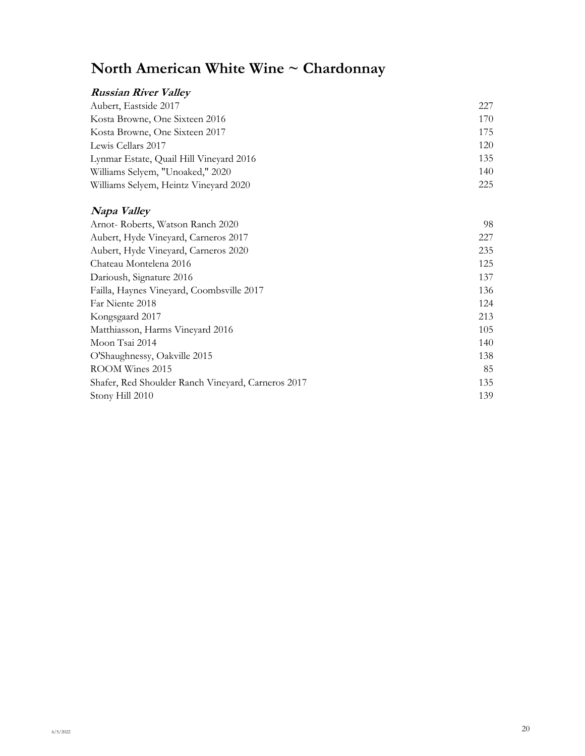# North American White Wine ~ Chardonnay

### *Russian River Valley*

| | |
|---|---|
| Aubert, Eastside 2017 | 227 |
| Kosta Browne, One Sixteen 2016 | 170 |
| Kosta Browne, One Sixteen 2017 | 175 |
| Lewis Cellars 2017 | 120 |
| Lynmar Estate, Quail Hill Vineyard 2016 | 135 |
| Williams Selyem, "Unoaked," 2020 | 140 |
| Williams Selyem, Heintz Vineyard 2020 | 225 |

### *Napa Valley*

| | |
|---|---|
| Arnot- Roberts, Watson Ranch 2020 | 98 |
| Aubert, Hyde Vineyard, Carneros 2017 | 227 |
| Aubert, Hyde Vineyard, Carneros 2020 | 235 |
| Chateau Montelena 2016 | 125 |
| Darioush, Signature 2016 | 137 |
| Failla, Haynes Vineyard, Coombsville 2017 | 136 |
| Far Niente 2018 | 124 |
| Kongsgaard 2017 | 213 |
| Matthiasson, Harms Vineyard 2016 | 105 |
| Moon Tsai 2014 | 140 |
| O'Shaughnessy, Oakville 2015 | 138 |
| ROOM Wines 2015 | 85 |
| Shafer, Red Shoulder Ranch Vineyard, Carneros 2017 | 135 |
| Stony Hill 2010 | 139 |

6/5/2022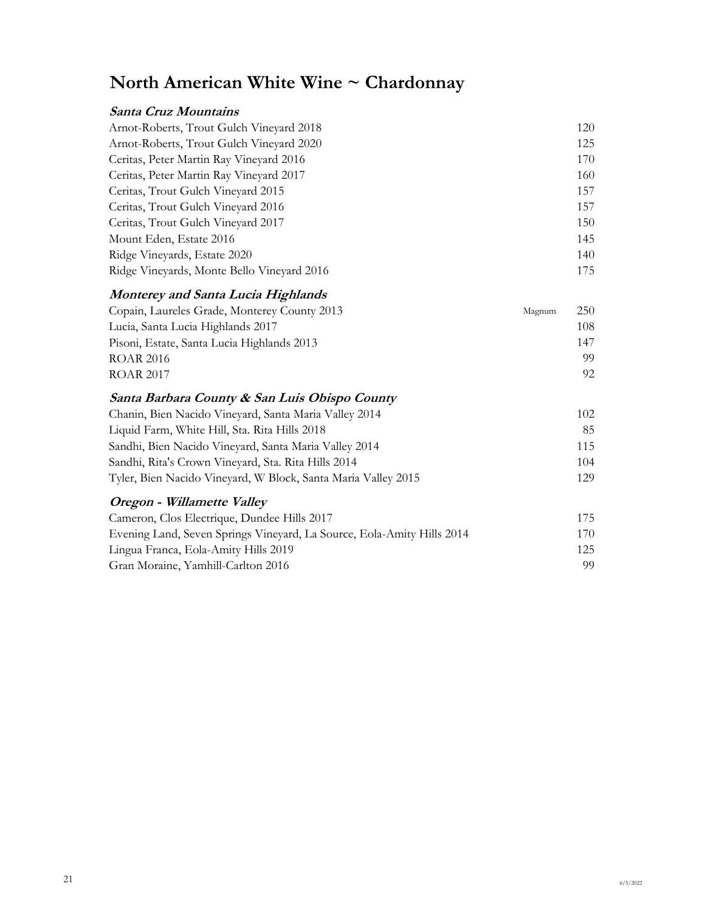# North American White Wine ~ Chardonnay

### *Santa Cruz Mountains*

| | | |
|---|---|---|
| Arnot-Roberts, Trout Gulch Vineyard 2018 | | 120 |
| Arnot-Roberts, Trout Gulch Vineyard 2020 | | 125 |
| Ceritas, Peter Martin Ray Vineyard 2016 | | 170 |
| Ceritas, Peter Martin Ray Vineyard 2017 | | 160 |
| Ceritas, Trout Gulch Vineyard 2015 | | 157 |
| Ceritas, Trout Gulch Vineyard 2016 | | 157 |
| Ceritas, Trout Gulch Vineyard 2017 | | 150 |
| Mount Eden, Estate 2016 | | 145 |
| Ridge Vineyards, Estate 2020 | | 140 |
| Ridge Vineyards, Monte Bello Vineyard 2016 | | 175 |

### *Monterey and Santa Lucia Highlands*

| | | |
|---|---|---|
| Copain, Laureles Grade, Monterey County 2013 | Magnum | 250 |
| Lucia, Santa Lucia Highlands 2017 | | 108 |
| Pisoni, Estate, Santa Lucia Highlands 2013 | | 147 |
| ROAR 2016 | | 99 |
| ROAR 2017 | | 92 |

### *Santa Barbara County & San Luis Obispo County*

| | | |
|---|---|---|
| Chanin, Bien Nacido Vineyard, Santa Maria Valley 2014 | | 102 |
| Liquid Farm, White Hill, Sta. Rita Hills 2018 | | 85 |
| Sandhi, Bien Nacido Vineyard, Santa Maria Valley 2014 | | 115 |
| Sandhi, Rita's Crown Vineyard, Sta. Rita Hills 2014 | | 104 |
| Tyler, Bien Nacido Vineyard, W Block, Santa Maria Valley 2015 | | 129 |

### *Oregon - Willamette Valley*

| | | |
|---|---|---|
| Cameron, Clos Electrique, Dundee Hills 2017 | | 175 |
| Evening Land, Seven Springs Vineyard, La Source, Eola-Amity Hills 2014 | | 170 |
| Lingua Franca, Eola-Amity Hills 2019 | | 125 |
| Gran Moraine, Yamhill-Carlton 2016 | | 99 |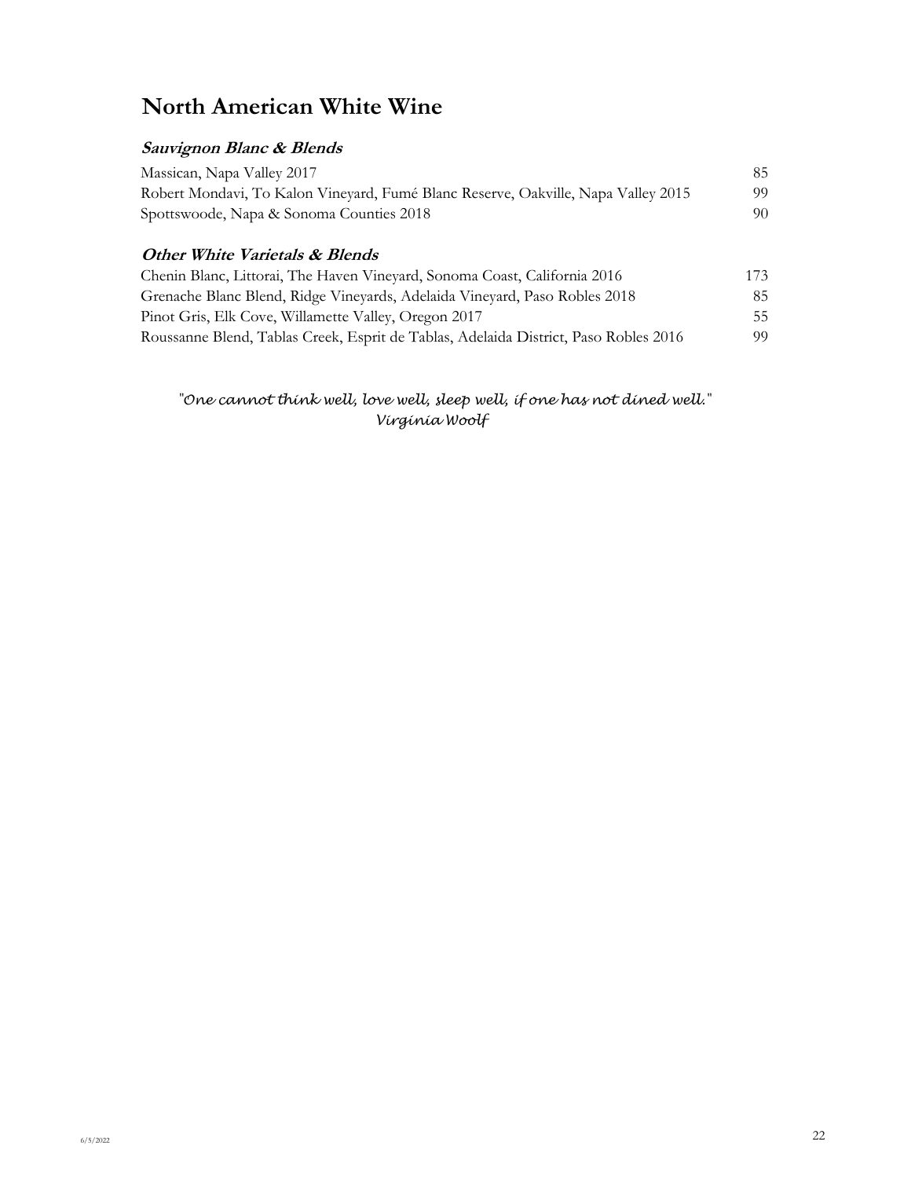# North American White Wine

### *Sauvignon Blanc & Blends*

| | |
|---|---|
| Massican, Napa Valley 2017 | 85 |
| Robert Mondavi, To Kalon Vineyard, Fumé Blanc Reserve, Oakville, Napa Valley 2015 | 99 |
| Spottswoode, Napa & Sonoma Counties 2018 | 90 |

### *Other White Varietals & Blends*

| | |
|---|---|
| Chenin Blanc, Littorai, The Haven Vineyard, Sonoma Coast, California 2016 | 173 |
| Grenache Blanc Blend, Ridge Vineyards, Adelaida Vineyard, Paso Robles 2018 | 85 |
| Pinot Gris, Elk Cove, Willamette Valley, Oregon 2017 | 55 |
| Roussanne Blend, Tablas Creek, Esprit de Tablas, Adelaida District, Paso Robles 2016 | 99 |

*"One cannot think well, love well, sleep well, if one has not dined well."*
*Virginia Woolf*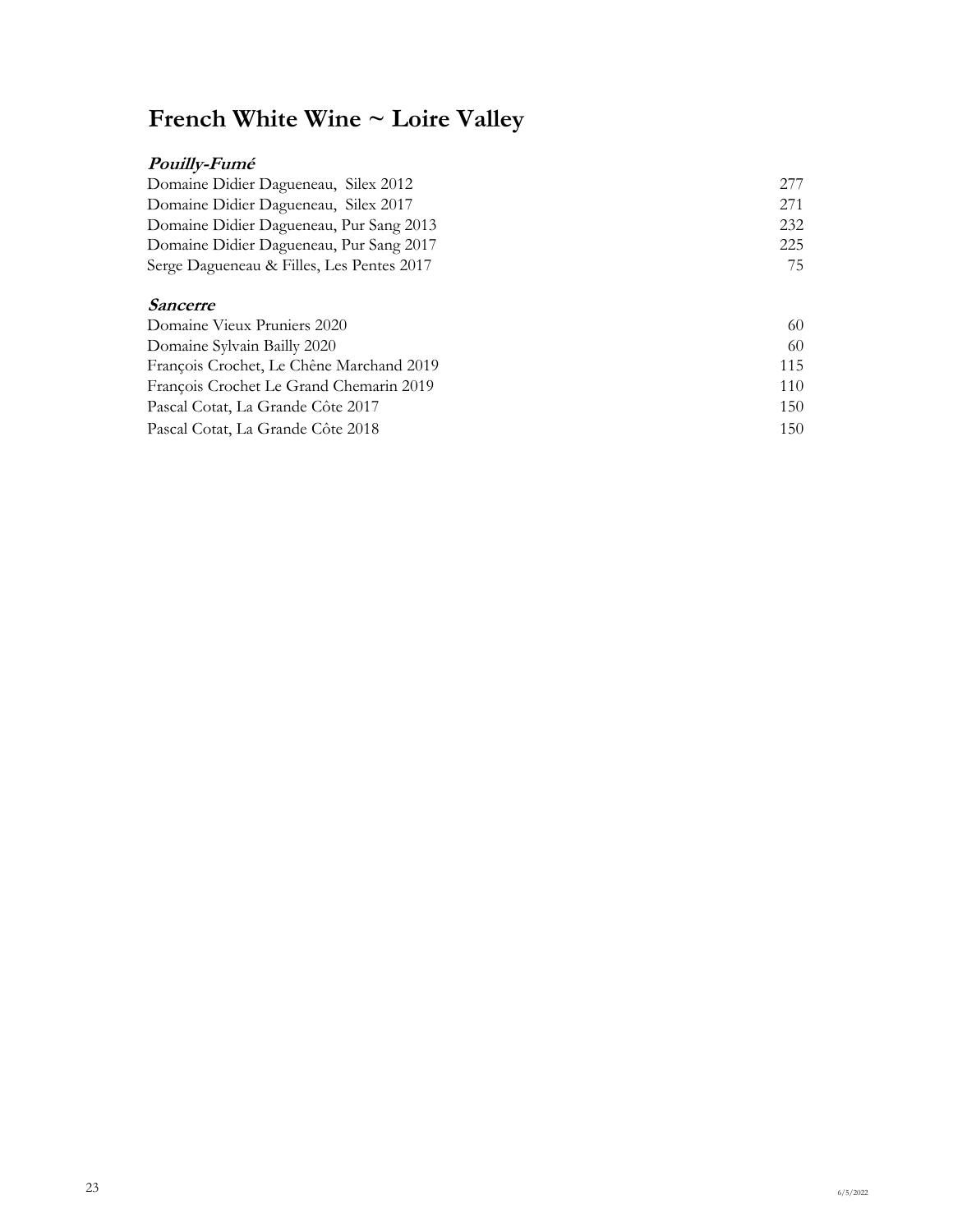# French White Wine ~ Loire Valley

### *Pouilly-Fumé*

| | |
|---|---|
| Domaine Didier Dagueneau, Silex 2012 | 277 |
| Domaine Didier Dagueneau, Silex 2017 | 271 |
| Domaine Didier Dagueneau, Pur Sang 2013 | 232 |
| Domaine Didier Dagueneau, Pur Sang 2017 | 225 |
| Serge Dagueneau & Filles, Les Pentes 2017 | 75 |

### *Sancerre*

| | |
|---|---|
| Domaine Vieux Pruniers 2020 | 60 |
| Domaine Sylvain Bailly 2020 | 60 |
| François Crochet, Le Chêne Marchand 2019 | 115 |
| François Crochet Le Grand Chemarin 2019 | 110 |
| Pascal Cotat, La Grande Côte 2017 | 150 |
| Pascal Cotat, La Grande Côte 2018 | 150 |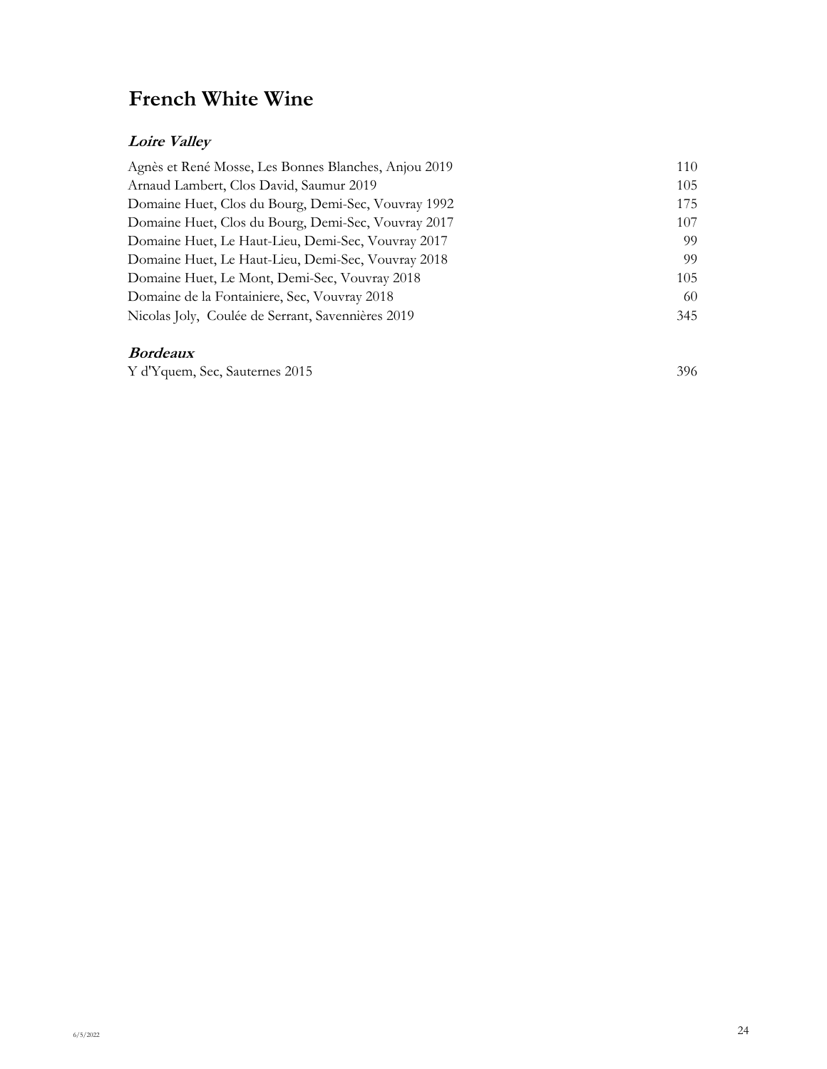# French White Wine

## *Loire Valley*

| | |
|---|---|
| Agnès et René Mosse, Les Bonnes Blanches, Anjou 2019 | 110 |
| Arnaud Lambert, Clos David, Saumur 2019 | 105 |
| Domaine Huet, Clos du Bourg, Demi-Sec, Vouvray 1992 | 175 |
| Domaine Huet, Clos du Bourg, Demi-Sec, Vouvray 2017 | 107 |
| Domaine Huet, Le Haut-Lieu, Demi-Sec, Vouvray 2017 | 99 |
| Domaine Huet, Le Haut-Lieu, Demi-Sec, Vouvray 2018 | 99 |
| Domaine Huet, Le Mont, Demi-Sec, Vouvray 2018 | 105 |
| Domaine de la Fontainiere, Sec, Vouvray 2018 | 60 |
| Nicolas Joly, Coulée de Serrant, Savennières 2019 | 345 |

## *Bordeaux*

| | |
|---|---|
| Y d'Yquem, Sec, Sauternes 2015 | 396 |

6/5/2022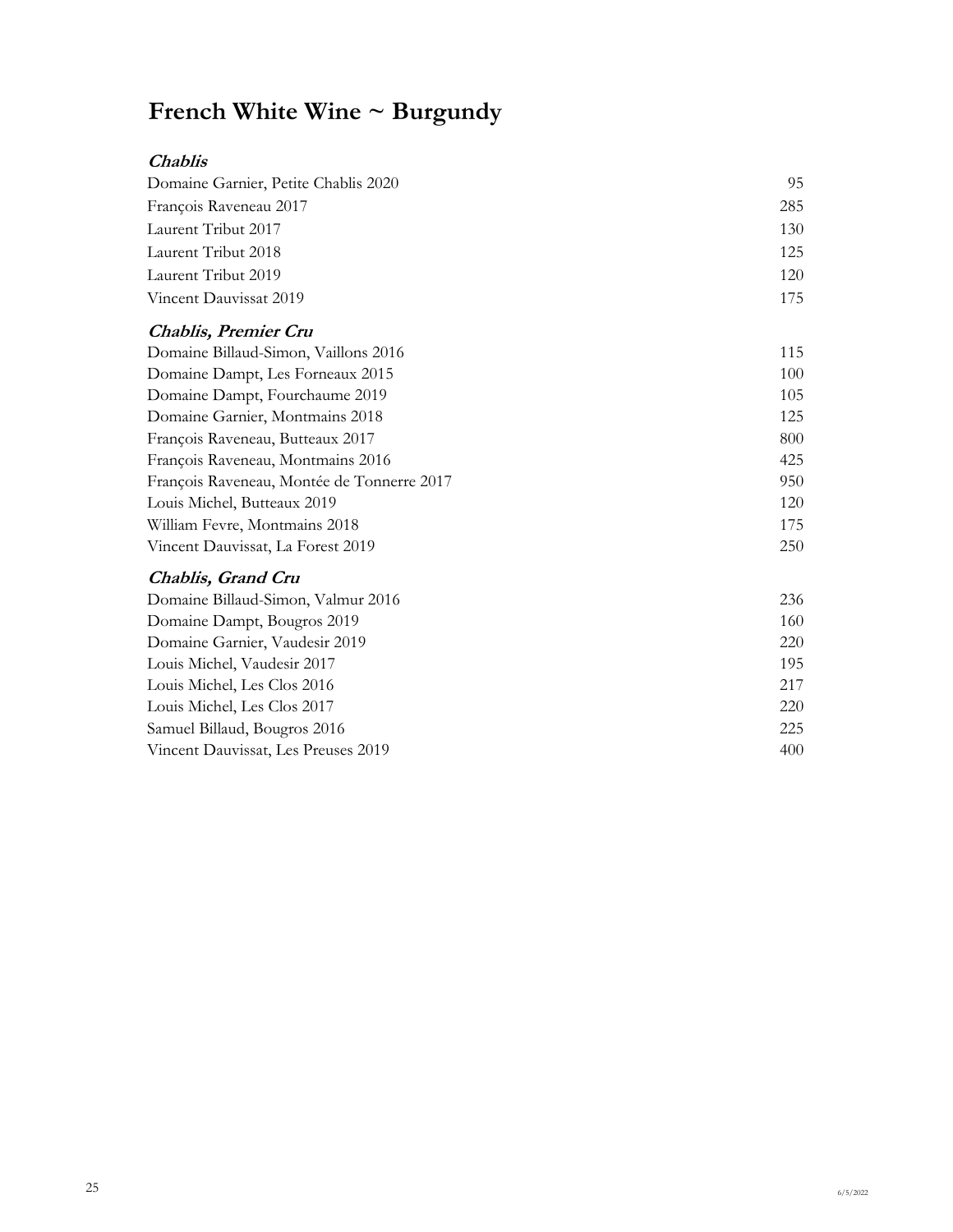# French White Wine ~ Burgundy

***Chablis***

| | |
|---|---|
| Domaine Garnier, Petite Chablis 2020 | 95 |
| François Raveneau 2017 | 285 |
| Laurent Tribut 2017 | 130 |
| Laurent Tribut 2018 | 125 |
| Laurent Tribut 2019 | 120 |
| Vincent Dauvissat 2019 | 175 |

***Chablis, Premier Cru***

| | |
|---|---|
| Domaine Billaud-Simon, Vaillons 2016 | 115 |
| Domaine Dampt, Les Forneaux 2015 | 100 |
| Domaine Dampt, Fourchaume 2019 | 105 |
| Domaine Garnier, Montmains 2018 | 125 |
| François Raveneau, Butteaux 2017 | 800 |
| François Raveneau, Montmains 2016 | 425 |
| François Raveneau, Montée de Tonnerre 2017 | 950 |
| Louis Michel, Butteaux 2019 | 120 |
| William Fevre, Montmains 2018 | 175 |
| Vincent Dauvissat, La Forest 2019 | 250 |

***Chablis, Grand Cru***

| | |
|---|---|
| Domaine Billaud-Simon, Valmur 2016 | 236 |
| Domaine Dampt, Bougros 2019 | 160 |
| Domaine Garnier, Vaudesir 2019 | 220 |
| Louis Michel, Vaudesir 2017 | 195 |
| Louis Michel, Les Clos 2016 | 217 |
| Louis Michel, Les Clos 2017 | 220 |
| Samuel Billaud, Bougros 2016 | 225 |
| Vincent Dauvissat, Les Preuses 2019 | 400 |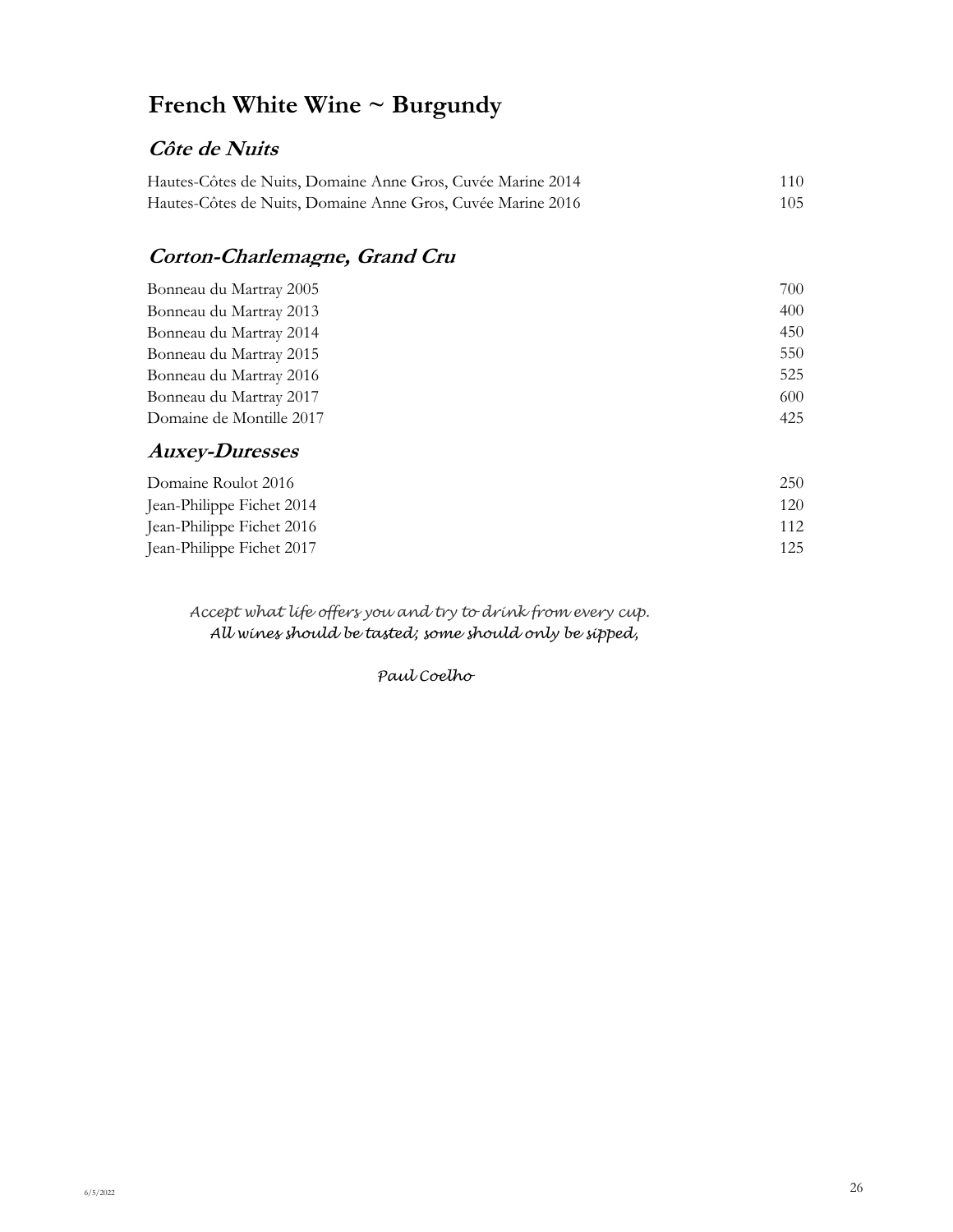# French White Wine ~ Burgundy

## *Côte de Nuits*

| | |
|---|---|
| Hautes-Côtes de Nuits, Domaine Anne Gros, Cuvée Marine 2014 | 110 |
| Hautes-Côtes de Nuits, Domaine Anne Gros, Cuvée Marine 2016 | 105 |

## *Corton-Charlemagne, Grand Cru*

| | |
|---|---|
| Bonneau du Martray 2005 | 700 |
| Bonneau du Martray 2013 | 400 |
| Bonneau du Martray 2014 | 450 |
| Bonneau du Martray 2015 | 550 |
| Bonneau du Martray 2016 | 525 |
| Bonneau du Martray 2017 | 600 |
| Domaine de Montille 2017 | 425 |

## *Auxey-Duresses*

| | |
|---|---|
| Domaine Roulot 2016 | 250 |
| Jean-Philippe Fichet 2014 | 120 |
| Jean-Philippe Fichet 2016 | 112 |
| Jean-Philippe Fichet 2017 | 125 |

*Accept what life offers you and try to drink from every cup.*
*All wines should be tasted; some should only be sipped,*

*Paul Coelho*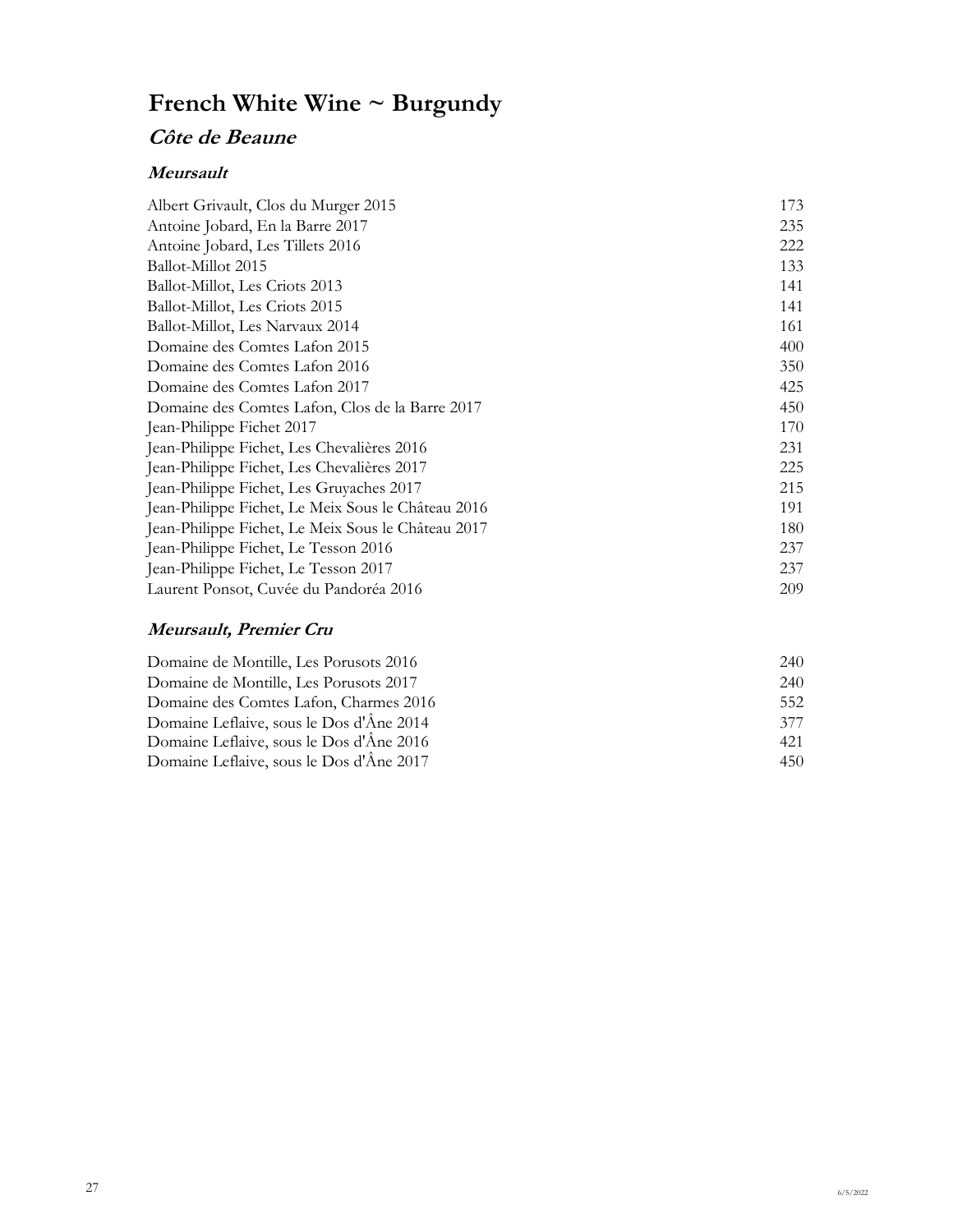# French White Wine ~ Burgundy

## *Côte de Beaune*

### *Meursault*

| Wine | Price |
|---|---|
| Albert Grivault, Clos du Murger 2015 | 173 |
| Antoine Jobard, En la Barre 2017 | 235 |
| Antoine Jobard, Les Tillets 2016 | 222 |
| Ballot-Millot 2015 | 133 |
| Ballot-Millot, Les Criots 2013 | 141 |
| Ballot-Millot, Les Criots 2015 | 141 |
| Ballot-Millot, Les Narvaux 2014 | 161 |
| Domaine des Comtes Lafon 2015 | 400 |
| Domaine des Comtes Lafon 2016 | 350 |
| Domaine des Comtes Lafon 2017 | 425 |
| Domaine des Comtes Lafon, Clos de la Barre 2017 | 450 |
| Jean-Philippe Fichet 2017 | 170 |
| Jean-Philippe Fichet, Les Chevalières 2016 | 231 |
| Jean-Philippe Fichet, Les Chevalières 2017 | 225 |
| Jean-Philippe Fichet, Les Gruyaches 2017 | 215 |
| Jean-Philippe Fichet, Le Meix Sous le Château 2016 | 191 |
| Jean-Philippe Fichet, Le Meix Sous le Château 2017 | 180 |
| Jean-Philippe Fichet, Le Tesson 2016 | 237 |
| Jean-Philippe Fichet, Le Tesson 2017 | 237 |
| Laurent Ponsot, Cuvée du Pandoréa 2016 | 209 |

### *Meursault, Premier Cru*

| Wine | Price |
|---|---|
| Domaine de Montille, Les Porusots 2016 | 240 |
| Domaine de Montille, Les Porusots 2017 | 240 |
| Domaine des Comtes Lafon, Charmes 2016 | 552 |
| Domaine Leflaive, sous le Dos d'Âne 2014 | 377 |
| Domaine Leflaive, sous le Dos d'Âne 2016 | 421 |
| Domaine Leflaive, sous le Dos d'Âne 2017 | 450 |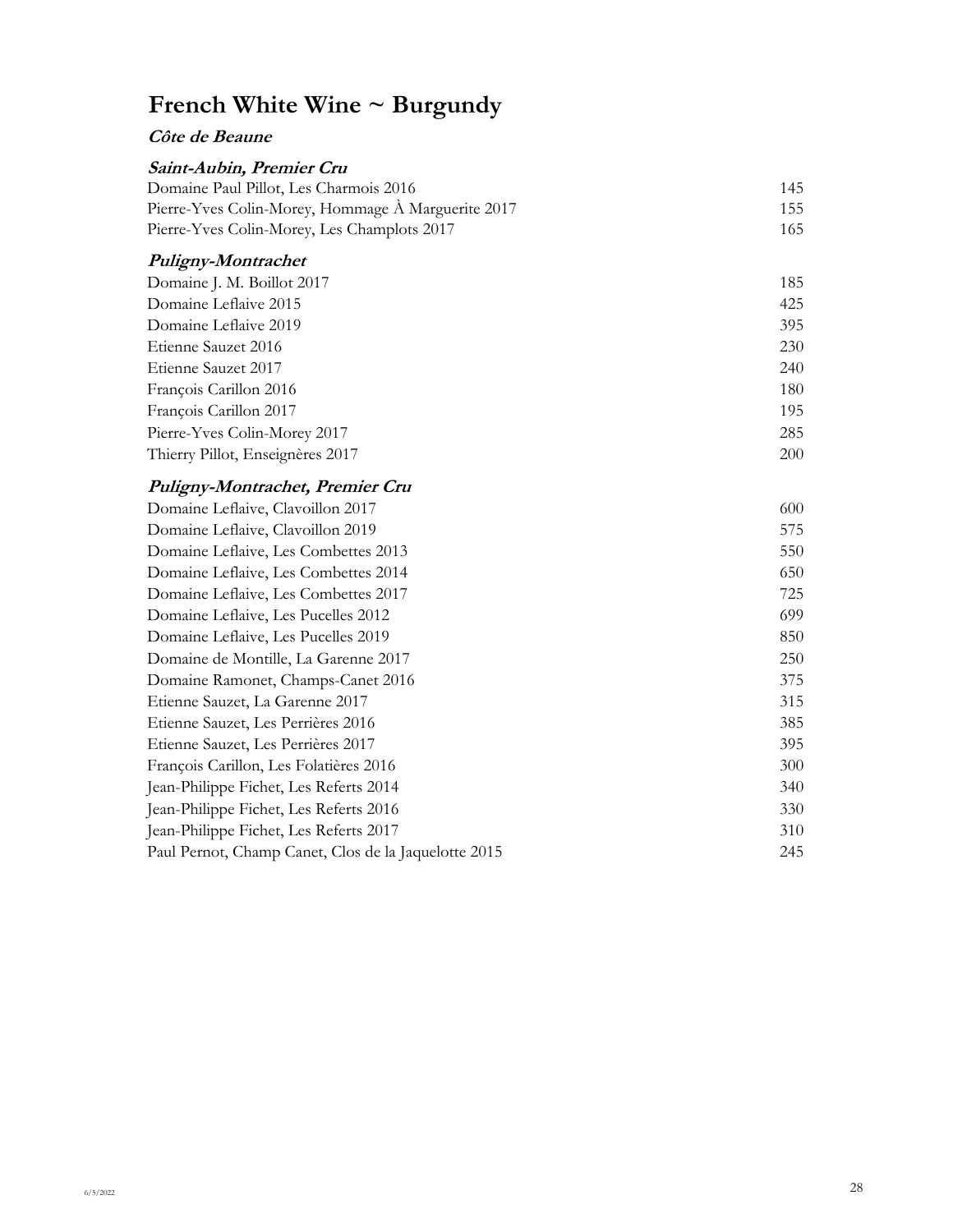# French White Wine ~ Burgundy

## *Côte de Beaune*

### *Saint-Aubin, Premier Cru*

| | |
|---|---|
| Domaine Paul Pillot, Les Charmois 2016 | 145 |
| Pierre-Yves Colin-Morey, Hommage À Marguerite 2017 | 155 |
| Pierre-Yves Colin-Morey, Les Champlots 2017 | 165 |

### *Puligny-Montrachet*

| | |
|---|---|
| Domaine J. M. Boillot 2017 | 185 |
| Domaine Leflaive 2015 | 425 |
| Domaine Leflaive 2019 | 395 |
| Etienne Sauzet 2016 | 230 |
| Etienne Sauzet 2017 | 240 |
| François Carillon 2016 | 180 |
| François Carillon 2017 | 195 |
| Pierre-Yves Colin-Morey 2017 | 285 |
| Thierry Pillot, Enseignères 2017 | 200 |

### *Puligny-Montrachet, Premier Cru*

| | |
|---|---|
| Domaine Leflaive, Clavoillon 2017 | 600 |
| Domaine Leflaive, Clavoillon 2019 | 575 |
| Domaine Leflaive, Les Combettes 2013 | 550 |
| Domaine Leflaive, Les Combettes 2014 | 650 |
| Domaine Leflaive, Les Combettes 2017 | 725 |
| Domaine Leflaive, Les Pucelles 2012 | 699 |
| Domaine Leflaive, Les Pucelles 2019 | 850 |
| Domaine de Montille, La Garenne 2017 | 250 |
| Domaine Ramonet, Champs-Canet 2016 | 375 |
| Etienne Sauzet, La Garenne 2017 | 315 |
| Etienne Sauzet, Les Perrières 2016 | 385 |
| Etienne Sauzet, Les Perrières 2017 | 395 |
| François Carillon, Les Folatières 2016 | 300 |
| Jean-Philippe Fichet, Les Referts 2014 | 340 |
| Jean-Philippe Fichet, Les Referts 2016 | 330 |
| Jean-Philippe Fichet, Les Referts 2017 | 310 |
| Paul Pernot, Champ Canet, Clos de la Jaquelotte 2015 | 245 |

6/5/2022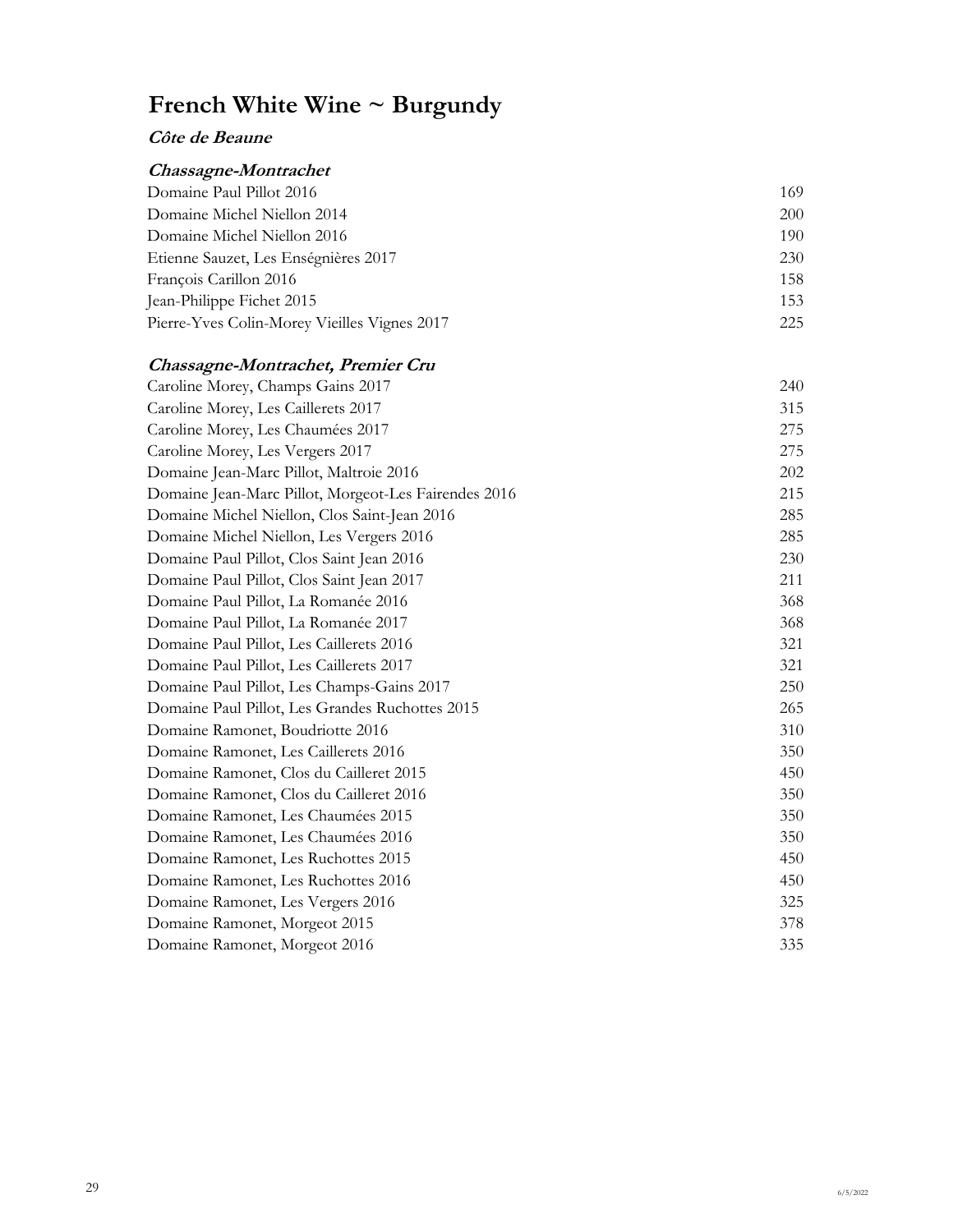# French White Wine ~ Burgundy

***Côte de Beaune***

***Chassagne-Montrachet***

| | |
|---|---|
| Domaine Paul Pillot 2016 | 169 |
| Domaine Michel Niellon 2014 | 200 |
| Domaine Michel Niellon 2016 | 190 |
| Etienne Sauzet, Les Enségnières 2017 | 230 |
| François Carillon 2016 | 158 |
| Jean-Philippe Fichet 2015 | 153 |
| Pierre-Yves Colin-Morey Vieilles Vignes 2017 | 225 |

***Chassagne-Montrachet, Premier Cru***

| | |
|---|---|
| Caroline Morey, Champs Gains 2017 | 240 |
| Caroline Morey, Les Caillerets 2017 | 315 |
| Caroline Morey, Les Chaumées 2017 | 275 |
| Caroline Morey, Les Vergers 2017 | 275 |
| Domaine Jean-Marc Pillot, Maltroie 2016 | 202 |
| Domaine Jean-Marc Pillot, Morgeot-Les Fairendes 2016 | 215 |
| Domaine Michel Niellon, Clos Saint-Jean 2016 | 285 |
| Domaine Michel Niellon, Les Vergers 2016 | 285 |
| Domaine Paul Pillot, Clos Saint Jean 2016 | 230 |
| Domaine Paul Pillot, Clos Saint Jean 2017 | 211 |
| Domaine Paul Pillot, La Romanée 2016 | 368 |
| Domaine Paul Pillot, La Romanée 2017 | 368 |
| Domaine Paul Pillot, Les Caillerets 2016 | 321 |
| Domaine Paul Pillot, Les Caillerets 2017 | 321 |
| Domaine Paul Pillot, Les Champs-Gains 2017 | 250 |
| Domaine Paul Pillot, Les Grandes Ruchottes 2015 | 265 |
| Domaine Ramonet, Boudriotte 2016 | 310 |
| Domaine Ramonet, Les Caillerets 2016 | 350 |
| Domaine Ramonet, Clos du Cailleret 2015 | 450 |
| Domaine Ramonet, Clos du Cailleret 2016 | 350 |
| Domaine Ramonet, Les Chaumées 2015 | 350 |
| Domaine Ramonet, Les Chaumées 2016 | 350 |
| Domaine Ramonet, Les Ruchottes 2015 | 450 |
| Domaine Ramonet, Les Ruchottes 2016 | 450 |
| Domaine Ramonet, Les Vergers 2016 | 325 |
| Domaine Ramonet, Morgeot 2015 | 378 |
| Domaine Ramonet, Morgeot 2016 | 335 |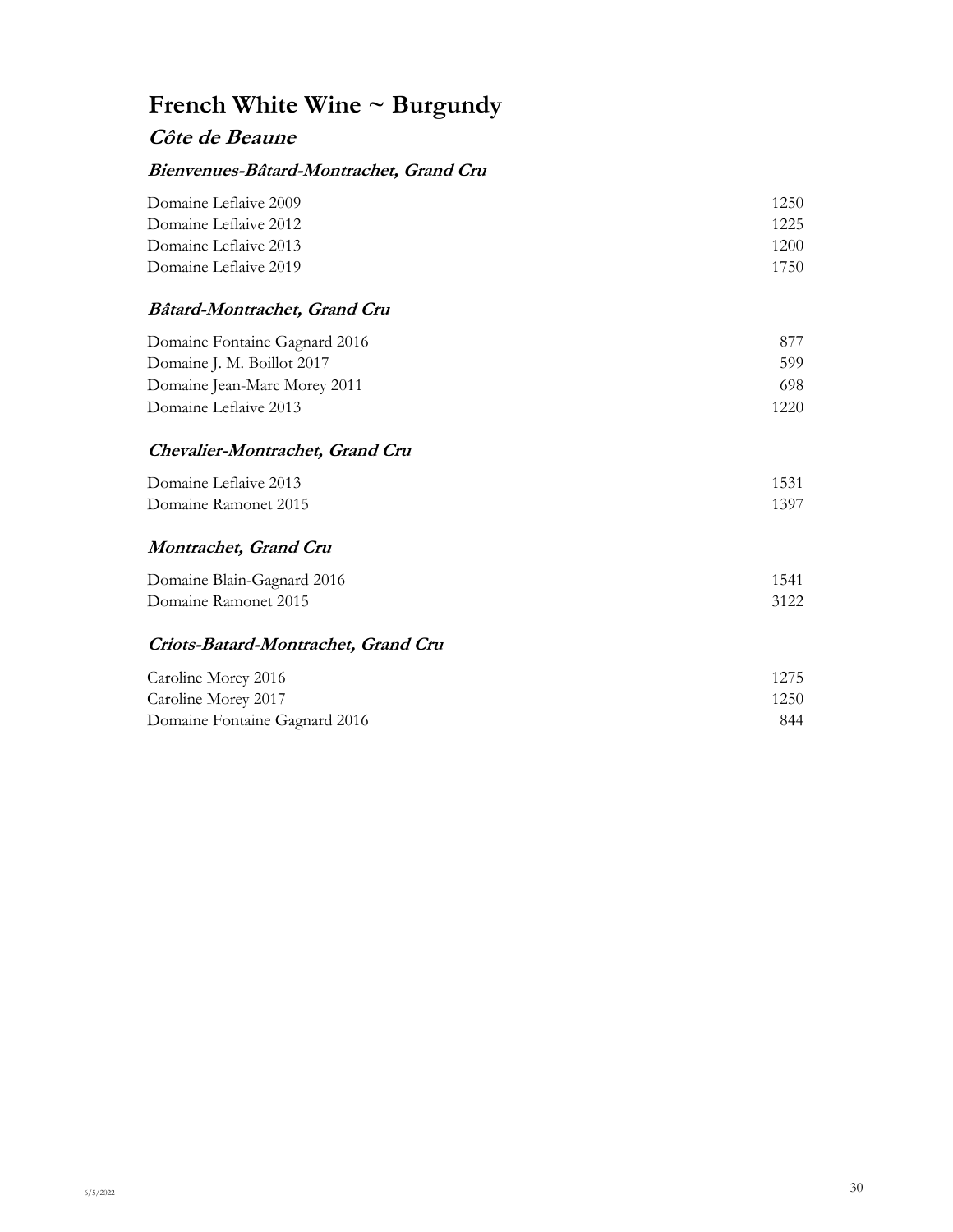# French White Wine ~ Burgundy

## *Côte de Beaune*

### *Bienvenues-Bâtard-Montrachet, Grand Cru*

| | |
|---|---|
| Domaine Leflaive 2009 | 1250 |
| Domaine Leflaive 2012 | 1225 |
| Domaine Leflaive 2013 | 1200 |
| Domaine Leflaive 2019 | 1750 |

### *Bâtard-Montrachet, Grand Cru*

| | |
|---|---|
| Domaine Fontaine Gagnard 2016 | 877 |
| Domaine J. M. Boillot 2017 | 599 |
| Domaine Jean-Marc Morey 2011 | 698 |
| Domaine Leflaive 2013 | 1220 |

### *Chevalier-Montrachet, Grand Cru*

| | |
|---|---|
| Domaine Leflaive 2013 | 1531 |
| Domaine Ramonet 2015 | 1397 |

### *Montrachet, Grand Cru*

| | |
|---|---|
| Domaine Blain-Gagnard 2016 | 1541 |
| Domaine Ramonet 2015 | 3122 |

### *Criots-Batard-Montrachet, Grand Cru*

| | |
|---|---|
| Caroline Morey 2016 | 1275 |
| Caroline Morey 2017 | 1250 |
| Domaine Fontaine Gagnard 2016 | 844 |

6/5/2022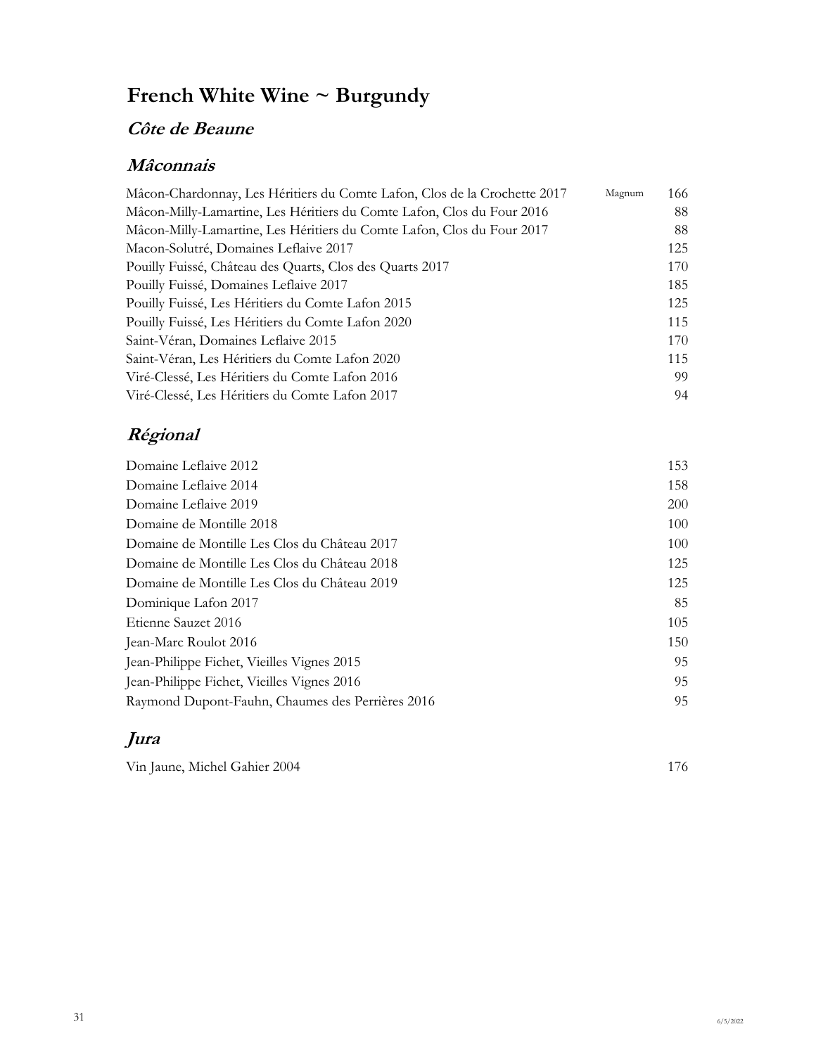# French White Wine ~ Burgundy

## *Côte de Beaune*

## *Mâconnais*

| | | |
|---|---|---|
| Mâcon-Chardonnay, Les Héritiers du Comte Lafon, Clos de la Crochette 2017 | Magnum | 166 |
| Mâcon-Milly-Lamartine, Les Héritiers du Comte Lafon, Clos du Four 2016 | | 88 |
| Mâcon-Milly-Lamartine, Les Héritiers du Comte Lafon, Clos du Four 2017 | | 88 |
| Macon-Solutré, Domaines Leflaive 2017 | | 125 |
| Pouilly Fuissé, Château des Quarts, Clos des Quarts 2017 | | 170 |
| Pouilly Fuissé, Domaines Leflaive 2017 | | 185 |
| Pouilly Fuissé, Les Héritiers du Comte Lafon 2015 | | 125 |
| Pouilly Fuissé, Les Héritiers du Comte Lafon 2020 | | 115 |
| Saint-Véran, Domaines Leflaive 2015 | | 170 |
| Saint-Véran, Les Héritiers du Comte Lafon 2020 | | 115 |
| Viré-Clessé, Les Héritiers du Comte Lafon 2016 | | 99 |
| Viré-Clessé, Les Héritiers du Comte Lafon 2017 | | 94 |

## *Régional*

| | |
|---|---|
| Domaine Leflaive 2012 | 153 |
| Domaine Leflaive 2014 | 158 |
| Domaine Leflaive 2019 | 200 |
| Domaine de Montille 2018 | 100 |
| Domaine de Montille Les Clos du Château 2017 | 100 |
| Domaine de Montille Les Clos du Château 2018 | 125 |
| Domaine de Montille Les Clos du Château 2019 | 125 |
| Dominique Lafon 2017 | 85 |
| Etienne Sauzet 2016 | 105 |
| Jean-Marc Roulot 2016 | 150 |
| Jean-Philippe Fichet, Vieilles Vignes 2015 | 95 |
| Jean-Philippe Fichet, Vieilles Vignes 2016 | 95 |
| Raymond Dupont-Fauhn, Chaumes des Perrières 2016 | 95 |

## *Jura*

| | |
|---|---|
| Vin Jaune, Michel Gahier 2004 | 176 |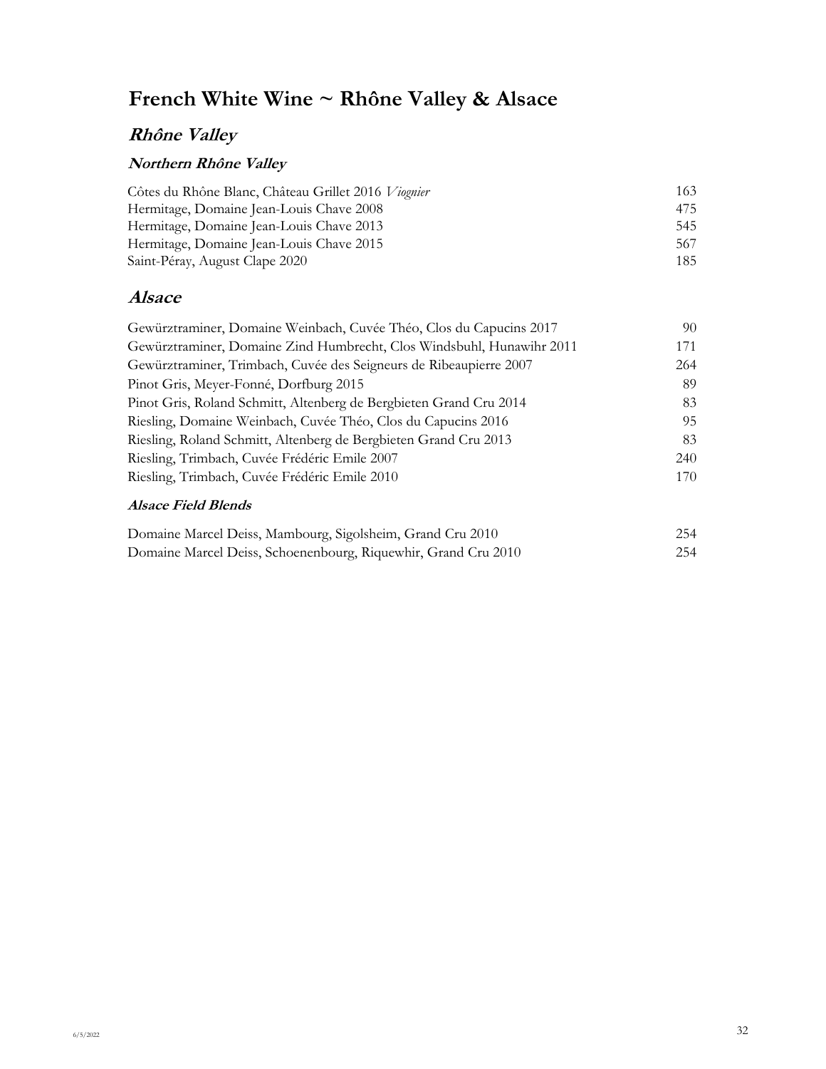# French White Wine ~ Rhône Valley & Alsace

## *Rhône Valley*

### *Northern Rhône Valley*

| | |
|---|---|
| Côtes du Rhône Blanc, Château Grillet 2016 *Viognier* | 163 |
| Hermitage, Domaine Jean-Louis Chave 2008 | 475 |
| Hermitage, Domaine Jean-Louis Chave 2013 | 545 |
| Hermitage, Domaine Jean-Louis Chave 2015 | 567 |
| Saint-Péray, August Clape 2020 | 185 |

## *Alsace*

| | |
|---|---|
| Gewürztraminer, Domaine Weinbach, Cuvée Théo, Clos du Capucins 2017 | 90 |
| Gewürztraminer, Domaine Zind Humbrecht, Clos Windsbuhl, Hunawihr 2011 | 171 |
| Gewürztraminer, Trimbach, Cuvée des Seigneurs de Ribeaupierre 2007 | 264 |
| Pinot Gris, Meyer-Fonné, Dorfburg 2015 | 89 |
| Pinot Gris, Roland Schmitt, Altenberg de Bergbieten Grand Cru 2014 | 83 |
| Riesling, Domaine Weinbach, Cuvée Théo, Clos du Capucins 2016 | 95 |
| Riesling, Roland Schmitt, Altenberg de Bergbieten Grand Cru 2013 | 83 |
| Riesling, Trimbach, Cuvée Frédéric Emile 2007 | 240 |
| Riesling, Trimbach, Cuvée Frédéric Emile 2010 | 170 |

### *Alsace Field Blends*

| | |
|---|---|
| Domaine Marcel Deiss, Mambourg, Sigolsheim, Grand Cru 2010 | 254 |
| Domaine Marcel Deiss, Schoenenbourg, Riquewhir, Grand Cru 2010 | 254 |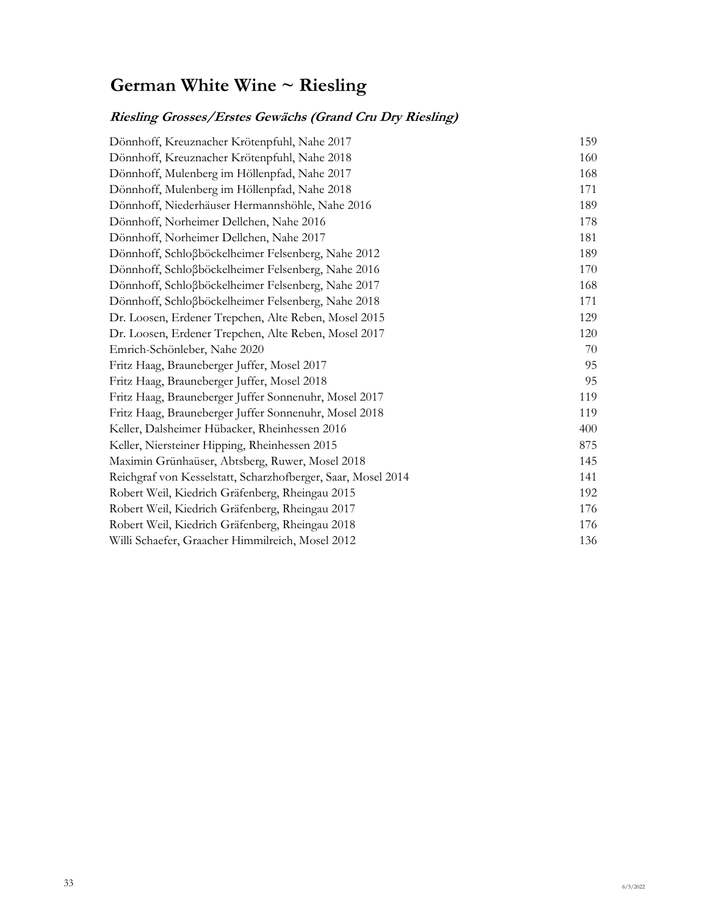# German White Wine ~ Riesling

## ***Riesling Grosses/Erstes Gewächs (Grand Cru Dry Riesling)***

| | |
|---|---|
| Dönnhoff, Kreuznacher Krötenpfuhl, Nahe 2017 | 159 |
| Dönnhoff, Kreuznacher Krötenpfuhl, Nahe 2018 | 160 |
| Dönnhoff, Mulenberg im Höllenpfad, Nahe 2017 | 168 |
| Dönnhoff, Mulenberg im Höllenpfad, Nahe 2018 | 171 |
| Dönnhoff, Niederhäuser Hermannshöhle, Nahe 2016 | 189 |
| Dönnhoff, Norheimer Dellchen, Nahe 2016 | 178 |
| Dönnhoff, Norheimer Dellchen, Nahe 2017 | 181 |
| Dönnhoff, Schloβböckelheimer Felsenberg, Nahe 2012 | 189 |
| Dönnhoff, Schloβböckelheimer Felsenberg, Nahe 2016 | 170 |
| Dönnhoff, Schloβböckelheimer Felsenberg, Nahe 2017 | 168 |
| Dönnhoff, Schloβböckelheimer Felsenberg, Nahe 2018 | 171 |
| Dr. Loosen, Erdener Trepchen, Alte Reben, Mosel 2015 | 129 |
| Dr. Loosen, Erdener Trepchen, Alte Reben, Mosel 2017 | 120 |
| Emrich-Schönleber, Nahe 2020 | 70 |
| Fritz Haag, Brauneberger Juffer, Mosel 2017 | 95 |
| Fritz Haag, Brauneberger Juffer, Mosel 2018 | 95 |
| Fritz Haag, Brauneberger Juffer Sonnenuhr, Mosel 2017 | 119 |
| Fritz Haag, Brauneberger Juffer Sonnenuhr, Mosel 2018 | 119 |
| Keller, Dalsheimer Hübacker, Rheinhessen 2016 | 400 |
| Keller, Niersteiner Hipping, Rheinhessen 2015 | 875 |
| Maximin Grünhaüser, Abtsberg, Ruwer, Mosel 2018 | 145 |
| Reichgraf von Kesselstatt, Scharzhofberger, Saar, Mosel 2014 | 141 |
| Robert Weil, Kiedrich Gräfenberg, Rheingau 2015 | 192 |
| Robert Weil, Kiedrich Gräfenberg, Rheingau 2017 | 176 |
| Robert Weil, Kiedrich Gräfenberg, Rheingau 2018 | 176 |
| Willi Schaefer, Graacher Himmilreich, Mosel 2012 | 136 |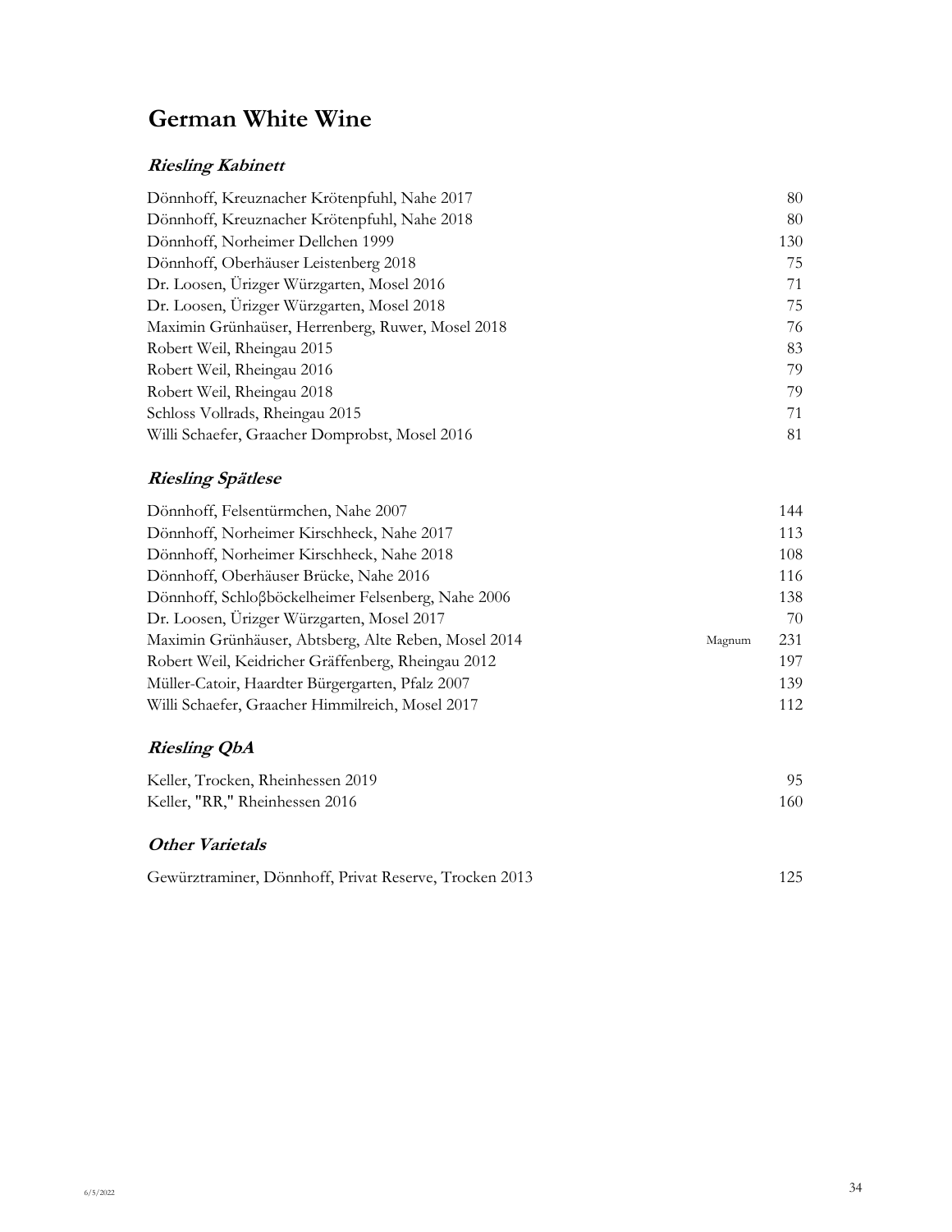# German White Wine

## *Riesling Kabinett*

| | | |
|---|---|---|
| Dönnhoff, Kreuznacher Krötenpfuhl, Nahe 2017 | | 80 |
| Dönnhoff, Kreuznacher Krötenpfuhl, Nahe 2018 | | 80 |
| Dönnhoff, Norheimer Dellchen 1999 | | 130 |
| Dönnhoff, Oberhäuser Leistenberg 2018 | | 75 |
| Dr. Loosen, Ürizger Würzgarten, Mosel 2016 | | 71 |
| Dr. Loosen, Ürizger Würzgarten, Mosel 2018 | | 75 |
| Maximin Grünhaüser, Herrenberg, Ruwer, Mosel 2018 | | 76 |
| Robert Weil, Rheingau 2015 | | 83 |
| Robert Weil, Rheingau 2016 | | 79 |
| Robert Weil, Rheingau 2018 | | 79 |
| Schloss Vollrads, Rheingau 2015 | | 71 |
| Willi Schaefer, Graacher Domprobst, Mosel 2016 | | 81 |

## *Riesling Spätlese*

| | | |
|---|---|---|
| Dönnhoff, Felsentürmchen, Nahe 2007 | | 144 |
| Dönnhoff, Norheimer Kirschheck, Nahe 2017 | | 113 |
| Dönnhoff, Norheimer Kirschheck, Nahe 2018 | | 108 |
| Dönnhoff, Oberhäuser Brücke, Nahe 2016 | | 116 |
| Dönnhoff, Schloβböckelheimer Felsenberg, Nahe 2006 | | 138 |
| Dr. Loosen, Ürizger Würzgarten, Mosel 2017 | | 70 |
| Maximin Grünhäuser, Abtsberg, Alte Reben, Mosel 2014 | Magnum | 231 |
| Robert Weil, Keidricher Gräffenberg, Rheingau 2012 | | 197 |
| Müller-Catoir, Haardter Bürgergarten, Pfalz 2007 | | 139 |
| Willi Schaefer, Graacher Himmilreich, Mosel 2017 | | 112 |

## *Riesling QbA*

| | | |
|---|---|---|
| Keller, Trocken, Rheinhessen 2019 | | 95 |
| Keller, "RR," Rheinhessen 2016 | | 160 |

## *Other Varietals*

| | | |
|---|---|---|
| Gewürztraminer, Dönnhoff, Privat Reserve, Trocken 2013 | | 125 |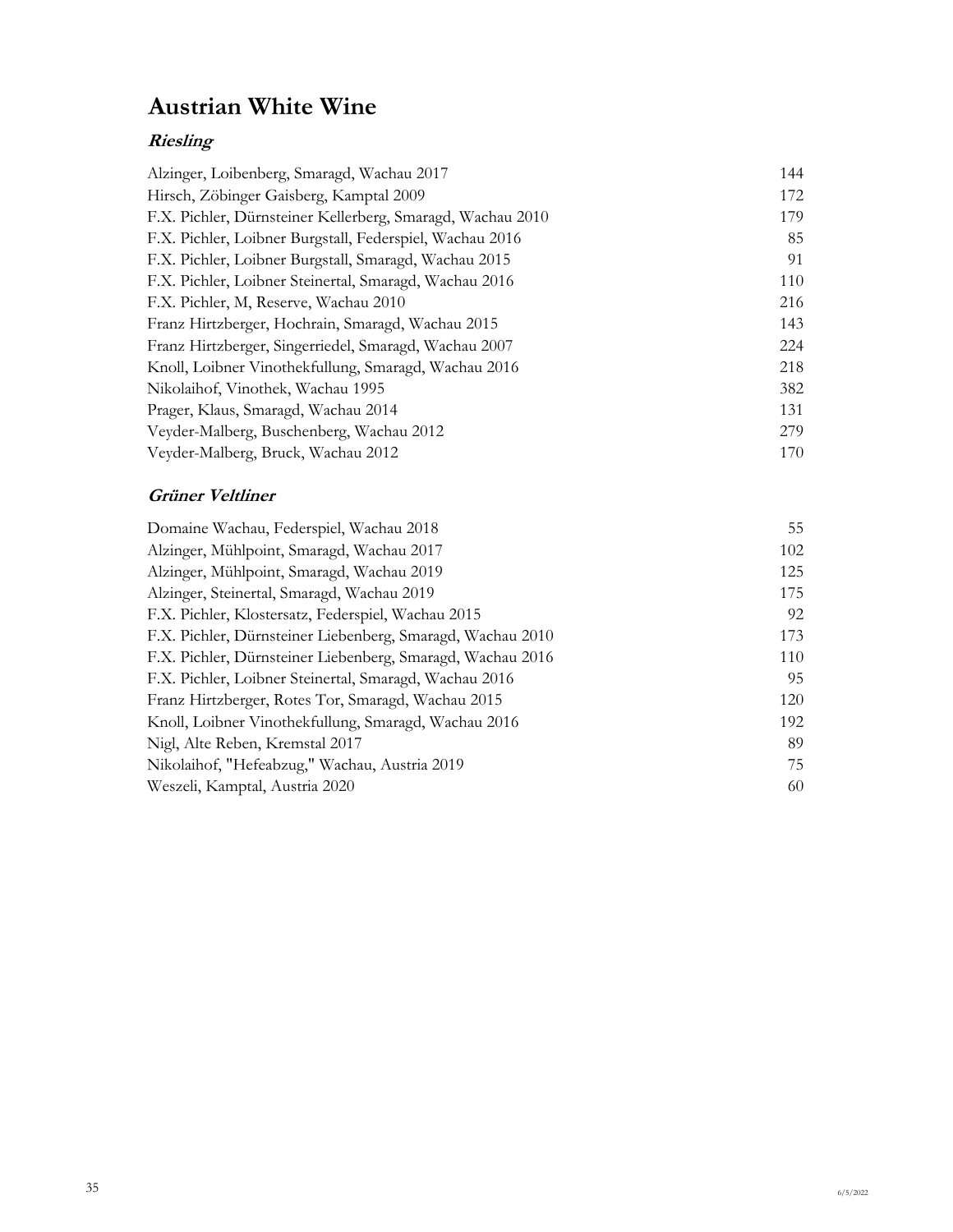# Austrian White Wine

### *Riesling*

| | |
|---|---|
| Alzinger, Loibenberg, Smaragd, Wachau 2017 | 144 |
| Hirsch, Zöbinger Gaisberg, Kamptal 2009 | 172 |
| F.X. Pichler, Dürnsteiner Kellerberg, Smaragd, Wachau 2010 | 179 |
| F.X. Pichler, Loibner Burgstall, Federspiel, Wachau 2016 | 85 |
| F.X. Pichler, Loibner Burgstall, Smaragd, Wachau 2015 | 91 |
| F.X. Pichler, Loibner Steinertal, Smaragd, Wachau 2016 | 110 |
| F.X. Pichler, M, Reserve, Wachau 2010 | 216 |
| Franz Hirtzberger, Hochrain, Smaragd, Wachau 2015 | 143 |
| Franz Hirtzberger, Singerriedel, Smaragd, Wachau 2007 | 224 |
| Knoll, Loibner Vinothekfullung, Smaragd, Wachau 2016 | 218 |
| Nikolaihof, Vinothek, Wachau 1995 | 382 |
| Prager, Klaus, Smaragd, Wachau 2014 | 131 |
| Veyder-Malberg, Buschenberg, Wachau 2012 | 279 |
| Veyder-Malberg, Bruck, Wachau 2012 | 170 |

### *Grüner Veltliner*

| | |
|---|---|
| Domaine Wachau, Federspiel, Wachau 2018 | 55 |
| Alzinger, Mühlpoint, Smaragd, Wachau 2017 | 102 |
| Alzinger, Mühlpoint, Smaragd, Wachau 2019 | 125 |
| Alzinger, Steinertal, Smaragd, Wachau 2019 | 175 |
| F.X. Pichler, Klostersatz, Federspiel, Wachau 2015 | 92 |
| F.X. Pichler, Dürnsteiner Liebenberg, Smaragd, Wachau 2010 | 173 |
| F.X. Pichler, Dürnsteiner Liebenberg, Smaragd, Wachau 2016 | 110 |
| F.X. Pichler, Loibner Steinertal, Smaragd, Wachau 2016 | 95 |
| Franz Hirtzberger, Rotes Tor, Smaragd, Wachau 2015 | 120 |
| Knoll, Loibner Vinothekfullung, Smaragd, Wachau 2016 | 192 |
| Nigl, Alte Reben, Kremstal 2017 | 89 |
| Nikolaihof, "Hefeabzug," Wachau, Austria 2019 | 75 |
| Weszeli, Kamptal, Austria 2020 | 60 |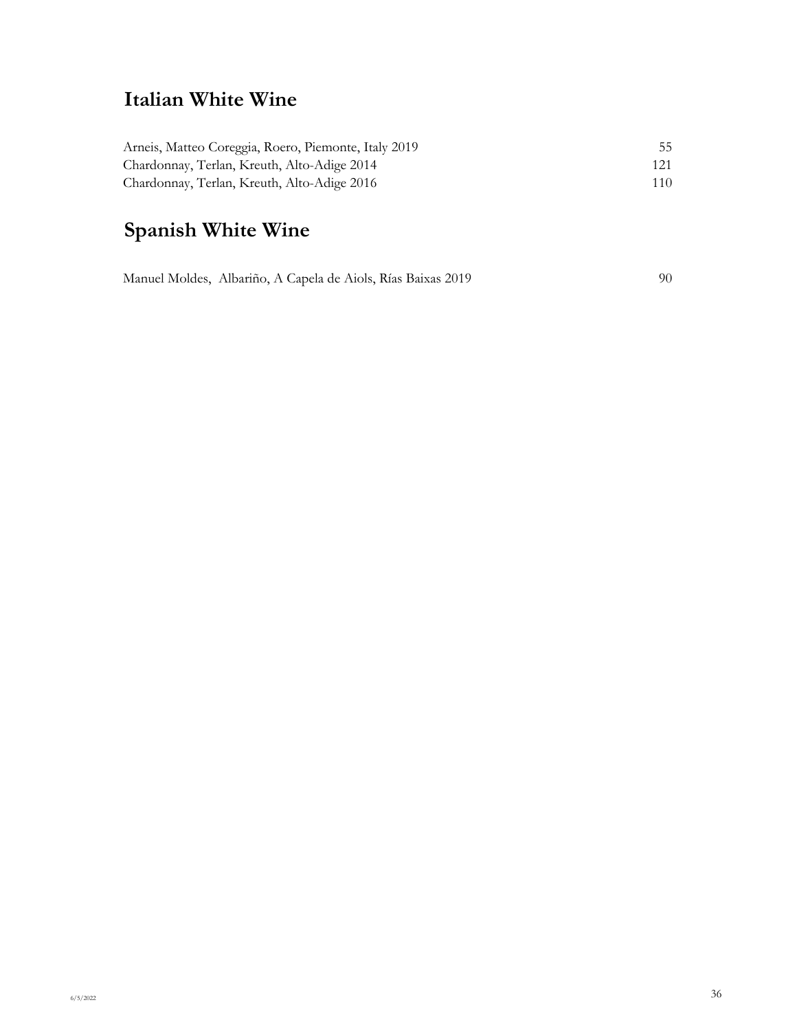## Italian White Wine

| | |
|---|---|
| Arneis, Matteo Coreggia, Roero, Piemonte, Italy 2019 | 55 |
| Chardonnay, Terlan, Kreuth, Alto-Adige 2014 | 121 |
| Chardonnay, Terlan, Kreuth, Alto-Adige 2016 | 110 |

## Spanish White Wine

| | |
|---|---|
| Manuel Moldes, Albariño, A Capela de Aiols, Rías Baixas 2019 | 90 |

6/5/2022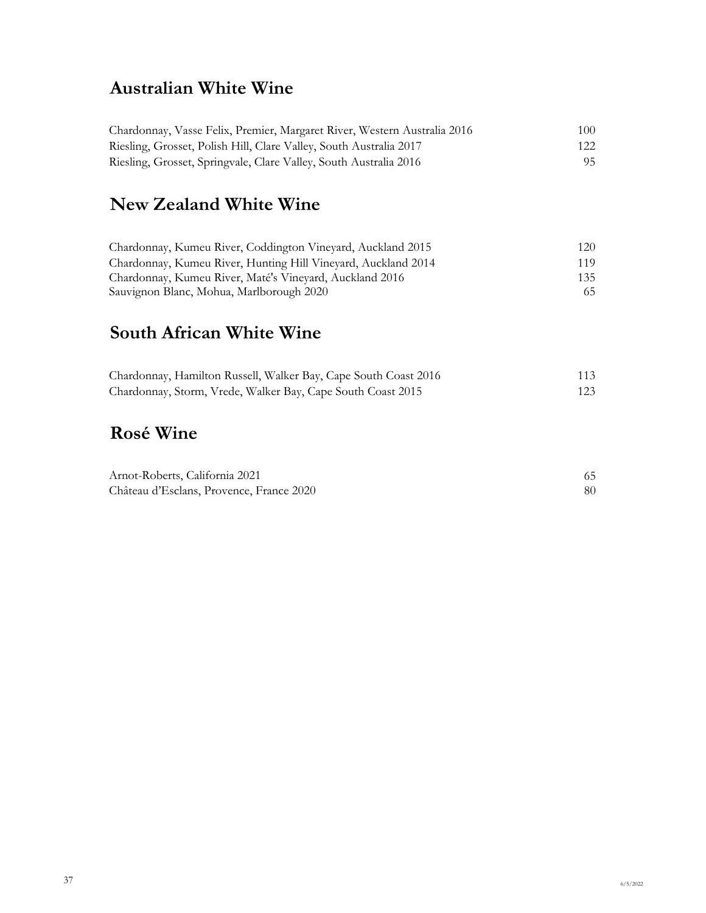## Australian White Wine

| | |
|---|---|
| Chardonnay, Vasse Felix, Premier, Margaret River, Western Australia 2016 | 100 |
| Riesling, Grosset, Polish Hill, Clare Valley, South Australia 2017 | 122 |
| Riesling, Grosset, Springvale, Clare Valley, South Australia 2016 | 95 |

## New Zealand White Wine

| | |
|---|---|
| Chardonnay, Kumeu River, Coddington Vineyard, Auckland 2015 | 120 |
| Chardonnay, Kumeu River, Hunting Hill Vineyard, Auckland 2014 | 119 |
| Chardonnay, Kumeu River, Maté's Vineyard, Auckland 2016 | 135 |
| Sauvignon Blanc, Mohua, Marlborough 2020 | 65 |

## South African White Wine

| | |
|---|---|
| Chardonnay, Hamilton Russell, Walker Bay, Cape South Coast 2016 | 113 |
| Chardonnay, Storm, Vrede, Walker Bay, Cape South Coast 2015 | 123 |

## Rosé Wine

| | |
|---|---|
| Arnot-Roberts, California 2021 | 65 |
| Château d'Esclans, Provence, France 2020 | 80 |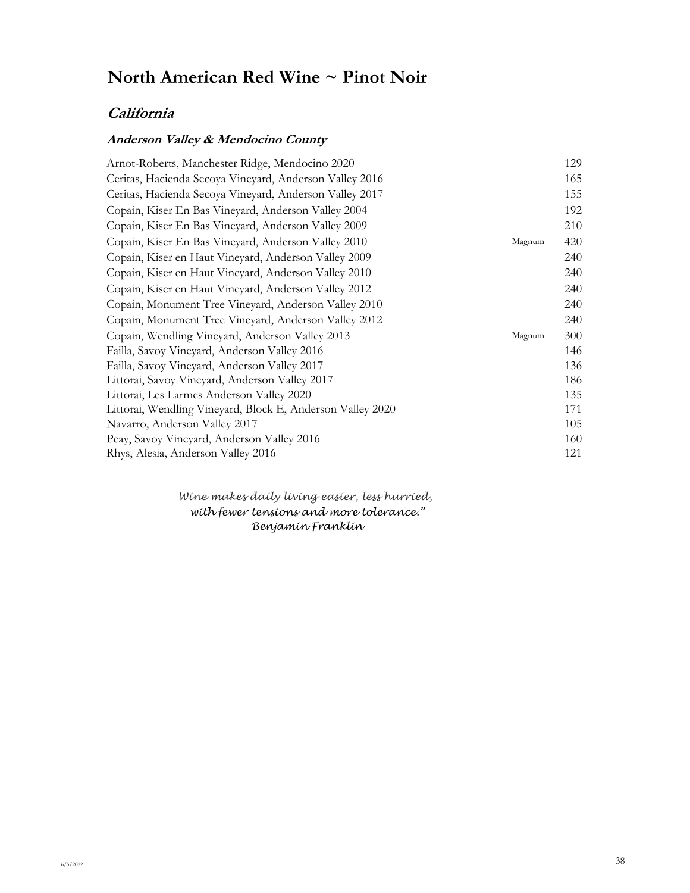# North American Red Wine ~ Pinot Noir

## *California*

### *Anderson Valley & Mendocino County*

| Wine | Format | Price |
|---|---|---|
| Arnot-Roberts, Manchester Ridge, Mendocino 2020 | | 129 |
| Ceritas, Hacienda Secoya Vineyard, Anderson Valley 2016 | | 165 |
| Ceritas, Hacienda Secoya Vineyard, Anderson Valley 2017 | | 155 |
| Copain, Kiser En Bas Vineyard, Anderson Valley 2004 | | 192 |
| Copain, Kiser En Bas Vineyard, Anderson Valley 2009 | | 210 |
| Copain, Kiser En Bas Vineyard, Anderson Valley 2010 | Magnum | 420 |
| Copain, Kiser en Haut Vineyard, Anderson Valley 2009 | | 240 |
| Copain, Kiser en Haut Vineyard, Anderson Valley 2010 | | 240 |
| Copain, Kiser en Haut Vineyard, Anderson Valley 2012 | | 240 |
| Copain, Monument Tree Vineyard, Anderson Valley 2010 | | 240 |
| Copain, Monument Tree Vineyard, Anderson Valley 2012 | | 240 |
| Copain, Wendling Vineyard, Anderson Valley 2013 | Magnum | 300 |
| Failla, Savoy Vineyard, Anderson Valley 2016 | | 146 |
| Failla, Savoy Vineyard, Anderson Valley 2017 | | 136 |
| Littorai, Savoy Vineyard, Anderson Valley 2017 | | 186 |
| Littorai, Les Larmes Anderson Valley 2020 | | 135 |
| Littorai, Wendling Vineyard, Block E, Anderson Valley 2020 | | 171 |
| Navarro, Anderson Valley 2017 | | 105 |
| Peay, Savoy Vineyard, Anderson Valley 2016 | | 160 |
| Rhys, Alesia, Anderson Valley 2016 | | 121 |

*Wine makes daily living easier, less hurried,*
*with fewer tensions and more tolerance."*
*Benjamin Franklin*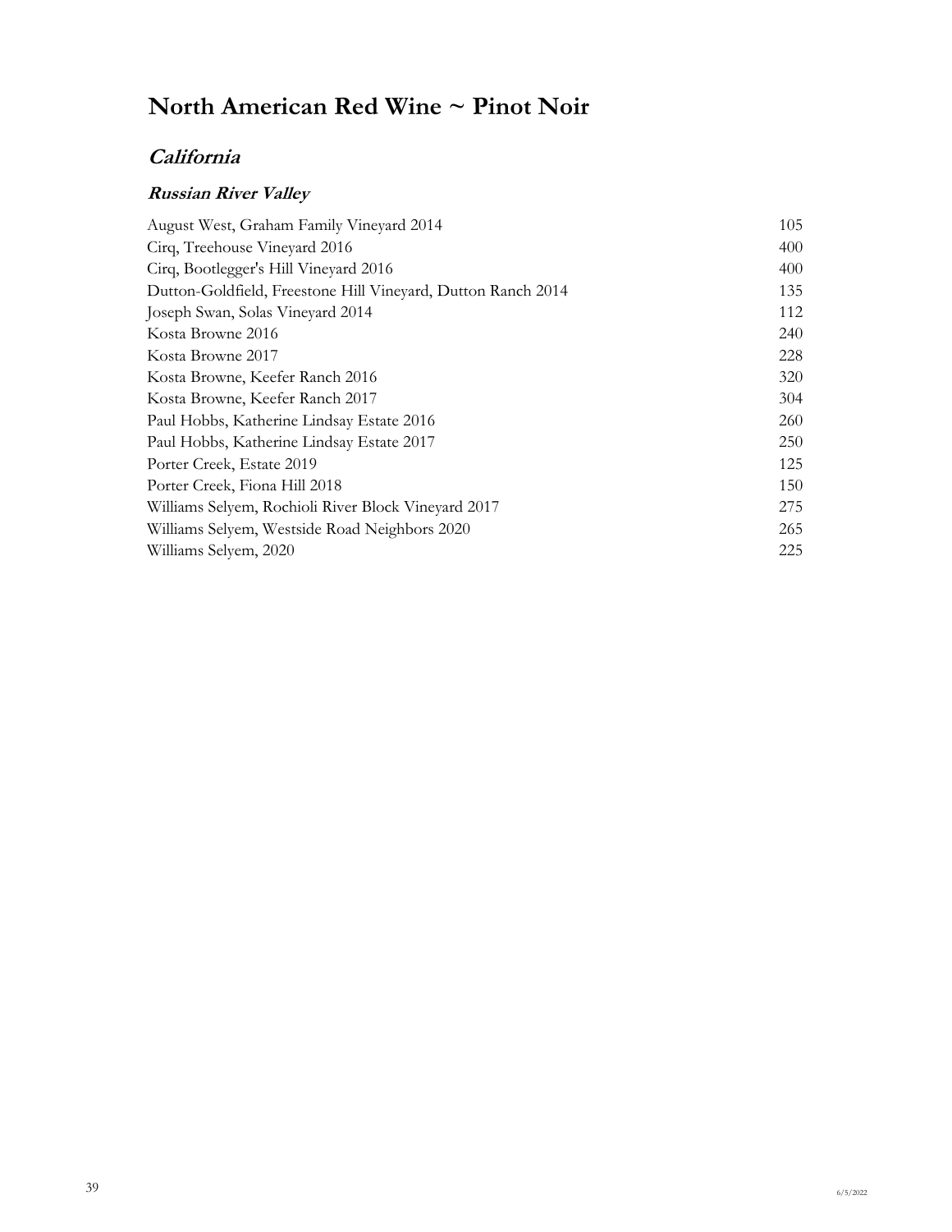# North American Red Wine ~ Pinot Noir

## *California*

### *Russian River Valley*

| | |
|---|---|
| August West, Graham Family Vineyard 2014 | 105 |
| Cirq, Treehouse Vineyard 2016 | 400 |
| Cirq, Bootlegger's Hill Vineyard 2016 | 400 |
| Dutton-Goldfield, Freestone Hill Vineyard, Dutton Ranch 2014 | 135 |
| Joseph Swan, Solas Vineyard 2014 | 112 |
| Kosta Browne 2016 | 240 |
| Kosta Browne 2017 | 228 |
| Kosta Browne, Keefer Ranch 2016 | 320 |
| Kosta Browne, Keefer Ranch 2017 | 304 |
| Paul Hobbs, Katherine Lindsay Estate 2016 | 260 |
| Paul Hobbs, Katherine Lindsay Estate 2017 | 250 |
| Porter Creek, Estate 2019 | 125 |
| Porter Creek, Fiona Hill 2018 | 150 |
| Williams Selyem, Rochioli River Block Vineyard 2017 | 275 |
| Williams Selyem, Westside Road Neighbors 2020 | 265 |
| Williams Selyem, 2020 | 225 |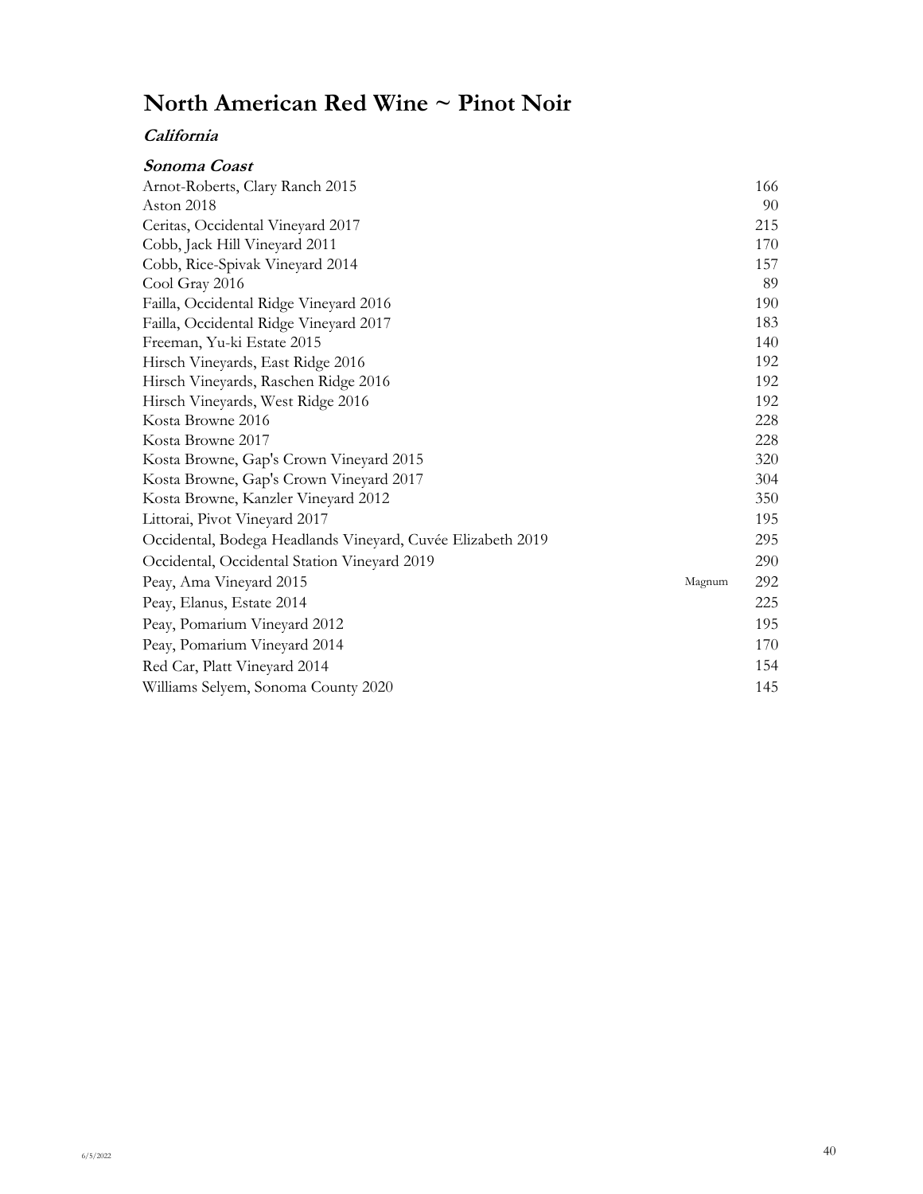# North American Red Wine ~ Pinot Noir

## *California*

### *Sonoma Coast*

| Wine | Format | Price |
|---|---|---|
| Arnot-Roberts, Clary Ranch 2015 | | 166 |
| Aston 2018 | | 90 |
| Ceritas, Occidental Vineyard 2017 | | 215 |
| Cobb, Jack Hill Vineyard 2011 | | 170 |
| Cobb, Rice-Spivak Vineyard 2014 | | 157 |
| Cool Gray 2016 | | 89 |
| Failla, Occidental Ridge Vineyard 2016 | | 190 |
| Failla, Occidental Ridge Vineyard 2017 | | 183 |
| Freeman, Yu-ki Estate 2015 | | 140 |
| Hirsch Vineyards, East Ridge 2016 | | 192 |
| Hirsch Vineyards, Raschen Ridge 2016 | | 192 |
| Hirsch Vineyards, West Ridge 2016 | | 192 |
| Kosta Browne 2016 | | 228 |
| Kosta Browne 2017 | | 228 |
| Kosta Browne, Gap's Crown Vineyard 2015 | | 320 |
| Kosta Browne, Gap's Crown Vineyard 2017 | | 304 |
| Kosta Browne, Kanzler Vineyard 2012 | | 350 |
| Littorai, Pivot Vineyard 2017 | | 195 |
| Occidental, Bodega Headlands Vineyard, Cuvée Elizabeth 2019 | | 295 |
| Occidental, Occidental Station Vineyard 2019 | | 290 |
| Peay, Ama Vineyard 2015 | Magnum | 292 |
| Peay, Elanus, Estate 2014 | | 225 |
| Peay, Pomarium Vineyard 2012 | | 195 |
| Peay, Pomarium Vineyard 2014 | | 170 |
| Red Car, Platt Vineyard 2014 | | 154 |
| Williams Selyem, Sonoma County 2020 | | 145 |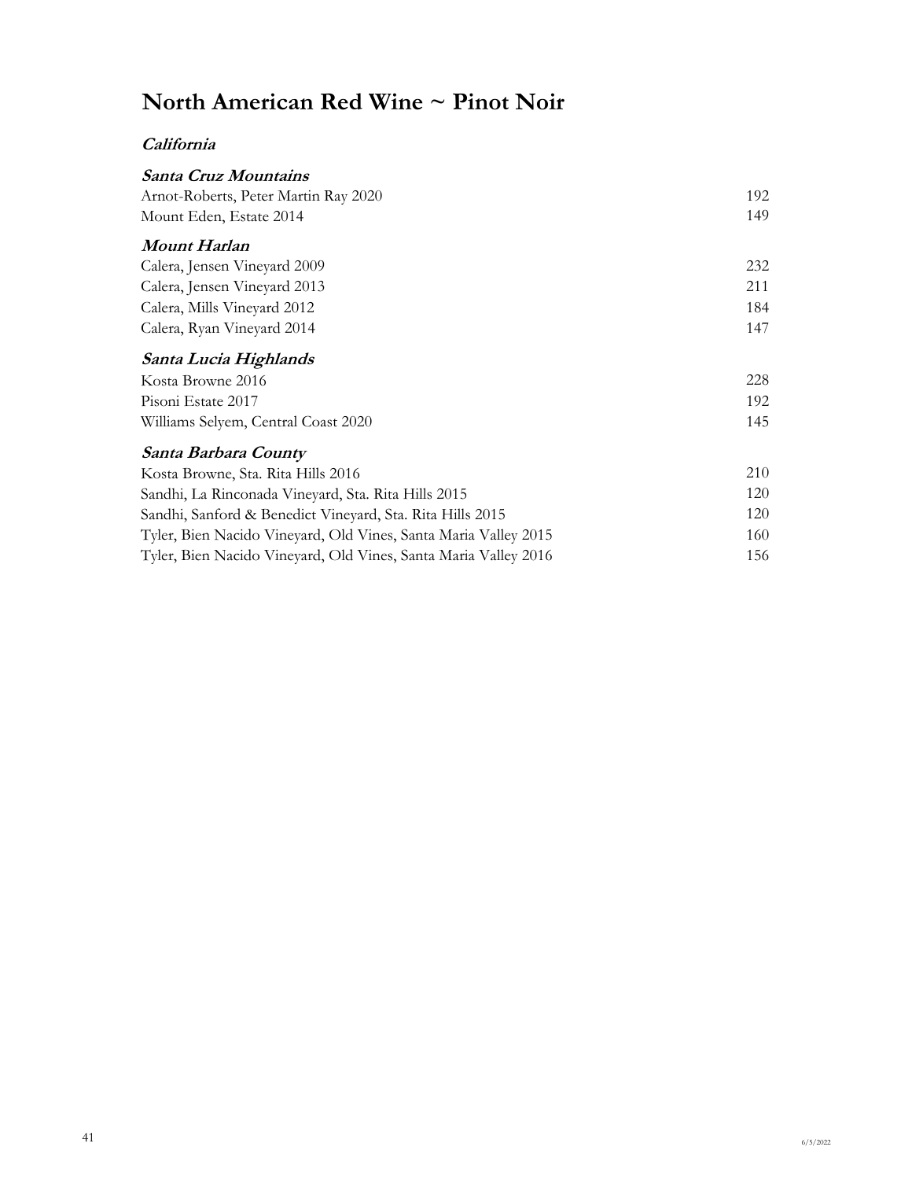# North American Red Wine ~ Pinot Noir

## *California*

### *Santa Cruz Mountains*

| | |
|---|---|
| Arnot-Roberts, Peter Martin Ray 2020 | 192 |
| Mount Eden, Estate 2014 | 149 |

### *Mount Harlan*

| | |
|---|---|
| Calera, Jensen Vineyard 2009 | 232 |
| Calera, Jensen Vineyard 2013 | 211 |
| Calera, Mills Vineyard 2012 | 184 |
| Calera, Ryan Vineyard 2014 | 147 |

### *Santa Lucia Highlands*

| | |
|---|---|
| Kosta Browne 2016 | 228 |
| Pisoni Estate 2017 | 192 |
| Williams Selyem, Central Coast 2020 | 145 |

### *Santa Barbara County*

| | |
|---|---|
| Kosta Browne, Sta. Rita Hills 2016 | 210 |
| Sandhi, La Rinconada Vineyard, Sta. Rita Hills 2015 | 120 |
| Sandhi, Sanford & Benedict Vineyard, Sta. Rita Hills 2015 | 120 |
| Tyler, Bien Nacido Vineyard, Old Vines, Santa Maria Valley 2015 | 160 |
| Tyler, Bien Nacido Vineyard, Old Vines, Santa Maria Valley 2016 | 156 |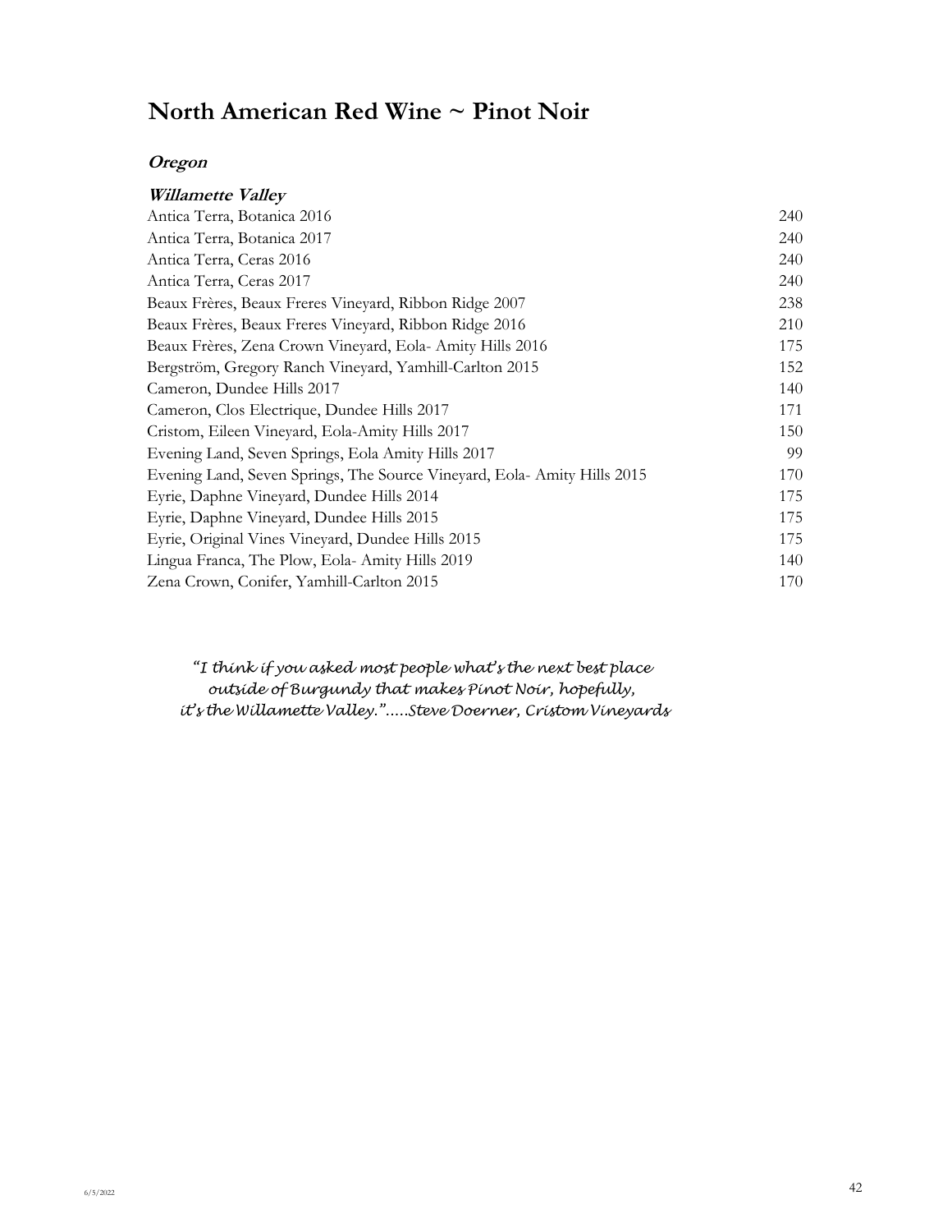# North American Red Wine ~ Pinot Noir

## *Oregon*

### *Willamette Valley*

| Wine | Price |
|---|---|
| Antica Terra, Botanica 2016 | 240 |
| Antica Terra, Botanica 2017 | 240 |
| Antica Terra, Ceras 2016 | 240 |
| Antica Terra, Ceras 2017 | 240 |
| Beaux Frères, Beaux Freres Vineyard, Ribbon Ridge 2007 | 238 |
| Beaux Frères, Beaux Freres Vineyard, Ribbon Ridge 2016 | 210 |
| Beaux Frères, Zena Crown Vineyard, Eola- Amity Hills 2016 | 175 |
| Bergström, Gregory Ranch Vineyard, Yamhill-Carlton 2015 | 152 |
| Cameron, Dundee Hills 2017 | 140 |
| Cameron, Clos Electrique, Dundee Hills 2017 | 171 |
| Cristom, Eileen Vineyard, Eola-Amity Hills 2017 | 150 |
| Evening Land, Seven Springs, Eola Amity Hills 2017 | 99 |
| Evening Land, Seven Springs, The Source Vineyard, Eola- Amity Hills 2015 | 170 |
| Eyrie, Daphne Vineyard, Dundee Hills 2014 | 175 |
| Eyrie, Daphne Vineyard, Dundee Hills 2015 | 175 |
| Eyrie, Original Vines Vineyard, Dundee Hills 2015 | 175 |
| Lingua Franca, The Plow, Eola- Amity Hills 2019 | 140 |
| Zena Crown, Conifer, Yamhill-Carlton 2015 | 170 |

*"I think if you asked most people what's the next best place outside of Burgundy that makes Pinot Noir, hopefully, it's the Willamette Valley."…..Steve Doerner, Cristom Vineyards*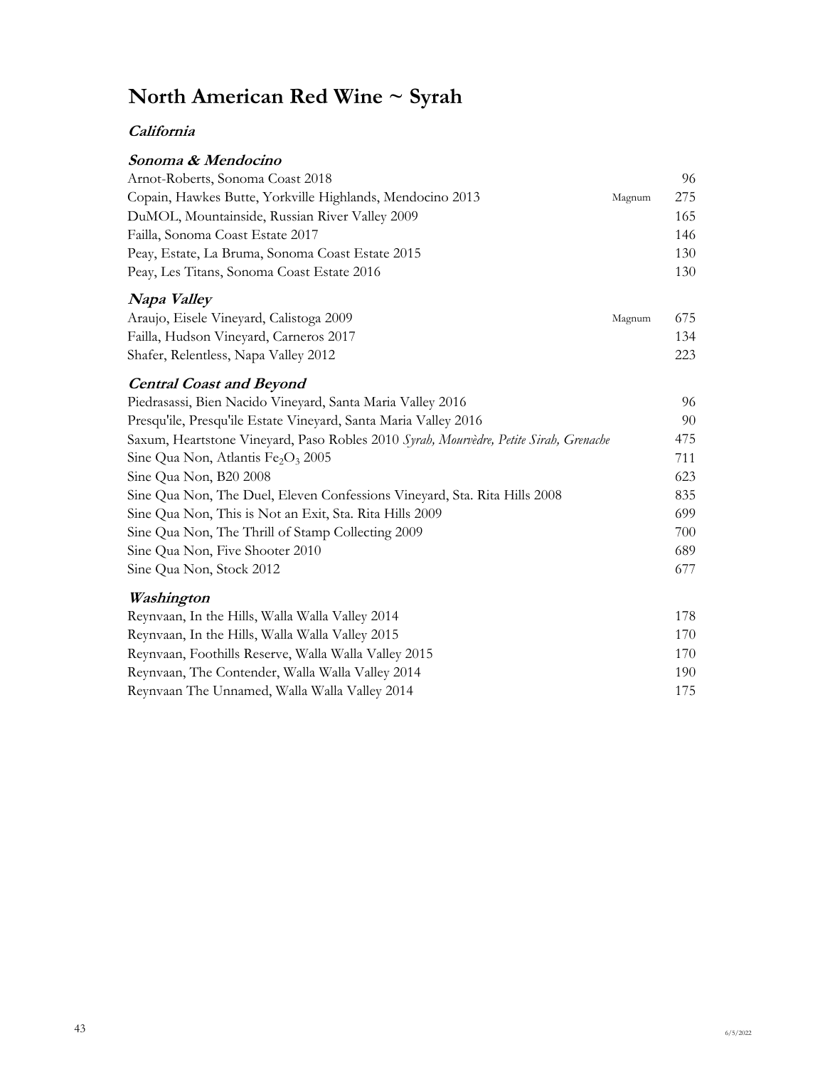# North American Red Wine ~ Syrah

## *California*

### *Sonoma & Mendocino*

| Wine | Format | Price |
|---|---|---|
| Arnot-Roberts, Sonoma Coast 2018 | | 96 |
| Copain, Hawkes Butte, Yorkville Highlands, Mendocino 2013 | Magnum | 275 |
| DuMOL, Mountainside, Russian River Valley 2009 | | 165 |
| Failla, Sonoma Coast Estate 2017 | | 146 |
| Peay, Estate, La Bruma, Sonoma Coast Estate 2015 | | 130 |
| Peay, Les Titans, Sonoma Coast Estate 2016 | | 130 |

### *Napa Valley*

| Wine | Format | Price |
|---|---|---|
| Araujo, Eisele Vineyard, Calistoga 2009 | Magnum | 675 |
| Failla, Hudson Vineyard, Carneros 2017 | | 134 |
| Shafer, Relentless, Napa Valley 2012 | | 223 |

### *Central Coast and Beyond*

| Wine | Format | Price |
|---|---|---|
| Piedrasassi, Bien Nacido Vineyard, Santa Maria Valley 2016 | | 96 |
| Presqu'ile, Presqu'ile Estate Vineyard, Santa Maria Valley 2016 | | 90 |
| Saxum, Heartstone Vineyard, Paso Robles 2010 *Syrah, Mourvèdre, Petite Sirah, Grenache* | | 475 |
| Sine Qua Non, Atlantis $Fe_2O_3$ 2005 | | 711 |
| Sine Qua Non, B20 2008 | | 623 |
| Sine Qua Non, The Duel, Eleven Confessions Vineyard, Sta. Rita Hills 2008 | | 835 |
| Sine Qua Non, This is Not an Exit, Sta. Rita Hills 2009 | | 699 |
| Sine Qua Non, The Thrill of Stamp Collecting 2009 | | 700 |
| Sine Qua Non, Five Shooter 2010 | | 689 |
| Sine Qua Non, Stock 2012 | | 677 |

### *Washington*

| Wine | Format | Price |
|---|---|---|
| Reynvaan, In the Hills, Walla Walla Valley 2014 | | 178 |
| Reynvaan, In the Hills, Walla Walla Valley 2015 | | 170 |
| Reynvaan, Foothills Reserve, Walla Walla Valley 2015 | | 170 |
| Reynvaan, The Contender, Walla Walla Valley 2014 | | 190 |
| Reynvaan The Unnamed, Walla Walla Valley 2014 | | 175 |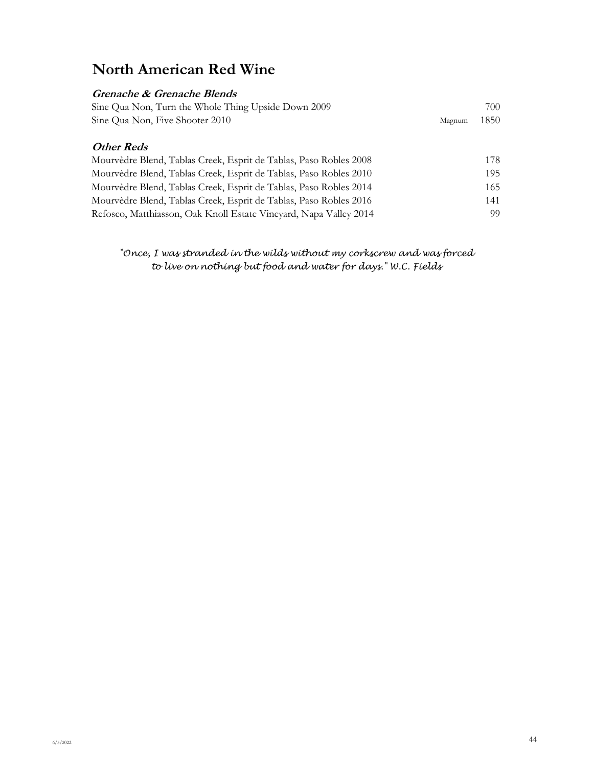# North American Red Wine

### *Grenache & Grenache Blends*

| Wine | Size | Price |
|---|---|---|
| Sine Qua Non, Turn the Whole Thing Upside Down 2009 | | 700 |
| Sine Qua Non, Five Shooter 2010 | Magnum | 1850 |

### *Other Reds*

| Wine | Price |
|---|---|
| Mourvèdre Blend, Tablas Creek, Esprit de Tablas, Paso Robles 2008 | 178 |
| Mourvèdre Blend, Tablas Creek, Esprit de Tablas, Paso Robles 2010 | 195 |
| Mourvèdre Blend, Tablas Creek, Esprit de Tablas, Paso Robles 2014 | 165 |
| Mourvèdre Blend, Tablas Creek, Esprit de Tablas, Paso Robles 2016 | 141 |
| Refosco, Matthiasson, Oak Knoll Estate Vineyard, Napa Valley 2014 | 99 |

*"Once, I was stranded in the wilds without my corkscrew and was forced to live on nothing but food and water for days." W.C. Fields*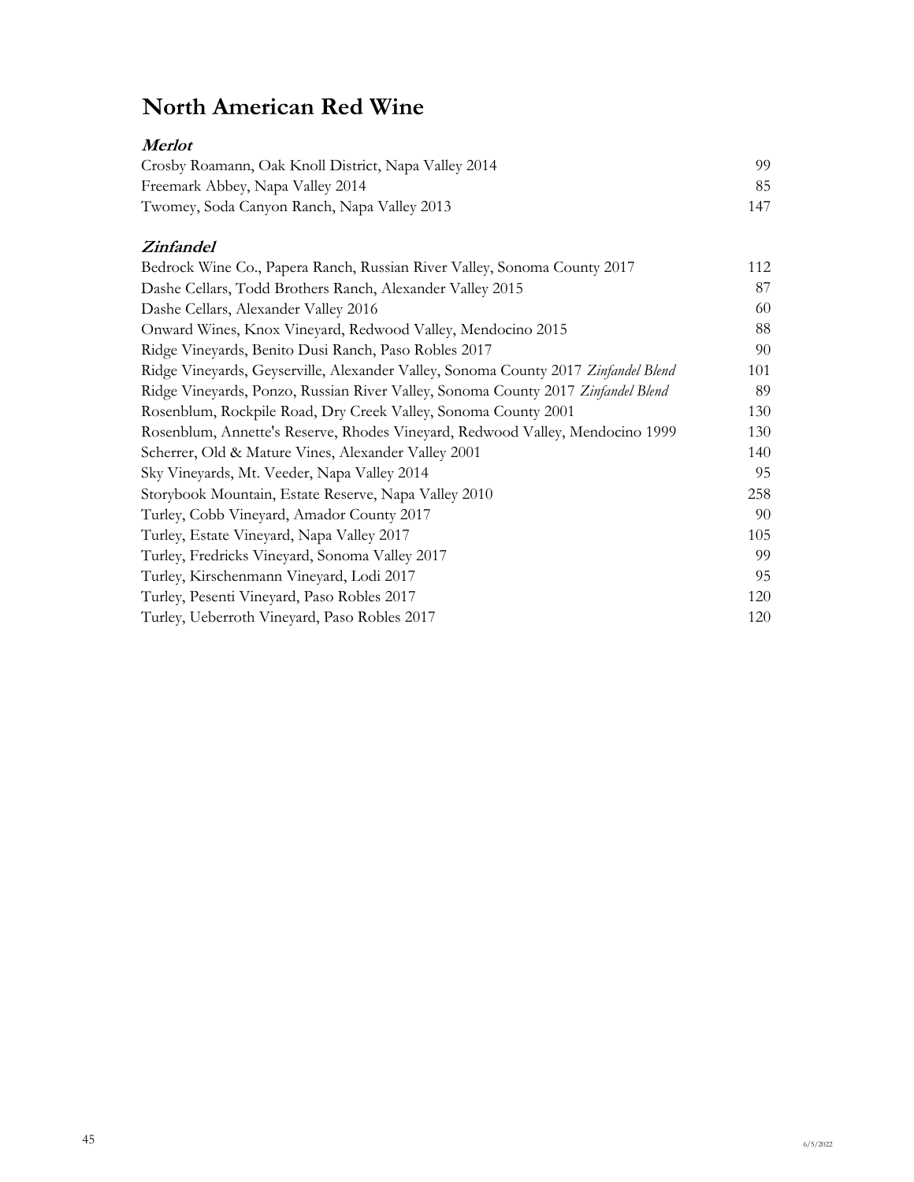# North American Red Wine

### *Merlot*

| Wine | Price |
|---|---|
| Crosby Roamann, Oak Knoll District, Napa Valley 2014 | 99 |
| Freemark Abbey, Napa Valley 2014 | 85 |
| Twomey, Soda Canyon Ranch, Napa Valley 2013 | 147 |

### *Zinfandel*

| Wine | Price |
|---|---|
| Bedrock Wine Co., Papera Ranch, Russian River Valley, Sonoma County 2017 | 112 |
| Dashe Cellars, Todd Brothers Ranch, Alexander Valley 2015 | 87 |
| Dashe Cellars, Alexander Valley 2016 | 60 |
| Onward Wines, Knox Vineyard, Redwood Valley, Mendocino 2015 | 88 |
| Ridge Vineyards, Benito Dusi Ranch, Paso Robles 2017 | 90 |
| Ridge Vineyards, Geyserville, Alexander Valley, Sonoma County 2017 *Zinfandel Blend* | 101 |
| Ridge Vineyards, Ponzo, Russian River Valley, Sonoma County 2017 *Zinfandel Blend* | 89 |
| Rosenblum, Rockpile Road, Dry Creek Valley, Sonoma County 2001 | 130 |
| Rosenblum, Annette's Reserve, Rhodes Vineyard, Redwood Valley, Mendocino 1999 | 130 |
| Scherrer, Old & Mature Vines, Alexander Valley 2001 | 140 |
| Sky Vineyards, Mt. Veeder, Napa Valley 2014 | 95 |
| Storybook Mountain, Estate Reserve, Napa Valley 2010 | 258 |
| Turley, Cobb Vineyard, Amador County 2017 | 90 |
| Turley, Estate Vineyard, Napa Valley 2017 | 105 |
| Turley, Fredricks Vineyard, Sonoma Valley 2017 | 99 |
| Turley, Kirschenmann Vineyard, Lodi 2017 | 95 |
| Turley, Pesenti Vineyard, Paso Robles 2017 | 120 |
| Turley, Ueberroth Vineyard, Paso Robles 2017 | 120 |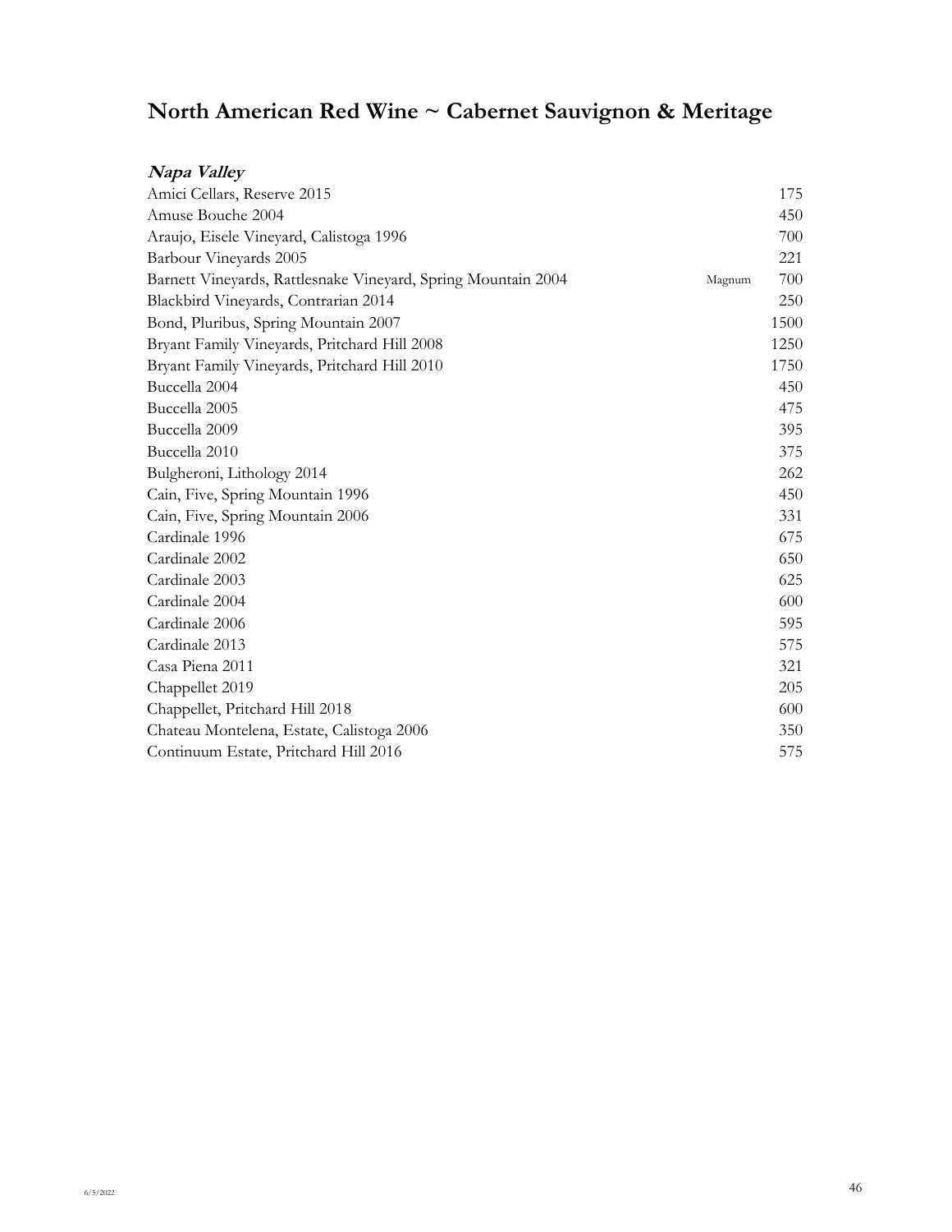# North American Red Wine ~ Cabernet Sauvignon & Meritage

***Napa Valley***

| Wine | Format | Price |
|---|---|---|
| Amici Cellars, Reserve 2015 | | 175 |
| Amuse Bouche 2004 | | 450 |
| Araujo, Eisele Vineyard, Calistoga 1996 | | 700 |
| Barbour Vineyards 2005 | | 221 |
| Barnett Vineyards, Rattlesnake Vineyard, Spring Mountain 2004 | Magnum | 700 |
| Blackbird Vineyards, Contrarian 2014 | | 250 |
| Bond, Pluribus, Spring Mountain 2007 | | 1500 |
| Bryant Family Vineyards, Pritchard Hill 2008 | | 1250 |
| Bryant Family Vineyards, Pritchard Hill 2010 | | 1750 |
| Buccella 2004 | | 450 |
| Buccella 2005 | | 475 |
| Buccella 2009 | | 395 |
| Buccella 2010 | | 375 |
| Bulgheroni, Lithology 2014 | | 262 |
| Cain, Five, Spring Mountain 1996 | | 450 |
| Cain, Five, Spring Mountain 2006 | | 331 |
| Cardinale 1996 | | 675 |
| Cardinale 2002 | | 650 |
| Cardinale 2003 | | 625 |
| Cardinale 2004 | | 600 |
| Cardinale 2006 | | 595 |
| Cardinale 2013 | | 575 |
| Casa Piena 2011 | | 321 |
| Chappellet 2019 | | 205 |
| Chappellet, Pritchard Hill 2018 | | 600 |
| Chateau Montelena, Estate, Calistoga 2006 | | 350 |
| Continuum Estate, Pritchard Hill 2016 | | 575 |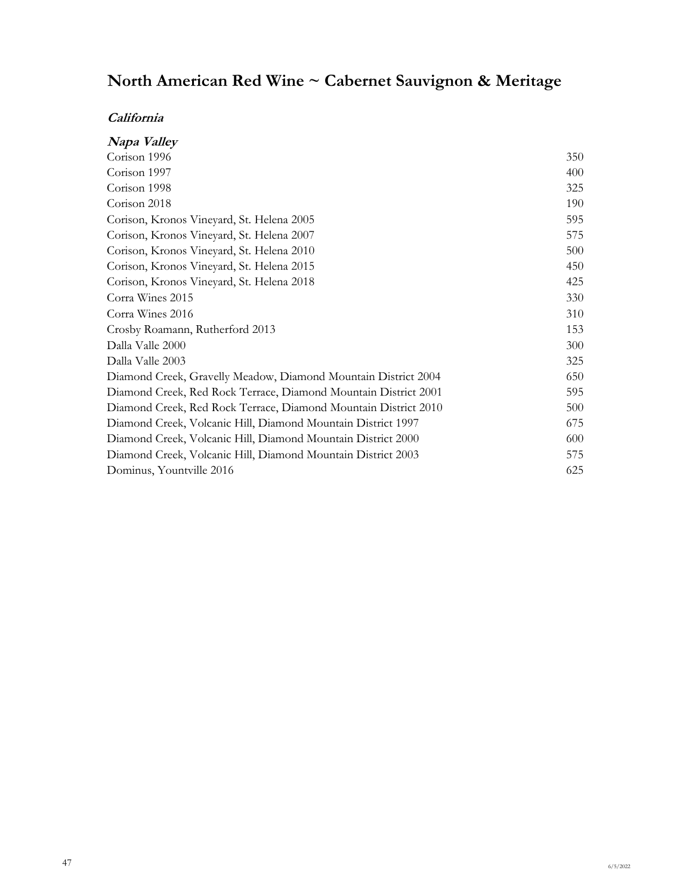# North American Red Wine ~ Cabernet Sauvignon & Meritage

## *California*

### *Napa Valley*

| | |
|---|---|
| Corison 1996 | 350 |
| Corison 1997 | 400 |
| Corison 1998 | 325 |
| Corison 2018 | 190 |
| Corison, Kronos Vineyard, St. Helena 2005 | 595 |
| Corison, Kronos Vineyard, St. Helena 2007 | 575 |
| Corison, Kronos Vineyard, St. Helena 2010 | 500 |
| Corison, Kronos Vineyard, St. Helena 2015 | 450 |
| Corison, Kronos Vineyard, St. Helena 2018 | 425 |
| Corra Wines 2015 | 330 |
| Corra Wines 2016 | 310 |
| Crosby Roamann, Rutherford 2013 | 153 |
| Dalla Valle 2000 | 300 |
| Dalla Valle 2003 | 325 |
| Diamond Creek, Gravelly Meadow, Diamond Mountain District 2004 | 650 |
| Diamond Creek, Red Rock Terrace, Diamond Mountain District 2001 | 595 |
| Diamond Creek, Red Rock Terrace, Diamond Mountain District 2010 | 500 |
| Diamond Creek, Volcanic Hill, Diamond Mountain District 1997 | 675 |
| Diamond Creek, Volcanic Hill, Diamond Mountain District 2000 | 600 |
| Diamond Creek, Volcanic Hill, Diamond Mountain District 2003 | 575 |
| Dominus, Yountville 2016 | 625 |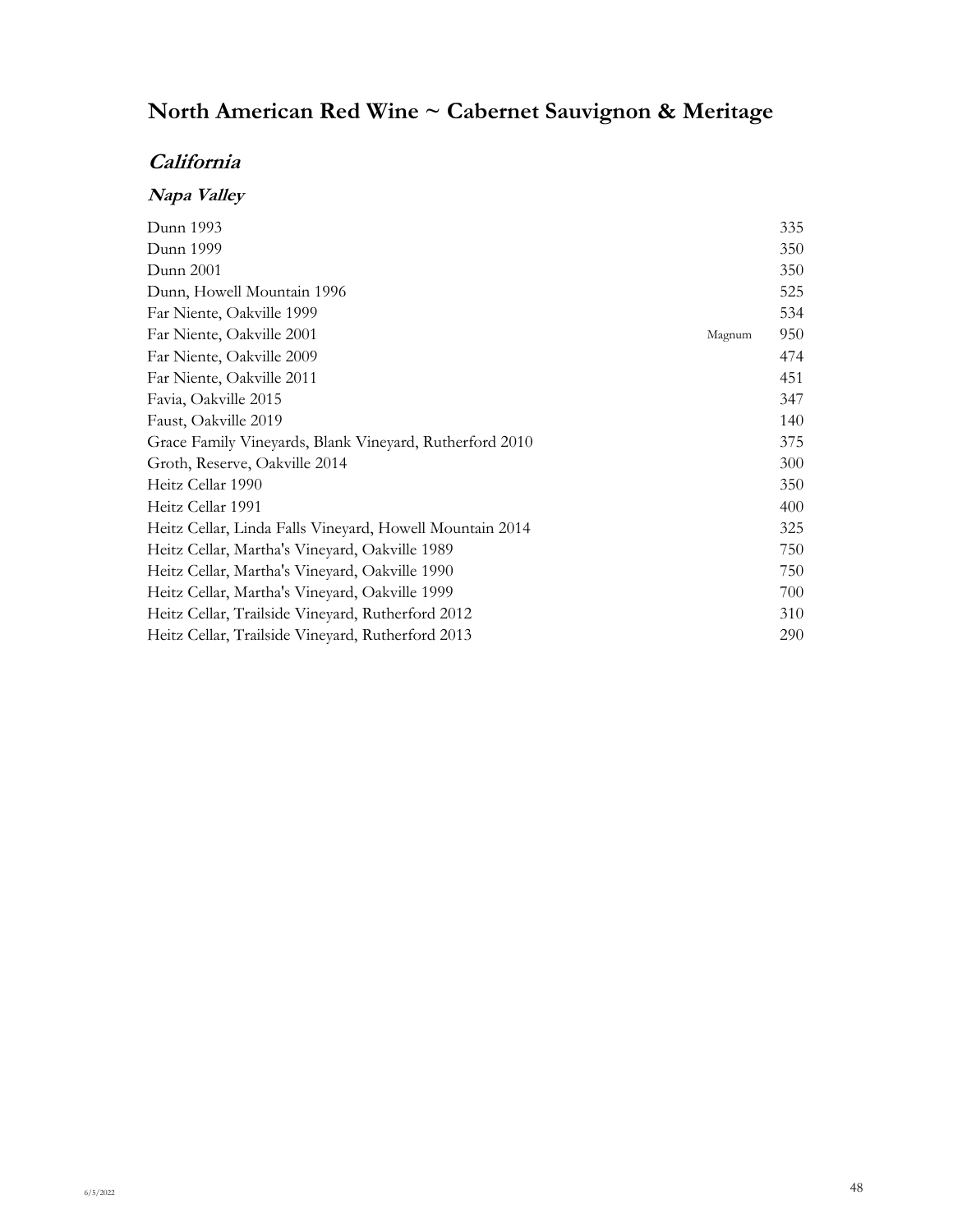# North American Red Wine ~ Cabernet Sauvignon & Meritage

## *California*

### *Napa Valley*

| Wine | Size | Price |
|---|---|---|
| Dunn 1993 | | 335 |
| Dunn 1999 | | 350 |
| Dunn 2001 | | 350 |
| Dunn, Howell Mountain 1996 | | 525 |
| Far Niente, Oakville 1999 | | 534 |
| Far Niente, Oakville 2001 | Magnum | 950 |
| Far Niente, Oakville 2009 | | 474 |
| Far Niente, Oakville 2011 | | 451 |
| Favia, Oakville 2015 | | 347 |
| Faust, Oakville 2019 | | 140 |
| Grace Family Vineyards, Blank Vineyard, Rutherford 2010 | | 375 |
| Groth, Reserve, Oakville 2014 | | 300 |
| Heitz Cellar 1990 | | 350 |
| Heitz Cellar 1991 | | 400 |
| Heitz Cellar, Linda Falls Vineyard, Howell Mountain 2014 | | 325 |
| Heitz Cellar, Martha's Vineyard, Oakville 1989 | | 750 |
| Heitz Cellar, Martha's Vineyard, Oakville 1990 | | 750 |
| Heitz Cellar, Martha's Vineyard, Oakville 1999 | | 700 |
| Heitz Cellar, Trailside Vineyard, Rutherford 2012 | | 310 |
| Heitz Cellar, Trailside Vineyard, Rutherford 2013 | | 290 |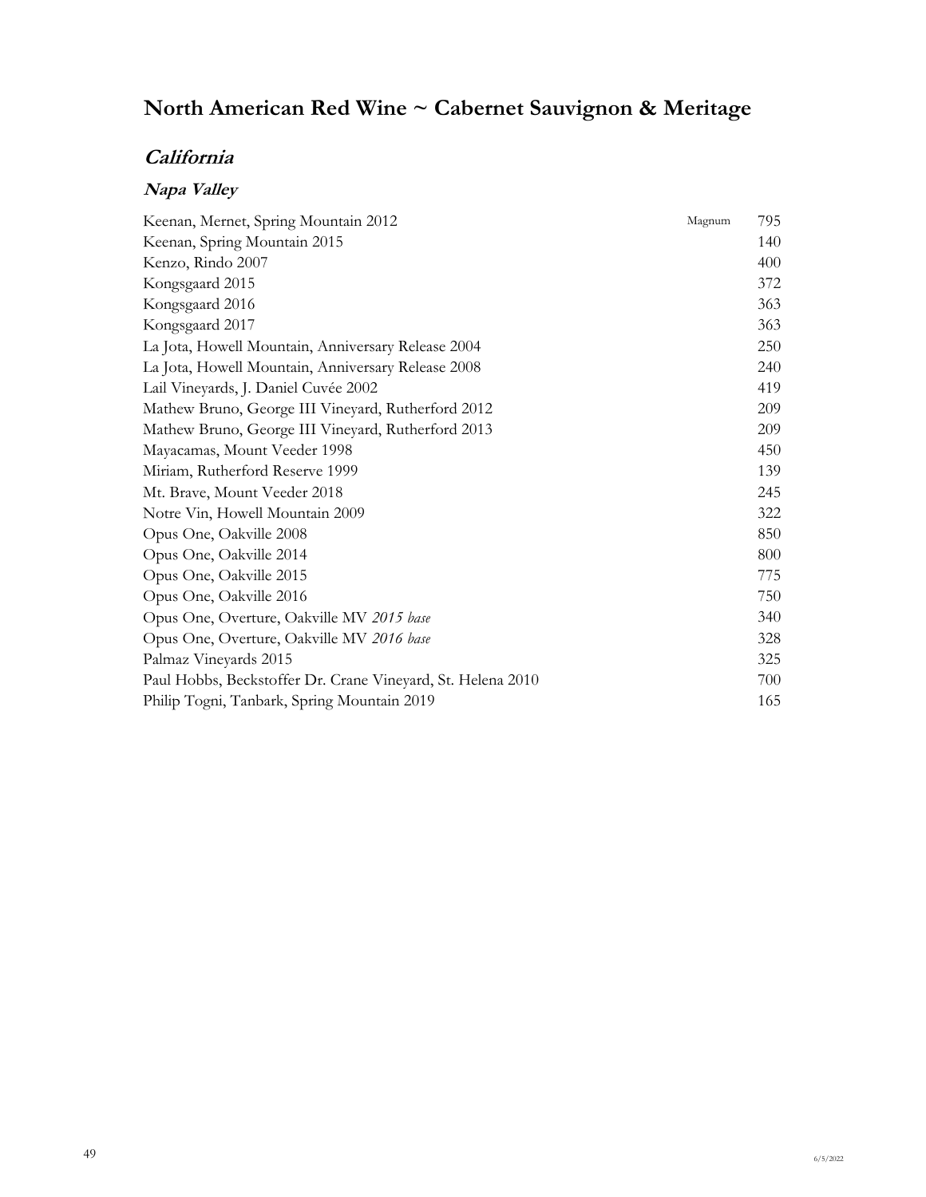# North American Red Wine ~ Cabernet Sauvignon & Meritage

## *California*

### *Napa Valley*

| Wine | Format | Price |
|---|---|---|
| Keenan, Mernet, Spring Mountain 2012 | Magnum | 795 |
| Keenan, Spring Mountain 2015 | | 140 |
| Kenzo, Rindo 2007 | | 400 |
| Kongsgaard 2015 | | 372 |
| Kongsgaard 2016 | | 363 |
| Kongsgaard 2017 | | 363 |
| La Jota, Howell Mountain, Anniversary Release 2004 | | 250 |
| La Jota, Howell Mountain, Anniversary Release 2008 | | 240 |
| Lail Vineyards, J. Daniel Cuvée 2002 | | 419 |
| Mathew Bruno, George III Vineyard, Rutherford 2012 | | 209 |
| Mathew Bruno, George III Vineyard, Rutherford 2013 | | 209 |
| Mayacamas, Mount Veeder 1998 | | 450 |
| Miriam, Rutherford Reserve 1999 | | 139 |
| Mt. Brave, Mount Veeder 2018 | | 245 |
| Notre Vin, Howell Mountain 2009 | | 322 |
| Opus One, Oakville 2008 | | 850 |
| Opus One, Oakville 2014 | | 800 |
| Opus One, Oakville 2015 | | 775 |
| Opus One, Oakville 2016 | | 750 |
| Opus One, Overture, Oakville MV *2015 base* | | 340 |
| Opus One, Overture, Oakville MV *2016 base* | | 328 |
| Palmaz Vineyards 2015 | | 325 |
| Paul Hobbs, Beckstoffer Dr. Crane Vineyard, St. Helena 2010 | | 700 |
| Philip Togni, Tanbark, Spring Mountain 2019 | | 165 |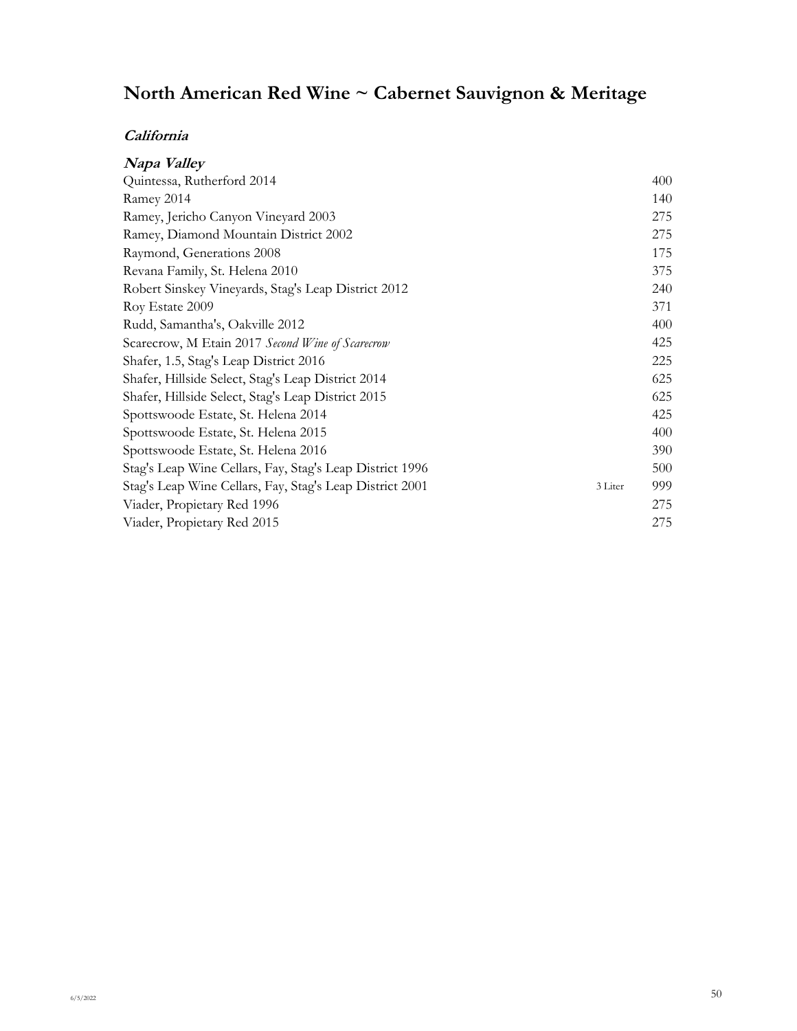# North American Red Wine ~ Cabernet Sauvignon & Meritage

## *California*

### *Napa Valley*

| Wine | Size | Price |
|---|---|---|
| Quintessa, Rutherford 2014 | | 400 |
| Ramey 2014 | | 140 |
| Ramey, Jericho Canyon Vineyard 2003 | | 275 |
| Ramey, Diamond Mountain District 2002 | | 275 |
| Raymond, Generations 2008 | | 175 |
| Revana Family, St. Helena 2010 | | 375 |
| Robert Sinskey Vineyards, Stag's Leap District 2012 | | 240 |
| Roy Estate 2009 | | 371 |
| Rudd, Samantha's, Oakville 2012 | | 400 |
| Scarecrow, M Etain 2017 *Second Wine of Scarecrow* | | 425 |
| Shafer, 1.5, Stag's Leap District 2016 | | 225 |
| Shafer, Hillside Select, Stag's Leap District 2014 | | 625 |
| Shafer, Hillside Select, Stag's Leap District 2015 | | 625 |
| Spottswoode Estate, St. Helena 2014 | | 425 |
| Spottswoode Estate, St. Helena 2015 | | 400 |
| Spottswoode Estate, St. Helena 2016 | | 390 |
| Stag's Leap Wine Cellars, Fay, Stag's Leap District 1996 | | 500 |
| Stag's Leap Wine Cellars, Fay, Stag's Leap District 2001 | 3 Liter | 999 |
| Viader, Propietary Red 1996 | | 275 |
| Viader, Propietary Red 2015 | | 275 |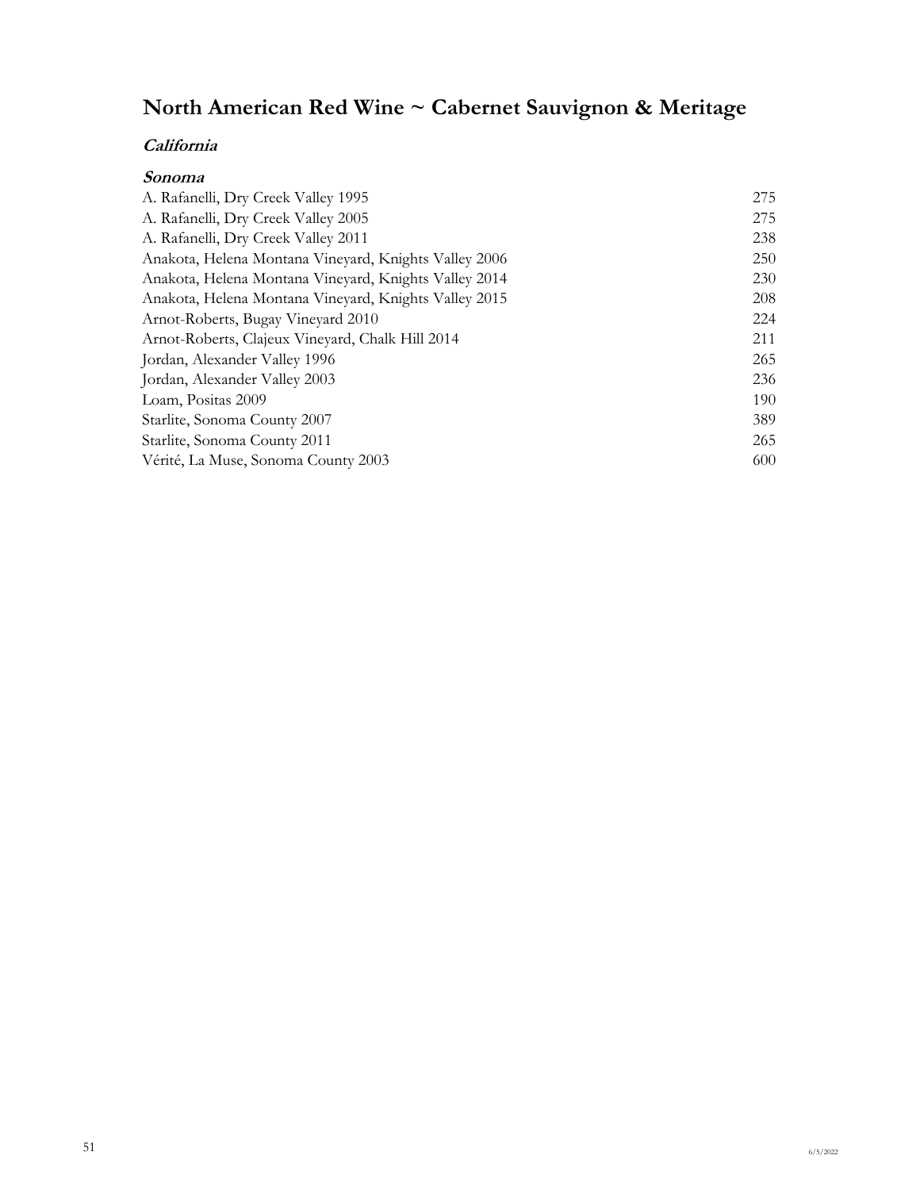# North American Red Wine ~ Cabernet Sauvignon & Meritage

## *California*

### *Sonoma*

| | |
|---|---|
| A. Rafanelli, Dry Creek Valley 1995 | 275 |
| A. Rafanelli, Dry Creek Valley 2005 | 275 |
| A. Rafanelli, Dry Creek Valley 2011 | 238 |
| Anakota, Helena Montana Vineyard, Knights Valley 2006 | 250 |
| Anakota, Helena Montana Vineyard, Knights Valley 2014 | 230 |
| Anakota, Helena Montana Vineyard, Knights Valley 2015 | 208 |
| Arnot-Roberts, Bugay Vineyard 2010 | 224 |
| Arnot-Roberts, Clajeux Vineyard, Chalk Hill 2014 | 211 |
| Jordan, Alexander Valley 1996 | 265 |
| Jordan, Alexander Valley 2003 | 236 |
| Loam, Positas 2009 | 190 |
| Starlite, Sonoma County 2007 | 389 |
| Starlite, Sonoma County 2011 | 265 |
| Vérité, La Muse, Sonoma County 2003 | 600 |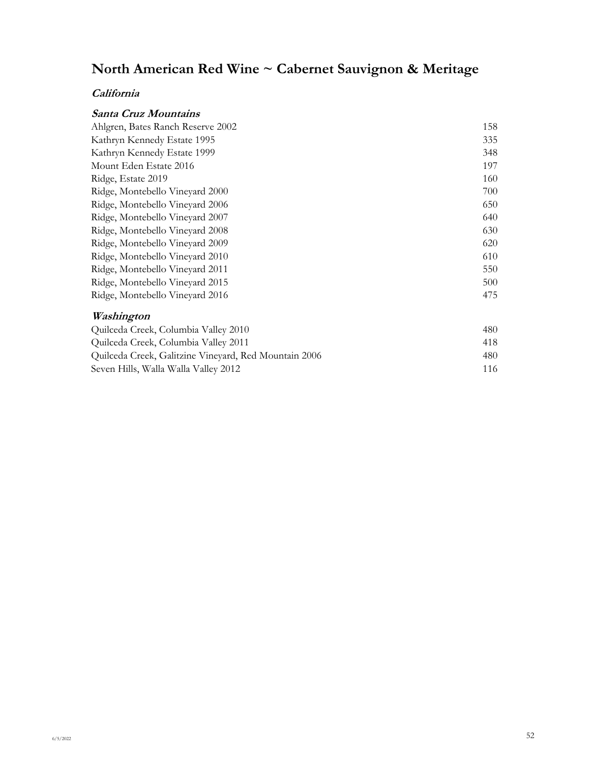# North American Red Wine ~ Cabernet Sauvignon & Meritage

## *California*

### *Santa Cruz Mountains*

| | |
|---|---|
| Ahlgren, Bates Ranch Reserve 2002 | 158 |
| Kathryn Kennedy Estate 1995 | 335 |
| Kathryn Kennedy Estate 1999 | 348 |
| Mount Eden Estate 2016 | 197 |
| Ridge, Estate 2019 | 160 |
| Ridge, Montebello Vineyard 2000 | 700 |
| Ridge, Montebello Vineyard 2006 | 650 |
| Ridge, Montebello Vineyard 2007 | 640 |
| Ridge, Montebello Vineyard 2008 | 630 |
| Ridge, Montebello Vineyard 2009 | 620 |
| Ridge, Montebello Vineyard 2010 | 610 |
| Ridge, Montebello Vineyard 2011 | 550 |
| Ridge, Montebello Vineyard 2015 | 500 |
| Ridge, Montebello Vineyard 2016 | 475 |

### *Washington*

| | |
|---|---|
| Quilceda Creek, Columbia Valley 2010 | 480 |
| Quilceda Creek, Columbia Valley 2011 | 418 |
| Quilceda Creek, Galitzine Vineyard, Red Mountain 2006 | 480 |
| Seven Hills, Walla Walla Valley 2012 | 116 |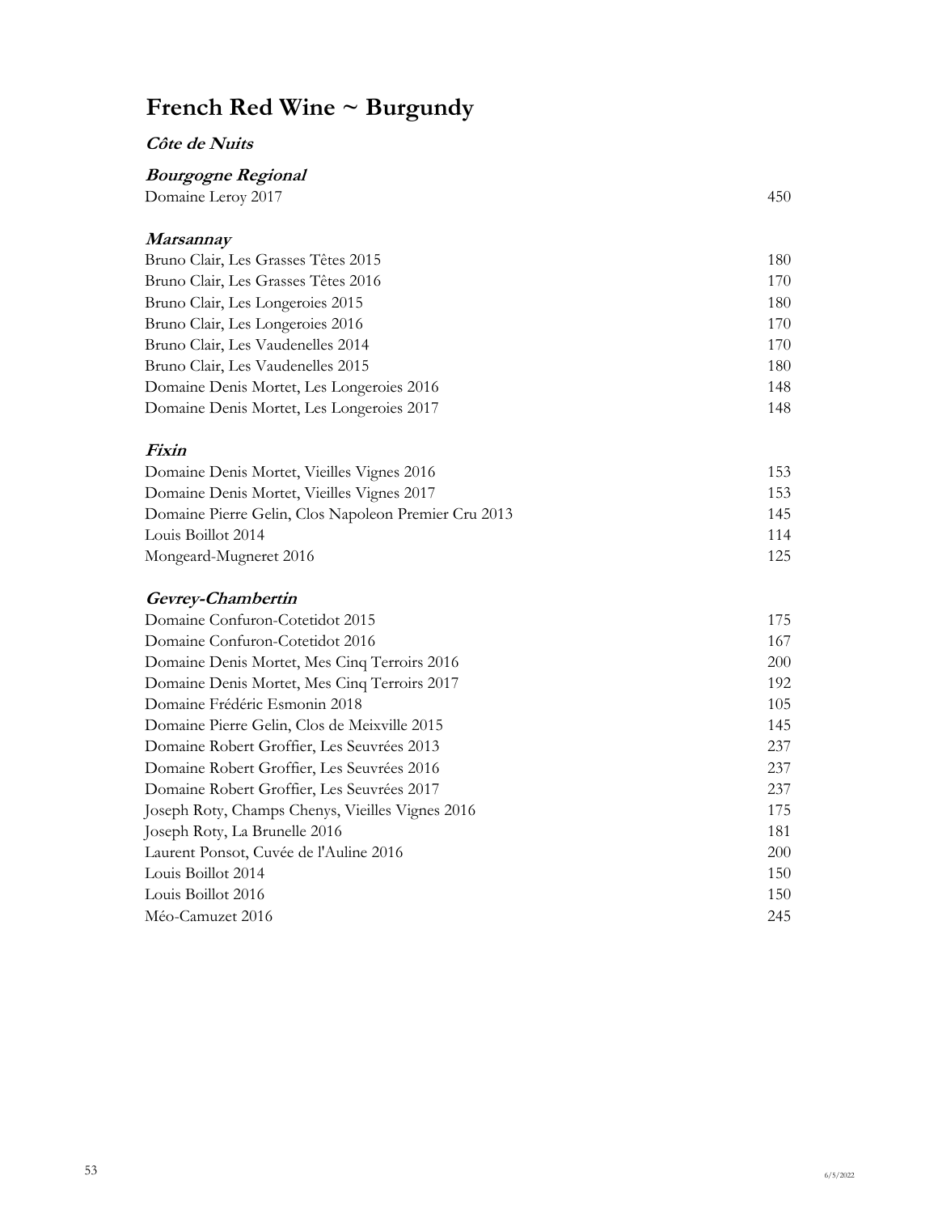# French Red Wine ~ Burgundy

***Côte de Nuits***

***Bourgogne Regional***

| | |
|---|---|
| Domaine Leroy 2017 | 450 |

***Marsannay***

| | |
|---|---|
| Bruno Clair, Les Grasses Têtes 2015 | 180 |
| Bruno Clair, Les Grasses Têtes 2016 | 170 |
| Bruno Clair, Les Longeroies 2015 | 180 |
| Bruno Clair, Les Longeroies 2016 | 170 |
| Bruno Clair, Les Vaudenelles 2014 | 170 |
| Bruno Clair, Les Vaudenelles 2015 | 180 |
| Domaine Denis Mortet, Les Longeroies 2016 | 148 |
| Domaine Denis Mortet, Les Longeroies 2017 | 148 |

***Fixin***

| | |
|---|---|
| Domaine Denis Mortet, Vieilles Vignes 2016 | 153 |
| Domaine Denis Mortet, Vieilles Vignes 2017 | 153 |
| Domaine Pierre Gelin, Clos Napoleon Premier Cru 2013 | 145 |
| Louis Boillot 2014 | 114 |
| Mongeard-Mugneret 2016 | 125 |

***Gevrey-Chambertin***

| | |
|---|---|
| Domaine Confuron-Cotetidot 2015 | 175 |
| Domaine Confuron-Cotetidot 2016 | 167 |
| Domaine Denis Mortet, Mes Cinq Terroirs 2016 | 200 |
| Domaine Denis Mortet, Mes Cinq Terroirs 2017 | 192 |
| Domaine Frédéric Esmonin 2018 | 105 |
| Domaine Pierre Gelin, Clos de Meixville 2015 | 145 |
| Domaine Robert Groffier, Les Seuvrées 2013 | 237 |
| Domaine Robert Groffier, Les Seuvrées 2016 | 237 |
| Domaine Robert Groffier, Les Seuvrées 2017 | 237 |
| Joseph Roty, Champs Chenys, Vieilles Vignes 2016 | 175 |
| Joseph Roty, La Brunelle 2016 | 181 |
| Laurent Ponsot, Cuvée de l'Auline 2016 | 200 |
| Louis Boillot 2014 | 150 |
| Louis Boillot 2016 | 150 |
| Méo-Camuzet 2016 | 245 |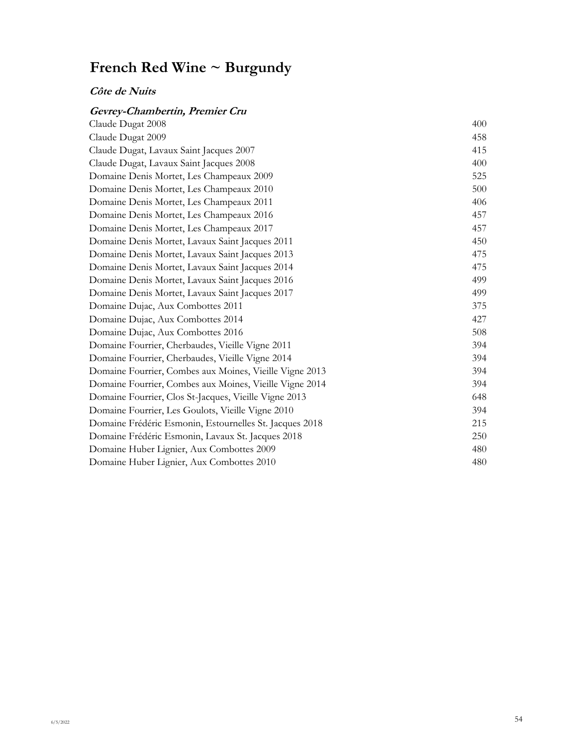# French Red Wine ~ Burgundy

## *Côte de Nuits*

### *Gevrey-Chambertin, Premier Cru*

| Wine | Price |
|---|---|
| Claude Dugat 2008 | 400 |
| Claude Dugat 2009 | 458 |
| Claude Dugat, Lavaux Saint Jacques 2007 | 415 |
| Claude Dugat, Lavaux Saint Jacques 2008 | 400 |
| Domaine Denis Mortet, Les Champeaux 2009 | 525 |
| Domaine Denis Mortet, Les Champeaux 2010 | 500 |
| Domaine Denis Mortet, Les Champeaux 2011 | 406 |
| Domaine Denis Mortet, Les Champeaux 2016 | 457 |
| Domaine Denis Mortet, Les Champeaux 2017 | 457 |
| Domaine Denis Mortet, Lavaux Saint Jacques 2011 | 450 |
| Domaine Denis Mortet, Lavaux Saint Jacques 2013 | 475 |
| Domaine Denis Mortet, Lavaux Saint Jacques 2014 | 475 |
| Domaine Denis Mortet, Lavaux Saint Jacques 2016 | 499 |
| Domaine Denis Mortet, Lavaux Saint Jacques 2017 | 499 |
| Domaine Dujac, Aux Combottes 2011 | 375 |
| Domaine Dujac, Aux Combottes 2014 | 427 |
| Domaine Dujac, Aux Combottes 2016 | 508 |
| Domaine Fourrier, Cherbaudes, Vieille Vigne 2011 | 394 |
| Domaine Fourrier, Cherbaudes, Vieille Vigne 2014 | 394 |
| Domaine Fourrier, Combes aux Moines, Vieille Vigne 2013 | 394 |
| Domaine Fourrier, Combes aux Moines, Vieille Vigne 2014 | 394 |
| Domaine Fourrier, Clos St-Jacques, Vieille Vigne 2013 | 648 |
| Domaine Fourrier, Les Goulots, Vieille Vigne 2010 | 394 |
| Domaine Frédéric Esmonin, Estournelles St. Jacques 2018 | 215 |
| Domaine Frédéric Esmonin, Lavaux St. Jacques 2018 | 250 |
| Domaine Huber Lignier, Aux Combottes 2009 | 480 |
| Domaine Huber Lignier, Aux Combottes 2010 | 480 |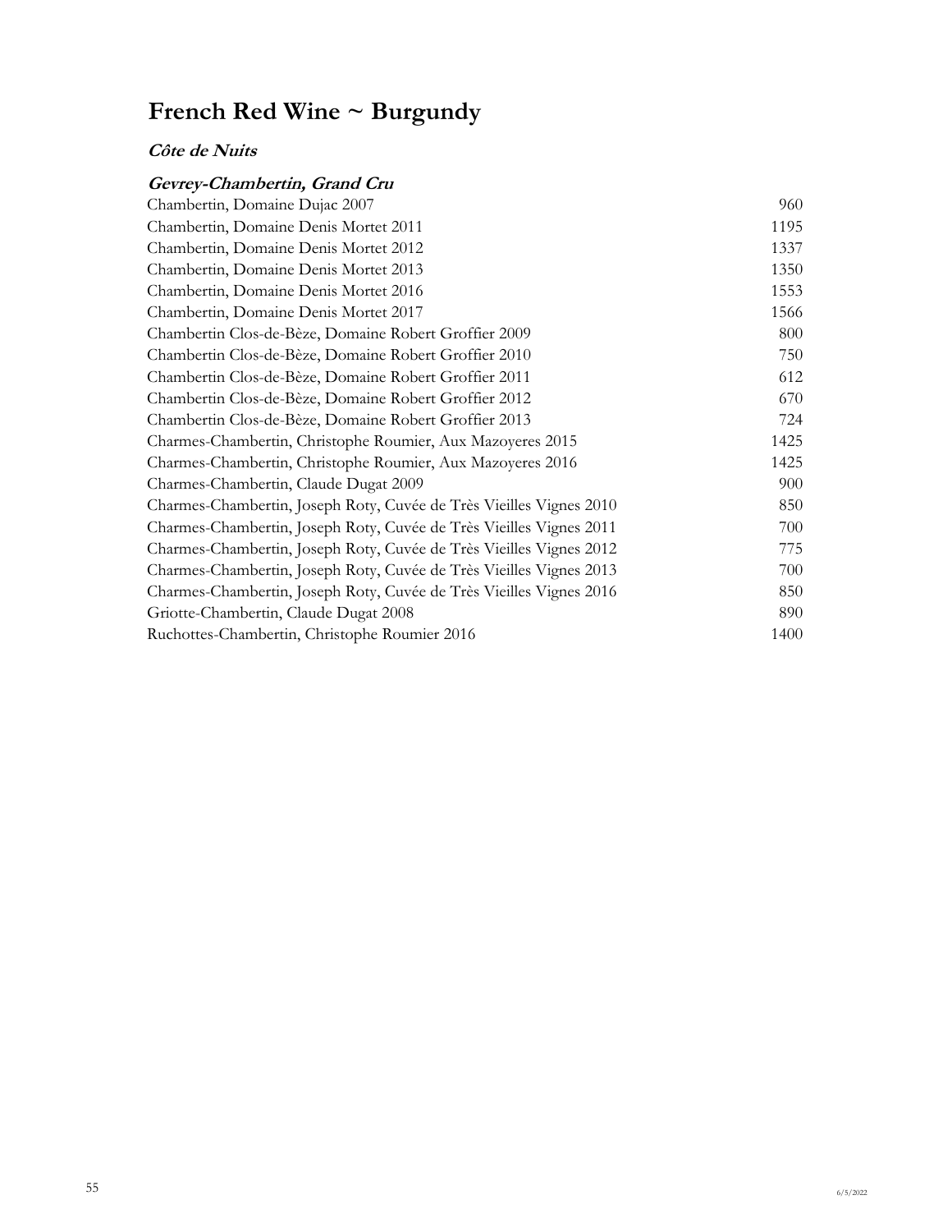# French Red Wine ~ Burgundy

### *Côte de Nuits*

### *Gevrey-Chambertin, Grand Cru*

| | |
|---|---|
| Chambertin, Domaine Dujac 2007 | 960 |
| Chambertin, Domaine Denis Mortet 2011 | 1195 |
| Chambertin, Domaine Denis Mortet 2012 | 1337 |
| Chambertin, Domaine Denis Mortet 2013 | 1350 |
| Chambertin, Domaine Denis Mortet 2016 | 1553 |
| Chambertin, Domaine Denis Mortet 2017 | 1566 |
| Chambertin Clos-de-Bèze, Domaine Robert Groffier 2009 | 800 |
| Chambertin Clos-de-Bèze, Domaine Robert Groffier 2010 | 750 |
| Chambertin Clos-de-Bèze, Domaine Robert Groffier 2011 | 612 |
| Chambertin Clos-de-Bèze, Domaine Robert Groffier 2012 | 670 |
| Chambertin Clos-de-Bèze, Domaine Robert Groffier 2013 | 724 |
| Charmes-Chambertin, Christophe Roumier, Aux Mazoyeres 2015 | 1425 |
| Charmes-Chambertin, Christophe Roumier, Aux Mazoyeres 2016 | 1425 |
| Charmes-Chambertin, Claude Dugat 2009 | 900 |
| Charmes-Chambertin, Joseph Roty, Cuvée de Très Vieilles Vignes 2010 | 850 |
| Charmes-Chambertin, Joseph Roty, Cuvée de Très Vieilles Vignes 2011 | 700 |
| Charmes-Chambertin, Joseph Roty, Cuvée de Très Vieilles Vignes 2012 | 775 |
| Charmes-Chambertin, Joseph Roty, Cuvée de Très Vieilles Vignes 2013 | 700 |
| Charmes-Chambertin, Joseph Roty, Cuvée de Très Vieilles Vignes 2016 | 850 |
| Griotte-Chambertin, Claude Dugat 2008 | 890 |
| Ruchottes-Chambertin, Christophe Roumier 2016 | 1400 |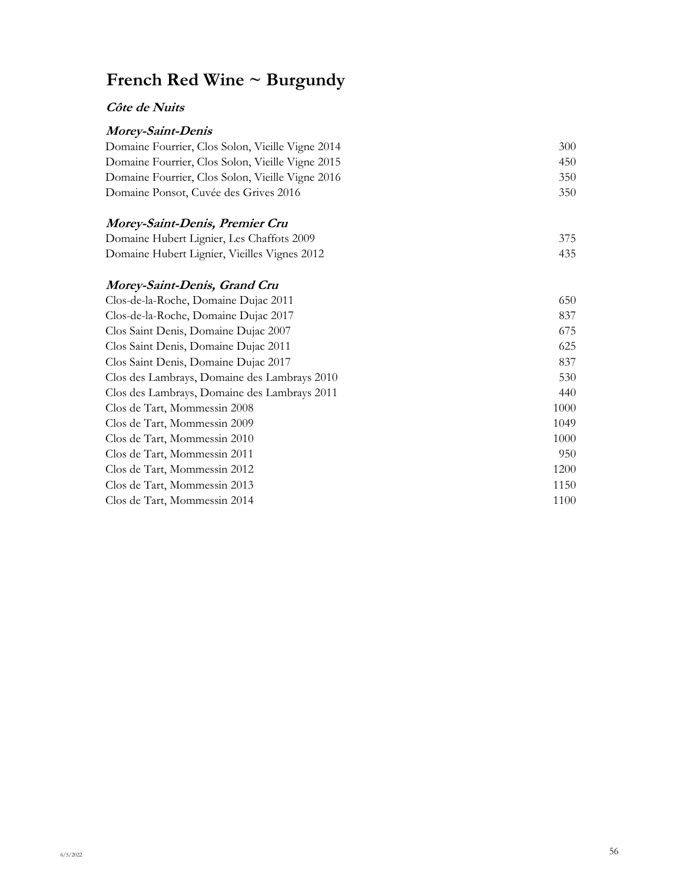# French Red Wine ~ Burgundy

***Côte de Nuits***

***Morey-Saint-Denis***

| | |
|---|---|
| Domaine Fourrier, Clos Solon, Vieille Vigne 2014 | 300 |
| Domaine Fourrier, Clos Solon, Vieille Vigne 2015 | 450 |
| Domaine Fourrier, Clos Solon, Vieille Vigne 2016 | 350 |
| Domaine Ponsot, Cuvée des Grives 2016 | 350 |

***Morey-Saint-Denis, Premier Cru***

| | |
|---|---|
| Domaine Hubert Lignier, Les Chaffots 2009 | 375 |
| Domaine Hubert Lignier, Vieilles Vignes 2012 | 435 |

***Morey-Saint-Denis, Grand Cru***

| | |
|---|---|
| Clos-de-la-Roche, Domaine Dujac 2011 | 650 |
| Clos-de-la-Roche, Domaine Dujac 2017 | 837 |
| Clos Saint Denis, Domaine Dujac 2007 | 675 |
| Clos Saint Denis, Domaine Dujac 2011 | 625 |
| Clos Saint Denis, Domaine Dujac 2017 | 837 |
| Clos des Lambrays, Domaine des Lambrays 2010 | 530 |
| Clos des Lambrays, Domaine des Lambrays 2011 | 440 |
| Clos de Tart, Mommessin 2008 | 1000 |
| Clos de Tart, Mommessin 2009 | 1049 |
| Clos de Tart, Mommessin 2010 | 1000 |
| Clos de Tart, Mommessin 2011 | 950 |
| Clos de Tart, Mommessin 2012 | 1200 |
| Clos de Tart, Mommessin 2013 | 1150 |
| Clos de Tart, Mommessin 2014 | 1100 |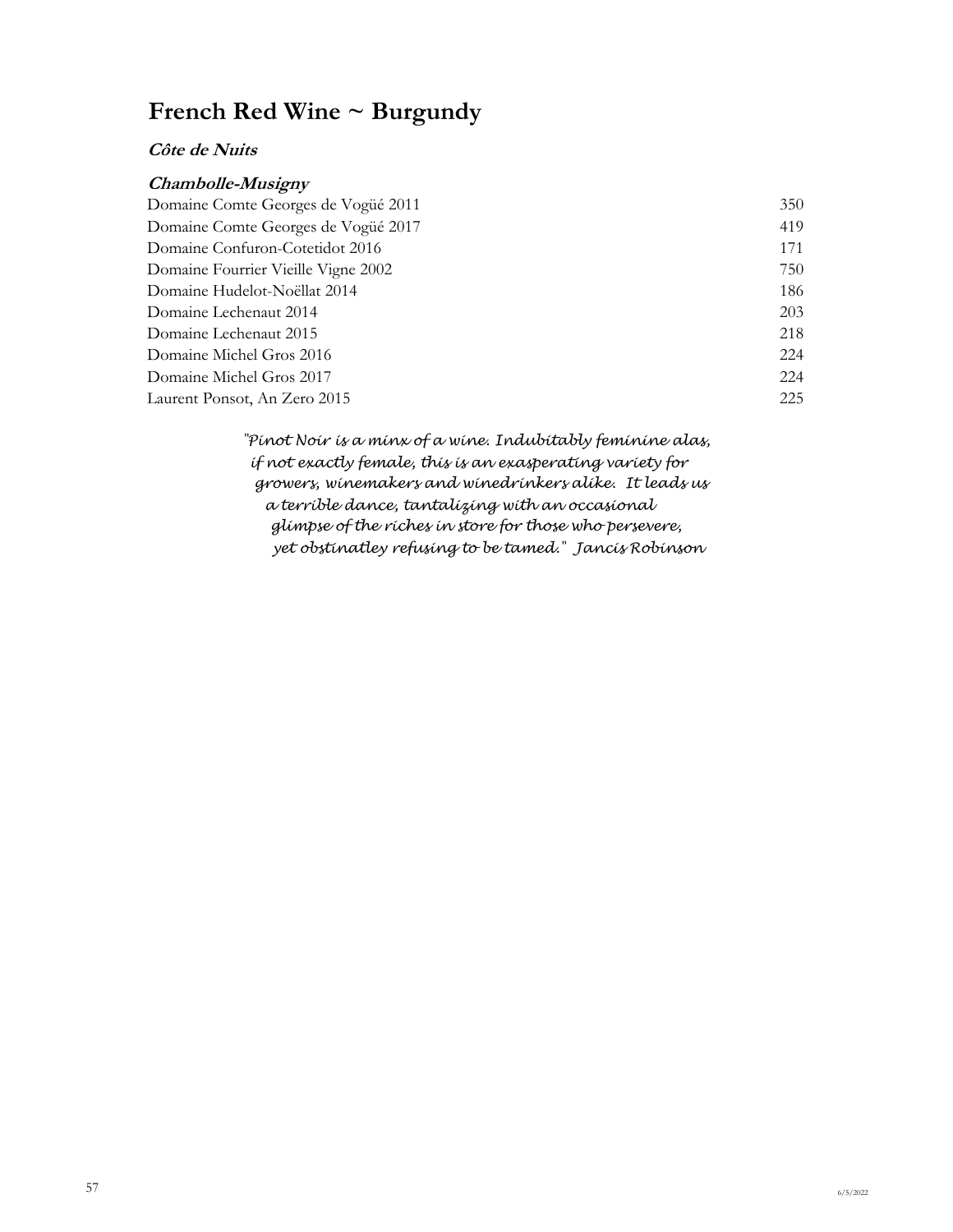# French Red Wine ~ Burgundy

***Côte de Nuits***

***Chambolle-Musigny***

| | |
|---|---|
| Domaine Comte Georges de Vogüé 2011 | 350 |
| Domaine Comte Georges de Vogüé 2017 | 419 |
| Domaine Confuron-Cotetidot 2016 | 171 |
| Domaine Fourrier Vieille Vigne 2002 | 750 |
| Domaine Hudelot-Noëllat 2014 | 186 |
| Domaine Lechenaut 2014 | 203 |
| Domaine Lechenaut 2015 | 218 |
| Domaine Michel Gros 2016 | 224 |
| Domaine Michel Gros 2017 | 224 |
| Laurent Ponsot, An Zero 2015 | 225 |

*"Pinot Noir is a minx of a wine. Indubitably feminine alas, if not exactly female, this is an exasperating variety for growers, winemakers and winedrinkers alike. It leads us a terrible dance, tantalizing with an occasional glimpse of the riches in store for those who persevere, yet obstinatley refusing to be tamed." Jancis Robinson*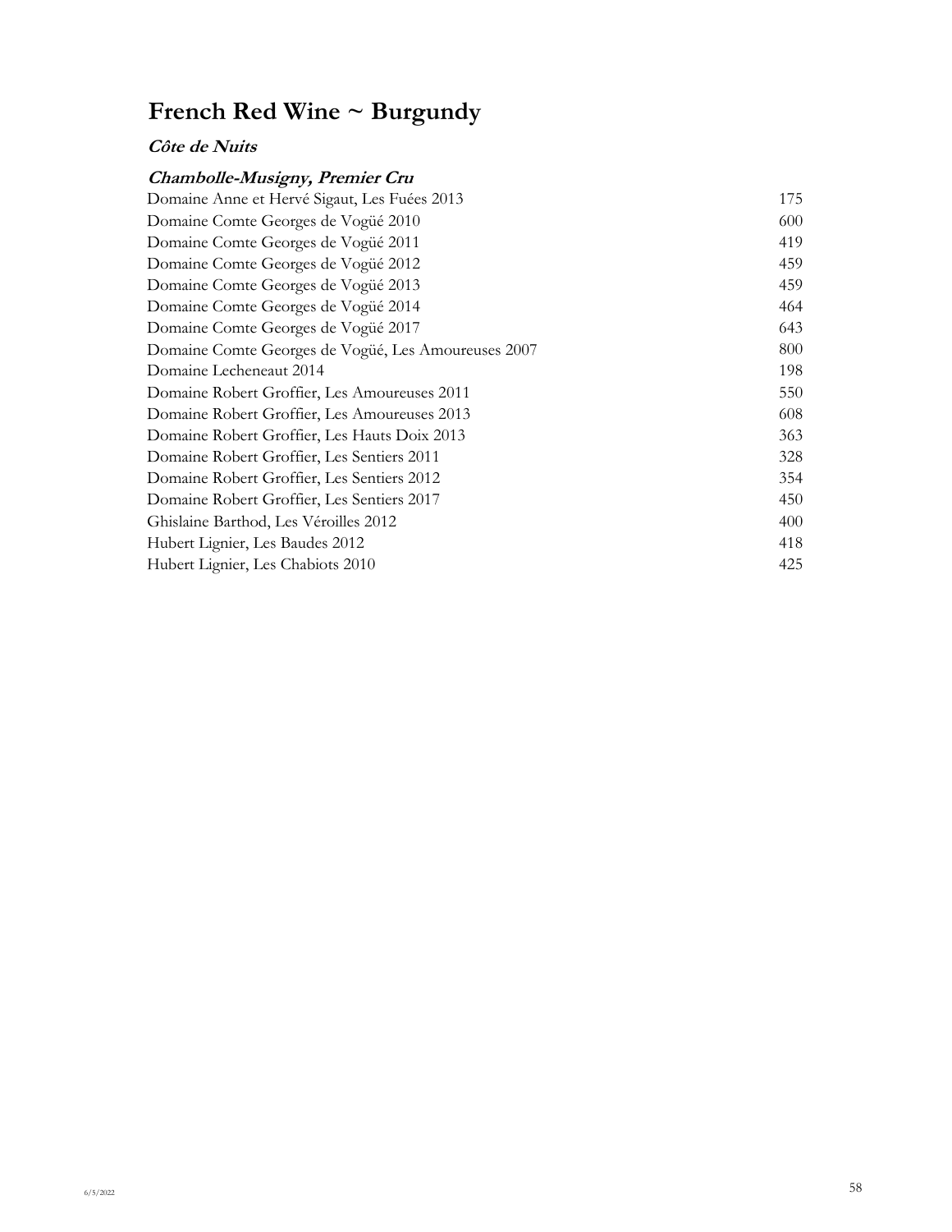# French Red Wine ~ Burgundy

## *Côte de Nuits*

### *Chambolle-Musigny, Premier Cru*

| | |
|---|---|
| Domaine Anne et Hervé Sigaut, Les Fuées 2013 | 175 |
| Domaine Comte Georges de Vogüé 2010 | 600 |
| Domaine Comte Georges de Vogüé 2011 | 419 |
| Domaine Comte Georges de Vogüé 2012 | 459 |
| Domaine Comte Georges de Vogüé 2013 | 459 |
| Domaine Comte Georges de Vogüé 2014 | 464 |
| Domaine Comte Georges de Vogüé 2017 | 643 |
| Domaine Comte Georges de Vogüé, Les Amoureuses 2007 | 800 |
| Domaine Lecheneaut 2014 | 198 |
| Domaine Robert Groffier, Les Amoureuses 2011 | 550 |
| Domaine Robert Groffier, Les Amoureuses 2013 | 608 |
| Domaine Robert Groffier, Les Hauts Doix 2013 | 363 |
| Domaine Robert Groffier, Les Sentiers 2011 | 328 |
| Domaine Robert Groffier, Les Sentiers 2012 | 354 |
| Domaine Robert Groffier, Les Sentiers 2017 | 450 |
| Ghislaine Barthod, Les Véroilles 2012 | 400 |
| Hubert Lignier, Les Baudes 2012 | 418 |
| Hubert Lignier, Les Chabiots 2010 | 425 |

6/5/2022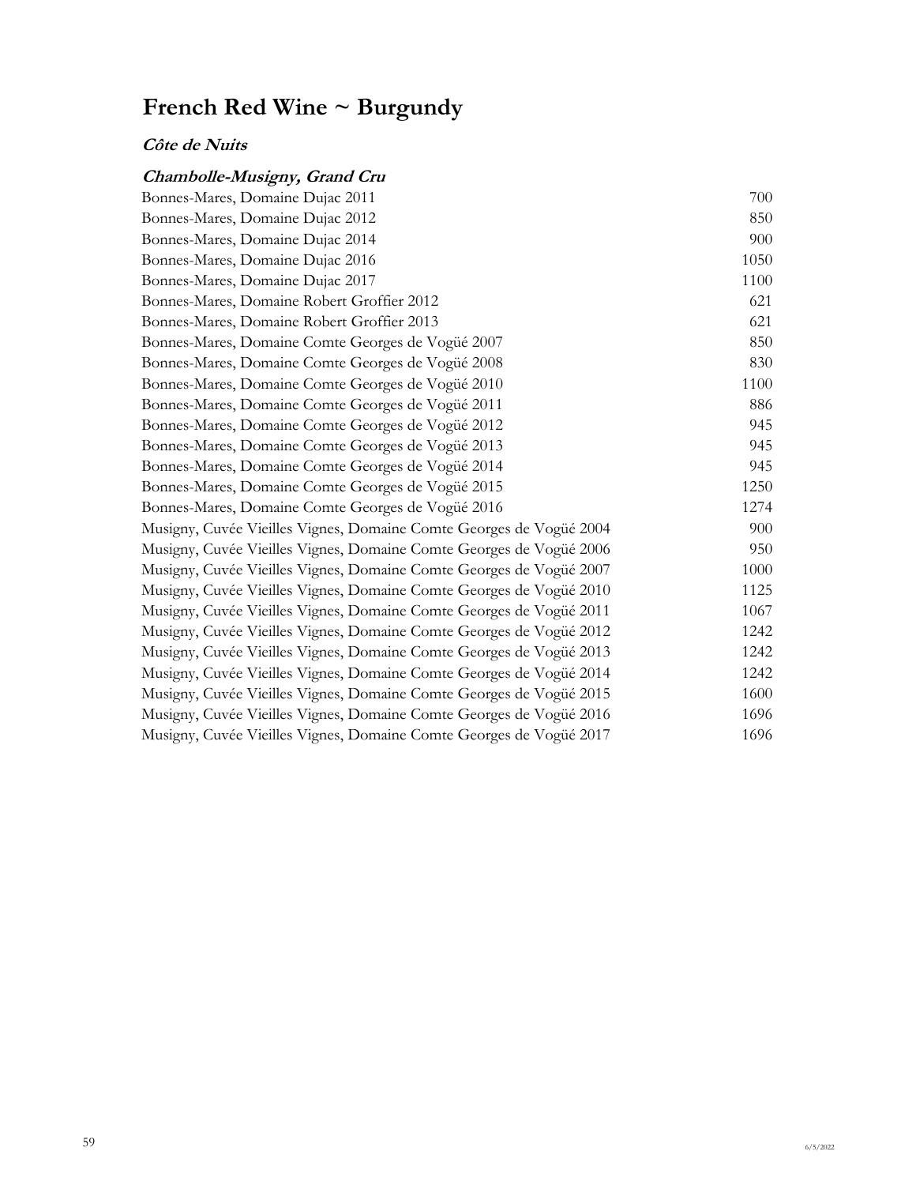# French Red Wine ~ Burgundy

### *Côte de Nuits*

### *Chambolle-Musigny, Grand Cru*

| | |
|---|---|
| Bonnes-Mares, Domaine Dujac 2011 | 700 |
| Bonnes-Mares, Domaine Dujac 2012 | 850 |
| Bonnes-Mares, Domaine Dujac 2014 | 900 |
| Bonnes-Mares, Domaine Dujac 2016 | 1050 |
| Bonnes-Mares, Domaine Dujac 2017 | 1100 |
| Bonnes-Mares, Domaine Robert Groffier 2012 | 621 |
| Bonnes-Mares, Domaine Robert Groffier 2013 | 621 |
| Bonnes-Mares, Domaine Comte Georges de Vogüé 2007 | 850 |
| Bonnes-Mares, Domaine Comte Georges de Vogüé 2008 | 830 |
| Bonnes-Mares, Domaine Comte Georges de Vogüé 2010 | 1100 |
| Bonnes-Mares, Domaine Comte Georges de Vogüé 2011 | 886 |
| Bonnes-Mares, Domaine Comte Georges de Vogüé 2012 | 945 |
| Bonnes-Mares, Domaine Comte Georges de Vogüé 2013 | 945 |
| Bonnes-Mares, Domaine Comte Georges de Vogüé 2014 | 945 |
| Bonnes-Mares, Domaine Comte Georges de Vogüé 2015 | 1250 |
| Bonnes-Mares, Domaine Comte Georges de Vogüé 2016 | 1274 |
| Musigny, Cuvée Vieilles Vignes, Domaine Comte Georges de Vogüé 2004 | 900 |
| Musigny, Cuvée Vieilles Vignes, Domaine Comte Georges de Vogüé 2006 | 950 |
| Musigny, Cuvée Vieilles Vignes, Domaine Comte Georges de Vogüé 2007 | 1000 |
| Musigny, Cuvée Vieilles Vignes, Domaine Comte Georges de Vogüé 2010 | 1125 |
| Musigny, Cuvée Vieilles Vignes, Domaine Comte Georges de Vogüé 2011 | 1067 |
| Musigny, Cuvée Vieilles Vignes, Domaine Comte Georges de Vogüé 2012 | 1242 |
| Musigny, Cuvée Vieilles Vignes, Domaine Comte Georges de Vogüé 2013 | 1242 |
| Musigny, Cuvée Vieilles Vignes, Domaine Comte Georges de Vogüé 2014 | 1242 |
| Musigny, Cuvée Vieilles Vignes, Domaine Comte Georges de Vogüé 2015 | 1600 |
| Musigny, Cuvée Vieilles Vignes, Domaine Comte Georges de Vogüé 2016 | 1696 |
| Musigny, Cuvée Vieilles Vignes, Domaine Comte Georges de Vogüé 2017 | 1696 |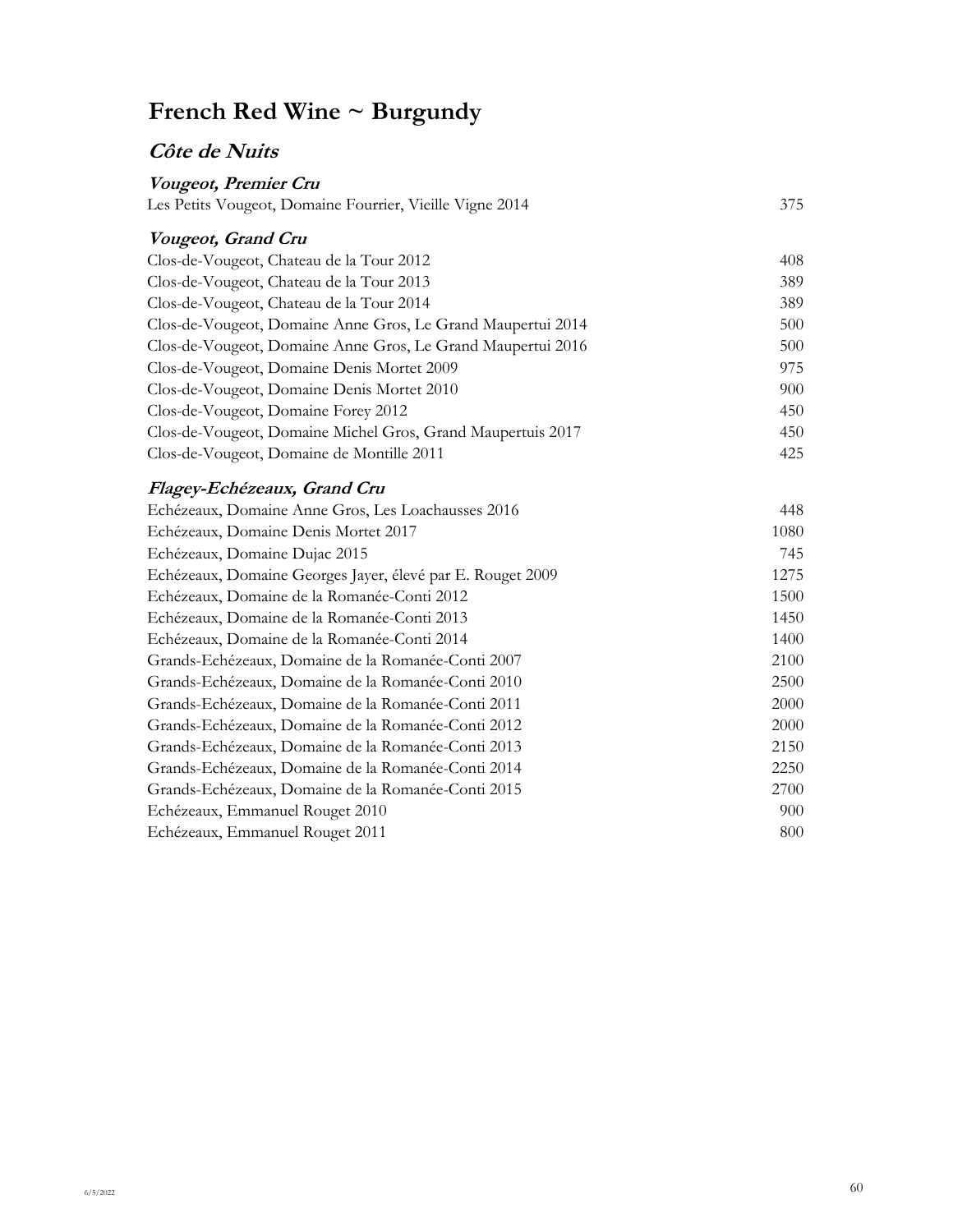# French Red Wine ~ Burgundy

## *Côte de Nuits*

### *Vougeot, Premier Cru*

| | |
|---|---|
| Les Petits Vougeot, Domaine Fourrier, Vieille Vigne 2014 | 375 |

### *Vougeot, Grand Cru*

| | |
|---|---|
| Clos-de-Vougeot, Chateau de la Tour 2012 | 408 |
| Clos-de-Vougeot, Chateau de la Tour 2013 | 389 |
| Clos-de-Vougeot, Chateau de la Tour 2014 | 389 |
| Clos-de-Vougeot, Domaine Anne Gros, Le Grand Maupertui 2014 | 500 |
| Clos-de-Vougeot, Domaine Anne Gros, Le Grand Maupertui 2016 | 500 |
| Clos-de-Vougeot, Domaine Denis Mortet 2009 | 975 |
| Clos-de-Vougeot, Domaine Denis Mortet 2010 | 900 |
| Clos-de-Vougeot, Domaine Forey 2012 | 450 |
| Clos-de-Vougeot, Domaine Michel Gros, Grand Maupertuis 2017 | 450 |
| Clos-de-Vougeot, Domaine de Montille 2011 | 425 |

### *Flagey-Echézeaux, Grand Cru*

| | |
|---|---|
| Echézeaux, Domaine Anne Gros, Les Loachausses 2016 | 448 |
| Echézeaux, Domaine Denis Mortet 2017 | 1080 |
| Echézeaux, Domaine Dujac 2015 | 745 |
| Echézeaux, Domaine Georges Jayer, élevé par E. Rouget 2009 | 1275 |
| Echézeaux, Domaine de la Romanée-Conti 2012 | 1500 |
| Echézeaux, Domaine de la Romanée-Conti 2013 | 1450 |
| Echézeaux, Domaine de la Romanée-Conti 2014 | 1400 |
| Grands-Echézeaux, Domaine de la Romanée-Conti 2007 | 2100 |
| Grands-Echézeaux, Domaine de la Romanée-Conti 2010 | 2500 |
| Grands-Echézeaux, Domaine de la Romanée-Conti 2011 | 2000 |
| Grands-Echézeaux, Domaine de la Romanée-Conti 2012 | 2000 |
| Grands-Echézeaux, Domaine de la Romanée-Conti 2013 | 2150 |
| Grands-Echézeaux, Domaine de la Romanée-Conti 2014 | 2250 |
| Grands-Echézeaux, Domaine de la Romanée-Conti 2015 | 2700 |
| Echézeaux, Emmanuel Rouget 2010 | 900 |
| Echézeaux, Emmanuel Rouget 2011 | 800 |

6/5/2022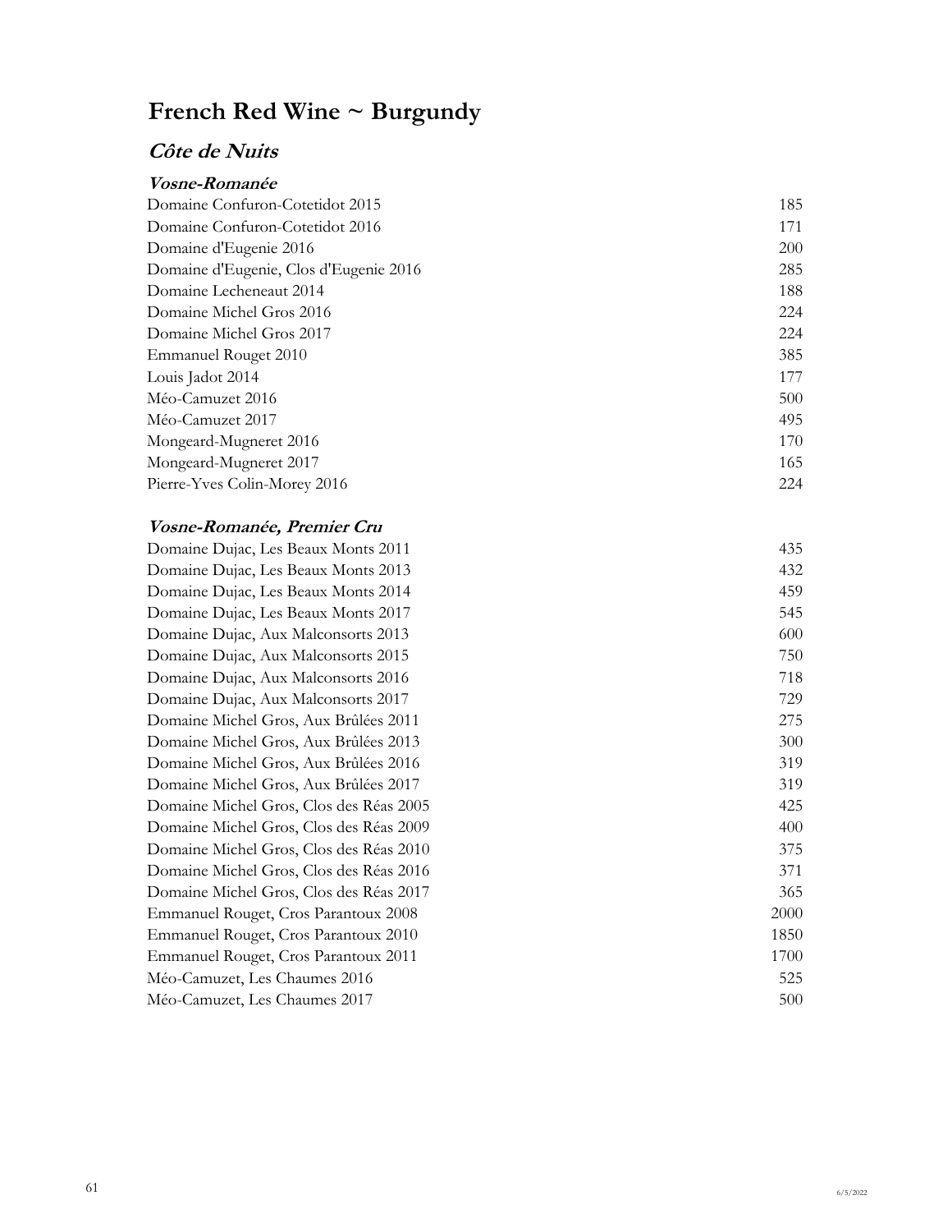# French Red Wine ~ Burgundy

## *Côte de Nuits*

### *Vosne-Romanée*

| Wine | Price |
|---|---|
| Domaine Confuron-Cotetidot 2015 | 185 |
| Domaine Confuron-Cotetidot 2016 | 171 |
| Domaine d'Eugenie 2016 | 200 |
| Domaine d'Eugenie, Clos d'Eugenie 2016 | 285 |
| Domaine Lecheneaut 2014 | 188 |
| Domaine Michel Gros 2016 | 224 |
| Domaine Michel Gros 2017 | 224 |
| Emmanuel Rouget 2010 | 385 |
| Louis Jadot 2014 | 177 |
| Méo-Camuzet 2016 | 500 |
| Méo-Camuzet 2017 | 495 |
| Mongeard-Mugneret 2016 | 170 |
| Mongeard-Mugneret 2017 | 165 |
| Pierre-Yves Colin-Morey 2016 | 224 |

### *Vosne-Romanée, Premier Cru*

| Wine | Price |
|---|---|
| Domaine Dujac, Les Beaux Monts 2011 | 435 |
| Domaine Dujac, Les Beaux Monts 2013 | 432 |
| Domaine Dujac, Les Beaux Monts 2014 | 459 |
| Domaine Dujac, Les Beaux Monts 2017 | 545 |
| Domaine Dujac, Aux Malconsorts 2013 | 600 |
| Domaine Dujac, Aux Malconsorts 2015 | 750 |
| Domaine Dujac, Aux Malconsorts 2016 | 718 |
| Domaine Dujac, Aux Malconsorts 2017 | 729 |
| Domaine Michel Gros, Aux Brûlées 2011 | 275 |
| Domaine Michel Gros, Aux Brûlées 2013 | 300 |
| Domaine Michel Gros, Aux Brûlées 2016 | 319 |
| Domaine Michel Gros, Aux Brûlées 2017 | 319 |
| Domaine Michel Gros, Clos des Réas 2005 | 425 |
| Domaine Michel Gros, Clos des Réas 2009 | 400 |
| Domaine Michel Gros, Clos des Réas 2010 | 375 |
| Domaine Michel Gros, Clos des Réas 2016 | 371 |
| Domaine Michel Gros, Clos des Réas 2017 | 365 |
| Emmanuel Rouget, Cros Parantoux 2008 | 2000 |
| Emmanuel Rouget, Cros Parantoux 2010 | 1850 |
| Emmanuel Rouget, Cros Parantoux 2011 | 1700 |
| Méo-Camuzet, Les Chaumes 2016 | 525 |
| Méo-Camuzet, Les Chaumes 2017 | 500 |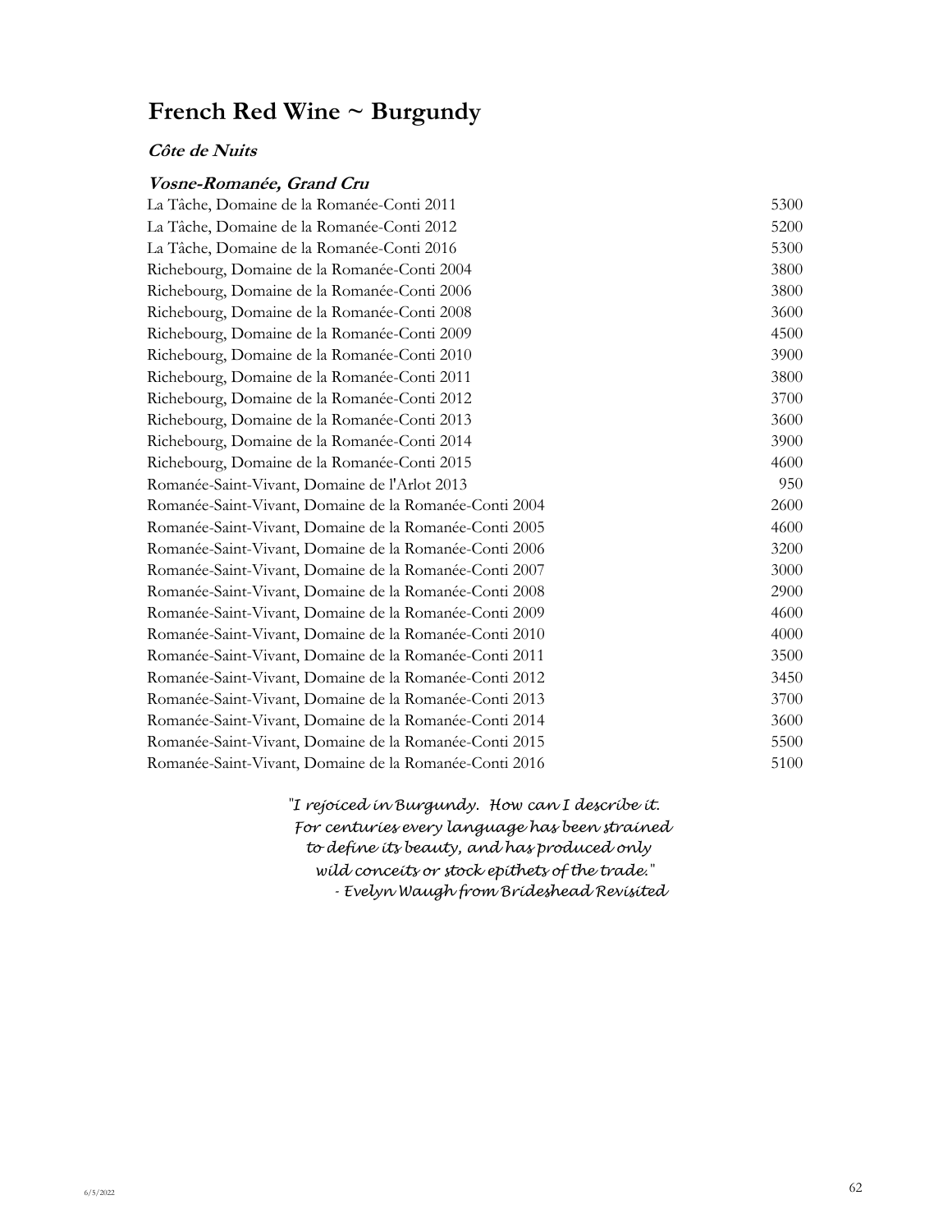# French Red Wine ~ Burgundy

## *Côte de Nuits*

### *Vosne-Romanée, Grand Cru*

| | |
|---|---|
| La Tâche, Domaine de la Romanée-Conti 2011 | 5300 |
| La Tâche, Domaine de la Romanée-Conti 2012 | 5200 |
| La Tâche, Domaine de la Romanée-Conti 2016 | 5300 |
| Richebourg, Domaine de la Romanée-Conti 2004 | 3800 |
| Richebourg, Domaine de la Romanée-Conti 2006 | 3800 |
| Richebourg, Domaine de la Romanée-Conti 2008 | 3600 |
| Richebourg, Domaine de la Romanée-Conti 2009 | 4500 |
| Richebourg, Domaine de la Romanée-Conti 2010 | 3900 |
| Richebourg, Domaine de la Romanée-Conti 2011 | 3800 |
| Richebourg, Domaine de la Romanée-Conti 2012 | 3700 |
| Richebourg, Domaine de la Romanée-Conti 2013 | 3600 |
| Richebourg, Domaine de la Romanée-Conti 2014 | 3900 |
| Richebourg, Domaine de la Romanée-Conti 2015 | 4600 |
| Romanée-Saint-Vivant, Domaine de l'Arlot 2013 | 950 |
| Romanée-Saint-Vivant, Domaine de la Romanée-Conti 2004 | 2600 |
| Romanée-Saint-Vivant, Domaine de la Romanée-Conti 2005 | 4600 |
| Romanée-Saint-Vivant, Domaine de la Romanée-Conti 2006 | 3200 |
| Romanée-Saint-Vivant, Domaine de la Romanée-Conti 2007 | 3000 |
| Romanée-Saint-Vivant, Domaine de la Romanée-Conti 2008 | 2900 |
| Romanée-Saint-Vivant, Domaine de la Romanée-Conti 2009 | 4600 |
| Romanée-Saint-Vivant, Domaine de la Romanée-Conti 2010 | 4000 |
| Romanée-Saint-Vivant, Domaine de la Romanée-Conti 2011 | 3500 |
| Romanée-Saint-Vivant, Domaine de la Romanée-Conti 2012 | 3450 |
| Romanée-Saint-Vivant, Domaine de la Romanée-Conti 2013 | 3700 |
| Romanée-Saint-Vivant, Domaine de la Romanée-Conti 2014 | 3600 |
| Romanée-Saint-Vivant, Domaine de la Romanée-Conti 2015 | 5500 |
| Romanée-Saint-Vivant, Domaine de la Romanée-Conti 2016 | 5100 |

*"I rejoiced in Burgundy. How can I describe it. For centuries every language has been strained to define its beauty, and has produced only wild conceits or stock epithets of the trade."*
*- Evelyn Waugh from Brideshead Revisited*

6/5/2022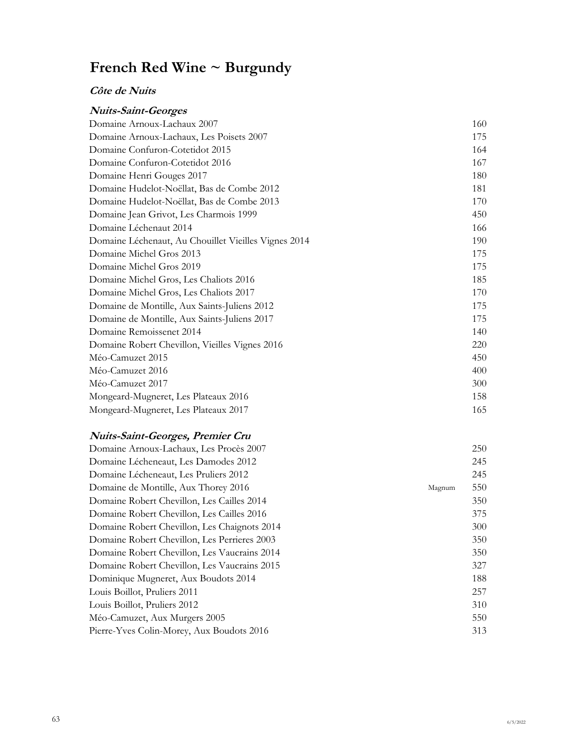# French Red Wine ~ Burgundy

***Côte de Nuits***

***Nuits-Saint-Georges***

| Wine | | Price |
|---|---|---|
| Domaine Arnoux-Lachaux 2007 | | 160 |
| Domaine Arnoux-Lachaux, Les Poisets 2007 | | 175 |
| Domaine Confuron-Cotetidot 2015 | | 164 |
| Domaine Confuron-Cotetidot 2016 | | 167 |
| Domaine Henri Gouges 2017 | | 180 |
| Domaine Hudelot-Noëllat, Bas de Combe 2012 | | 181 |
| Domaine Hudelot-Noëllat, Bas de Combe 2013 | | 170 |
| Domaine Jean Grivot, Les Charmois 1999 | | 450 |
| Domaine Léchenaut 2014 | | 166 |
| Domaine Léchenaut, Au Chouillet Vieilles Vignes 2014 | | 190 |
| Domaine Michel Gros 2013 | | 175 |
| Domaine Michel Gros 2019 | | 175 |
| Domaine Michel Gros, Les Chaliots 2016 | | 185 |
| Domaine Michel Gros, Les Chaliots 2017 | | 170 |
| Domaine de Montille, Aux Saints-Juliens 2012 | | 175 |
| Domaine de Montille, Aux Saints-Juliens 2017 | | 175 |
| Domaine Remoissenet 2014 | | 140 |
| Domaine Robert Chevillon, Vieilles Vignes 2016 | | 220 |
| Méo-Camuzet 2015 | | 450 |
| Méo-Camuzet 2016 | | 400 |
| Méo-Camuzet 2017 | | 300 |
| Mongeard-Mugneret, Les Plateaux 2016 | | 158 |
| Mongeard-Mugneret, Les Plateaux 2017 | | 165 |

***Nuits-Saint-Georges, Premier Cru***

| Wine | | Price |
|---|---|---|
| Domaine Arnoux-Lachaux, Les Procès 2007 | | 250 |
| Domaine Lécheneaut, Les Damodes 2012 | | 245 |
| Domaine Lécheneaut, Les Pruliers 2012 | | 245 |
| Domaine de Montille, Aux Thorey 2016 | Magnum | 550 |
| Domaine Robert Chevillon, Les Cailles 2014 | | 350 |
| Domaine Robert Chevillon, Les Cailles 2016 | | 375 |
| Domaine Robert Chevillon, Les Chaignots 2014 | | 300 |
| Domaine Robert Chevillon, Les Perrieres 2003 | | 350 |
| Domaine Robert Chevillon, Les Vaucrains 2014 | | 350 |
| Domaine Robert Chevillon, Les Vaucrains 2015 | | 327 |
| Dominique Mugneret, Aux Boudots 2014 | | 188 |
| Louis Boillot, Pruliers 2011 | | 257 |
| Louis Boillot, Pruliers 2012 | | 310 |
| Méo-Camuzet, Aux Murgers 2005 | | 550 |
| Pierre-Yves Colin-Morey, Aux Boudots 2016 | | 313 |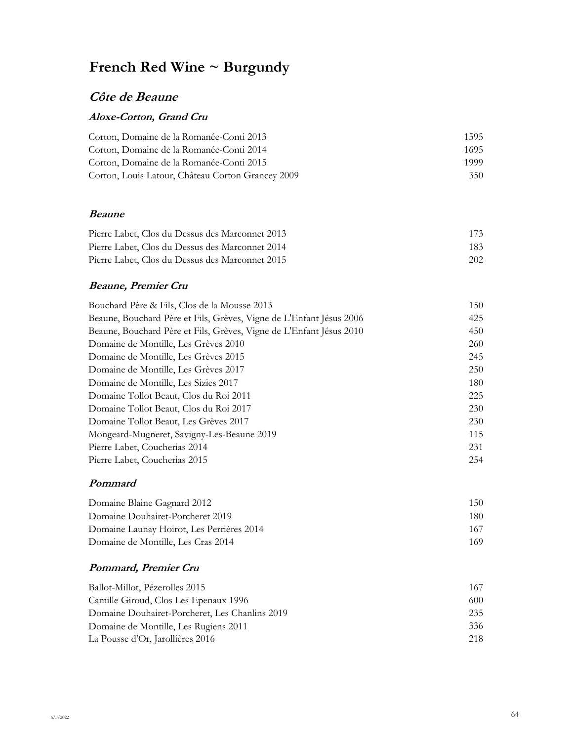# French Red Wine ~ Burgundy

## *Côte de Beaune*

### *Aloxe-Corton, Grand Cru*

| | |
|---|---|
| Corton, Domaine de la Romanée-Conti 2013 | 1595 |
| Corton, Domaine de la Romanée-Conti 2014 | 1695 |
| Corton, Domaine de la Romanée-Conti 2015 | 1999 |
| Corton, Louis Latour, Château Corton Grancey 2009 | 350 |

### *Beaune*

| | |
|---|---|
| Pierre Labet, Clos du Dessus des Marconnet 2013 | 173 |
| Pierre Labet, Clos du Dessus des Marconnet 2014 | 183 |
| Pierre Labet, Clos du Dessus des Marconnet 2015 | 202 |

### *Beaune, Premier Cru*

| | |
|---|---|
| Bouchard Père & Fils, Clos de la Mousse 2013 | 150 |
| Beaune, Bouchard Père et Fils, Grèves, Vigne de L'Enfant Jésus 2006 | 425 |
| Beaune, Bouchard Père et Fils, Grèves, Vigne de L'Enfant Jésus 2010 | 450 |
| Domaine de Montille, Les Grèves 2010 | 260 |
| Domaine de Montille, Les Grèves 2015 | 245 |
| Domaine de Montille, Les Grèves 2017 | 250 |
| Domaine de Montille, Les Sizies 2017 | 180 |
| Domaine Tollot Beaut, Clos du Roi 2011 | 225 |
| Domaine Tollot Beaut, Clos du Roi 2017 | 230 |
| Domaine Tollot Beaut, Les Grèves 2017 | 230 |
| Mongeard-Mugneret, Savigny-Les-Beaune 2019 | 115 |
| Pierre Labet, Coucherias 2014 | 231 |
| Pierre Labet, Coucherias 2015 | 254 |

### *Pommard*

| | |
|---|---|
| Domaine Blaine Gagnard 2012 | 150 |
| Domaine Douhairet-Porcheret 2019 | 180 |
| Domaine Launay Hoirot, Les Perrières 2014 | 167 |
| Domaine de Montille, Les Cras 2014 | 169 |

### *Pommard, Premier Cru*

| | |
|---|---|
| Ballot-Millot, Pézerolles 2015 | 167 |
| Camille Giroud, Clos Les Epenaux 1996 | 600 |
| Domaine Douhairet-Porcheret, Les Chanlins 2019 | 235 |
| Domaine de Montille, Les Rugiens 2011 | 336 |
| La Pousse d'Or, Jarollières 2016 | 218 |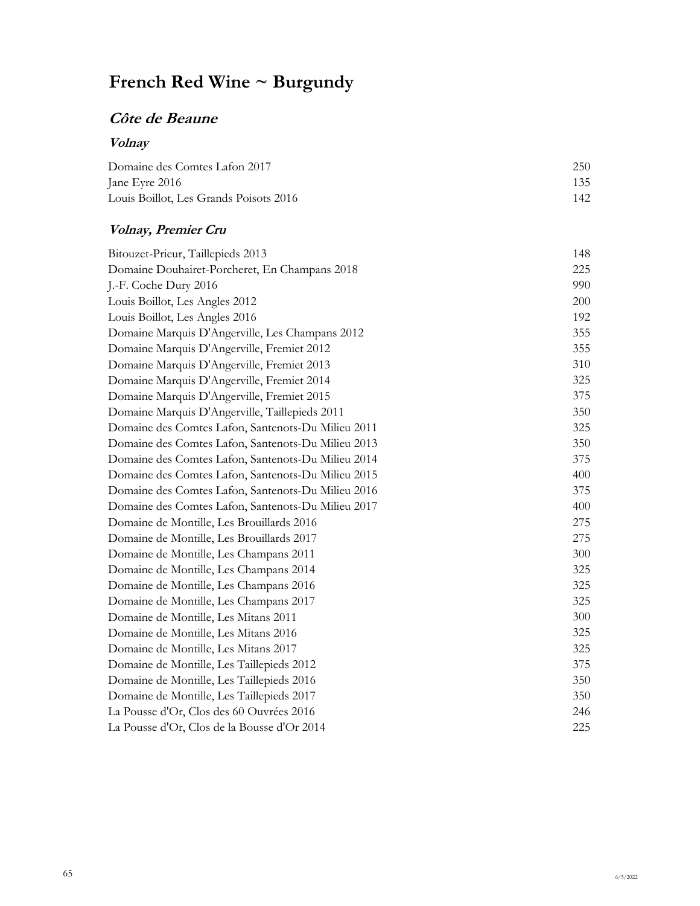# French Red Wine ~ Burgundy

## *Côte de Beaune*

### *Volnay*

| | |
|---|---|
| Domaine des Comtes Lafon 2017 | 250 |
| Jane Eyre 2016 | 135 |
| Louis Boillot, Les Grands Poisots 2016 | 142 |

### *Volnay, Premier Cru*

| | |
|---|---|
| Bitouzet-Prieur, Taillepieds 2013 | 148 |
| Domaine Douhairet-Porcheret, En Champans 2018 | 225 |
| J.-F. Coche Dury 2016 | 990 |
| Louis Boillot, Les Angles 2012 | 200 |
| Louis Boillot, Les Angles 2016 | 192 |
| Domaine Marquis D'Angerville, Les Champans 2012 | 355 |
| Domaine Marquis D'Angerville, Fremiet 2012 | 355 |
| Domaine Marquis D'Angerville, Fremiet 2013 | 310 |
| Domaine Marquis D'Angerville, Fremiet 2014 | 325 |
| Domaine Marquis D'Angerville, Fremiet 2015 | 375 |
| Domaine Marquis D'Angerville, Taillepieds 2011 | 350 |
| Domaine des Comtes Lafon, Santenots-Du Milieu 2011 | 325 |
| Domaine des Comtes Lafon, Santenots-Du Milieu 2013 | 350 |
| Domaine des Comtes Lafon, Santenots-Du Milieu 2014 | 375 |
| Domaine des Comtes Lafon, Santenots-Du Milieu 2015 | 400 |
| Domaine des Comtes Lafon, Santenots-Du Milieu 2016 | 375 |
| Domaine des Comtes Lafon, Santenots-Du Milieu 2017 | 400 |
| Domaine de Montille, Les Brouillards 2016 | 275 |
| Domaine de Montille, Les Brouillards 2017 | 275 |
| Domaine de Montille, Les Champans 2011 | 300 |
| Domaine de Montille, Les Champans 2014 | 325 |
| Domaine de Montille, Les Champans 2016 | 325 |
| Domaine de Montille, Les Champans 2017 | 325 |
| Domaine de Montille, Les Mitans 2011 | 300 |
| Domaine de Montille, Les Mitans 2016 | 325 |
| Domaine de Montille, Les Mitans 2017 | 325 |
| Domaine de Montille, Les Taillepieds 2012 | 375 |
| Domaine de Montille, Les Taillepieds 2016 | 350 |
| Domaine de Montille, Les Taillepieds 2017 | 350 |
| La Pousse d'Or, Clos des 60 Ouvrées 2016 | 246 |
| La Pousse d'Or, Clos de la Bousse d'Or 2014 | 225 |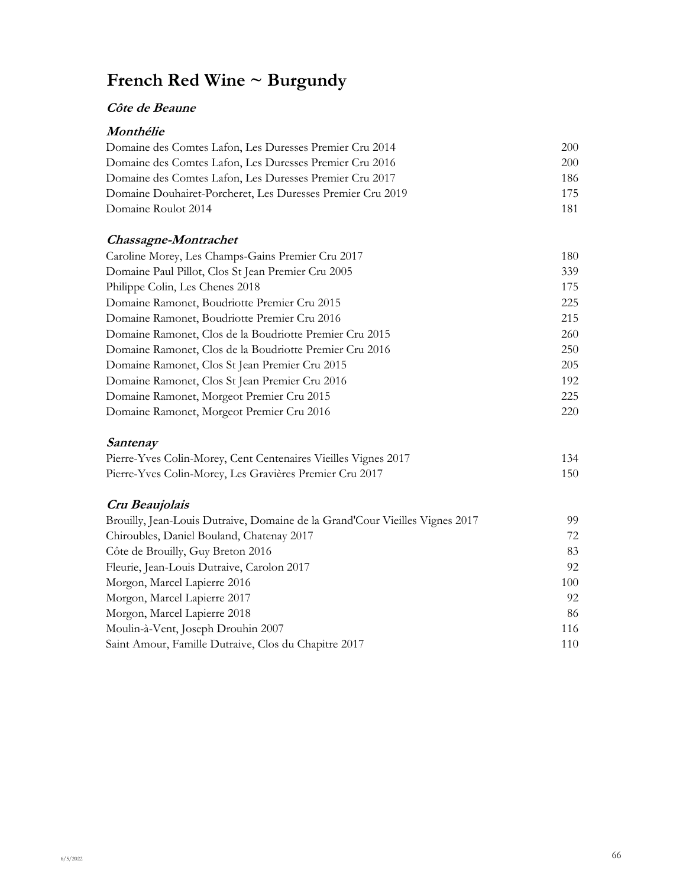# French Red Wine ~ Burgundy

## *Côte de Beaune*

### *Monthélie*

| | |
|---|---|
| Domaine des Comtes Lafon, Les Duresses Premier Cru 2014 | 200 |
| Domaine des Comtes Lafon, Les Duresses Premier Cru 2016 | 200 |
| Domaine des Comtes Lafon, Les Duresses Premier Cru 2017 | 186 |
| Domaine Douhairet-Porcheret, Les Duresses Premier Cru 2019 | 175 |
| Domaine Roulot 2014 | 181 |

### *Chassagne-Montrachet*

| | |
|---|---|
| Caroline Morey, Les Champs-Gains Premier Cru 2017 | 180 |
| Domaine Paul Pillot, Clos St Jean Premier Cru 2005 | 339 |
| Philippe Colin, Les Chenes 2018 | 175 |
| Domaine Ramonet, Boudriotte Premier Cru 2015 | 225 |
| Domaine Ramonet, Boudriotte Premier Cru 2016 | 215 |
| Domaine Ramonet, Clos de la Boudriotte Premier Cru 2015 | 260 |
| Domaine Ramonet, Clos de la Boudriotte Premier Cru 2016 | 250 |
| Domaine Ramonet, Clos St Jean Premier Cru 2015 | 205 |
| Domaine Ramonet, Clos St Jean Premier Cru 2016 | 192 |
| Domaine Ramonet, Morgeot Premier Cru 2015 | 225 |
| Domaine Ramonet, Morgeot Premier Cru 2016 | 220 |

### *Santenay*

| | |
|---|---|
| Pierre-Yves Colin-Morey, Cent Centenaires Vieilles Vignes 2017 | 134 |
| Pierre-Yves Colin-Morey, Les Gravières Premier Cru 2017 | 150 |

### *Cru Beaujolais*

| | |
|---|---|
| Brouilly, Jean-Louis Dutraive, Domaine de la Grand'Cour Vieilles Vignes 2017 | 99 |
| Chiroubles, Daniel Bouland, Chatenay 2017 | 72 |
| Côte de Brouilly, Guy Breton 2016 | 83 |
| Fleurie, Jean-Louis Dutraive, Carolon 2017 | 92 |
| Morgon, Marcel Lapierre 2016 | 100 |
| Morgon, Marcel Lapierre 2017 | 92 |
| Morgon, Marcel Lapierre 2018 | 86 |
| Moulin-à-Vent, Joseph Drouhin 2007 | 116 |
| Saint Amour, Famille Dutraive, Clos du Chapitre 2017 | 110 |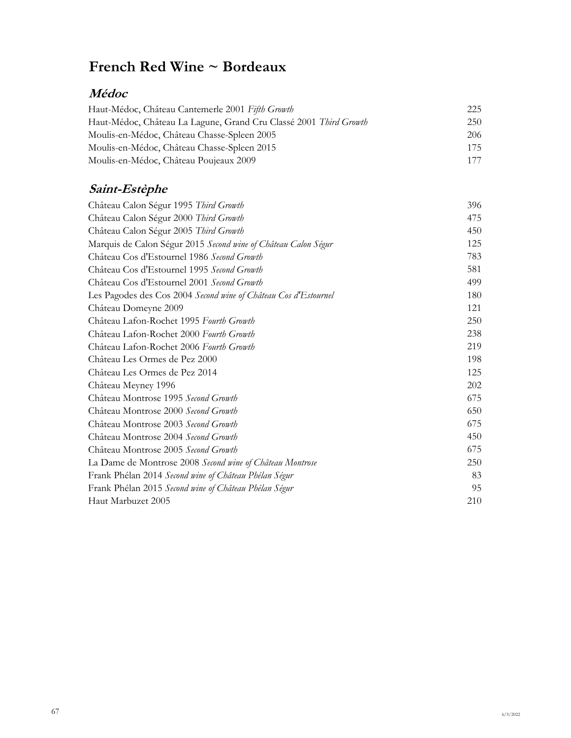# French Red Wine ~ Bordeaux

## *Médoc*

| | |
|---|---|
| Haut-Médoc, Château Cantemerle 2001 *Fifth Growth* | 225 |
| Haut-Médoc, Château La Lagune, Grand Cru Classé 2001 *Third Growth* | 250 |
| Moulis-en-Médoc, Château Chasse-Spleen 2005 | 206 |
| Moulis-en-Médoc, Château Chasse-Spleen 2015 | 175 |
| Moulis-en-Médoc, Château Poujeaux 2009 | 177 |

## *Saint-Estèphe*

| | |
|---|---|
| Château Calon Ségur 1995 *Third Growth* | 396 |
| Château Calon Ségur 2000 *Third Growth* | 475 |
| Château Calon Ségur 2005 *Third Growth* | 450 |
| Marquis de Calon Ségur 2015 *Second wine of Château Calon Ségur* | 125 |
| Château Cos d'Estournel 1986 *Second Growth* | 783 |
| Château Cos d'Estournel 1995 *Second Growth* | 581 |
| Château Cos d'Estournel 2001 *Second Growth* | 499 |
| Les Pagodes des Cos 2004 *Second wine of Château Cos d'Estournel* | 180 |
| Château Domeyne 2009 | 121 |
| Château Lafon-Rochet 1995 *Fourth Growth* | 250 |
| Château Lafon-Rochet 2000 *Fourth Growth* | 238 |
| Château Lafon-Rochet 2006 *Fourth Growth* | 219 |
| Château Les Ormes de Pez 2000 | 198 |
| Château Les Ormes de Pez 2014 | 125 |
| Château Meyney 1996 | 202 |
| Château Montrose 1995 *Second Growth* | 675 |
| Château Montrose 2000 *Second Growth* | 650 |
| Château Montrose 2003 *Second Growth* | 675 |
| Château Montrose 2004 *Second Growth* | 450 |
| Château Montrose 2005 *Second Growth* | 675 |
| La Dame de Montrose 2008 *Second wine of Château Montrose* | 250 |
| Frank Phélan 2014 *Second wine of Château Phélan Ségur* | 83 |
| Frank Phélan 2015 *Second wine of Château Phélan Ségur* | 95 |
| Haut Marbuzet 2005 | 210 |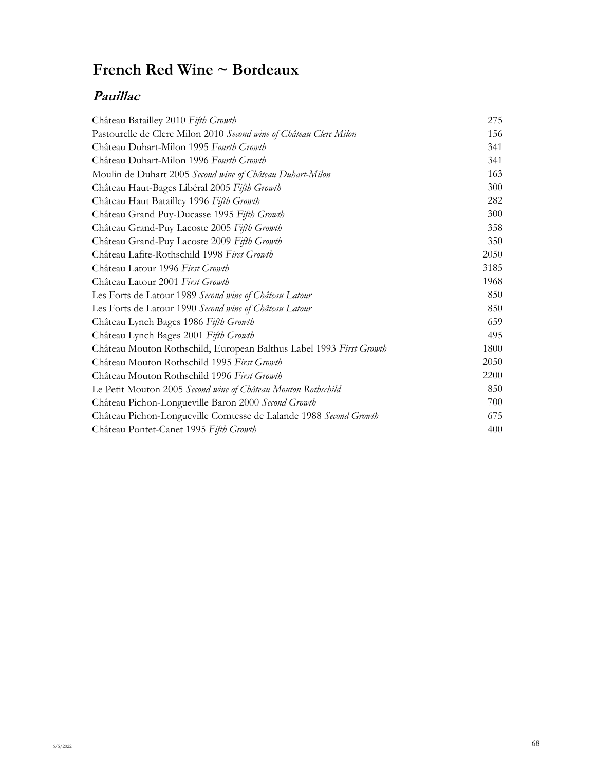# French Red Wine ~ Bordeaux

## *Pauillac*

| | |
|---|---|
| Château Batailley 2010 *Fifth Growth* | 275 |
| Pastourelle de Clerc Milon 2010 *Second wine of Château Clerc Milon* | 156 |
| Château Duhart-Milon 1995 *Fourth Growth* | 341 |
| Château Duhart-Milon 1996 *Fourth Growth* | 341 |
| Moulin de Duhart 2005 *Second wine of Château Duhart-Milon* | 163 |
| Château Haut-Bages Libéral 2005 *Fifth Growth* | 300 |
| Château Haut Batailley 1996 *Fifth Growth* | 282 |
| Château Grand Puy-Ducasse 1995 *Fifth Growth* | 300 |
| Château Grand-Puy Lacoste 2005 *Fifth Growth* | 358 |
| Château Grand-Puy Lacoste 2009 *Fifth Growth* | 350 |
| Château Lafite-Rothschild 1998 *First Growth* | 2050 |
| Château Latour 1996 *First Growth* | 3185 |
| Château Latour 2001 *First Growth* | 1968 |
| Les Forts de Latour 1989 *Second wine of Château Latour* | 850 |
| Les Forts de Latour 1990 *Second wine of Château Latour* | 850 |
| Château Lynch Bages 1986 *Fifth Growth* | 659 |
| Château Lynch Bages 2001 *Fifth Growth* | 495 |
| Château Mouton Rothschild, European Balthus Label 1993 *First Growth* | 1800 |
| Château Mouton Rothschild 1995 *First Growth* | 2050 |
| Château Mouton Rothschild 1996 *First Growth* | 2200 |
| Le Petit Mouton 2005 *Second wine of Château Mouton Rothschild* | 850 |
| Château Pichon-Longueville Baron 2000 *Second Growth* | 700 |
| Château Pichon-Longueville Comtesse de Lalande 1988 *Second Growth* | 675 |
| Château Pontet-Canet 1995 *Fifth Growth* | 400 |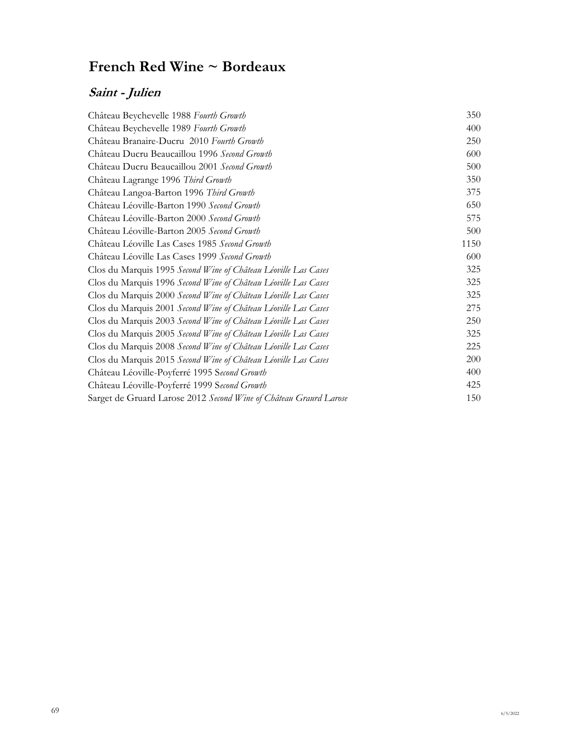# French Red Wine ~ Bordeaux

## *Saint - Julien*

| | |
|---|---|
| Château Beychevelle 1988 *Fourth Growth* | 350 |
| Château Beychevelle 1989 *Fourth Growth* | 400 |
| Château Branaire-Ducru 2010 *Fourth Growth* | 250 |
| Château Ducru Beaucaillou 1996 *Second Growth* | 600 |
| Château Ducru Beaucaillou 2001 *Second Growth* | 500 |
| Château Lagrange 1996 *Third Growth* | 350 |
| Château Langoa-Barton 1996 *Third Growth* | 375 |
| Château Léoville-Barton 1990 *Second Growth* | 650 |
| Château Léoville-Barton 2000 *Second Growth* | 575 |
| Château Léoville-Barton 2005 *Second Growth* | 500 |
| Château Léoville Las Cases 1985 *Second Growth* | 1150 |
| Château Léoville Las Cases 1999 *Second Growth* | 600 |
| Clos du Marquis 1995 *Second Wine of Château Léoville Las Cases* | 325 |
| Clos du Marquis 1996 *Second Wine of Château Léoville Las Cases* | 325 |
| Clos du Marquis 2000 *Second Wine of Château Léoville Las Cases* | 325 |
| Clos du Marquis 2001 *Second Wine of Château Léoville Las Cases* | 275 |
| Clos du Marquis 2003 *Second Wine of Château Léoville Las Cases* | 250 |
| Clos du Marquis 2005 *Second Wine of Château Léoville Las Cases* | 325 |
| Clos du Marquis 2008 *Second Wine of Château Léoville Las Cases* | 225 |
| Clos du Marquis 2015 *Second Wine of Château Léoville Las Cases* | 200 |
| Château Léoville-Poyferré 1995 S*econd Growth* | 400 |
| Château Léoville-Poyferré 1999 S*econd Growth* | 425 |
| Sarget de Gruard Larose 2012 *Second Wine of Château Graurd Larose* | 150 |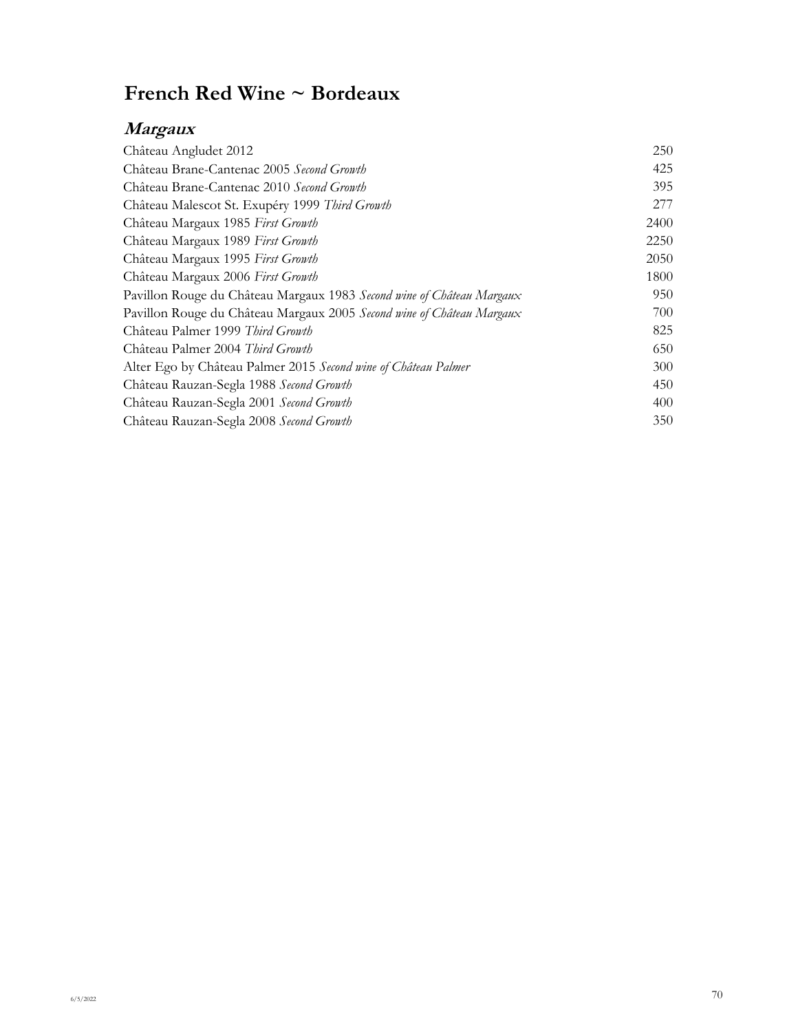# French Red Wine ~ Bordeaux

## *Margaux*

| Wine | Price |
|---|---|
| Château Angludet 2012 | 250 |
| Château Brane-Cantenac 2005 *Second Growth* | 425 |
| Château Brane-Cantenac 2010 *Second Growth* | 395 |
| Château Malescot St. Exupéry 1999 *Third Growth* | 277 |
| Château Margaux 1985 *First Growth* | 2400 |
| Château Margaux 1989 *First Growth* | 2250 |
| Château Margaux 1995 *First Growth* | 2050 |
| Château Margaux 2006 *First Growth* | 1800 |
| Pavillon Rouge du Château Margaux 1983 *Second wine of Château Margaux* | 950 |
| Pavillon Rouge du Château Margaux 2005 *Second wine of Château Margaux* | 700 |
| Château Palmer 1999 *Third Growth* | 825 |
| Château Palmer 2004 *Third Growth* | 650 |
| Alter Ego by Château Palmer 2015 *Second wine of Château Palmer* | 300 |
| Château Rauzan-Segla 1988 *Second Growth* | 450 |
| Château Rauzan-Segla 2001 *Second Growth* | 400 |
| Château Rauzan-Segla 2008 *Second Growth* | 350 |

6/5/2022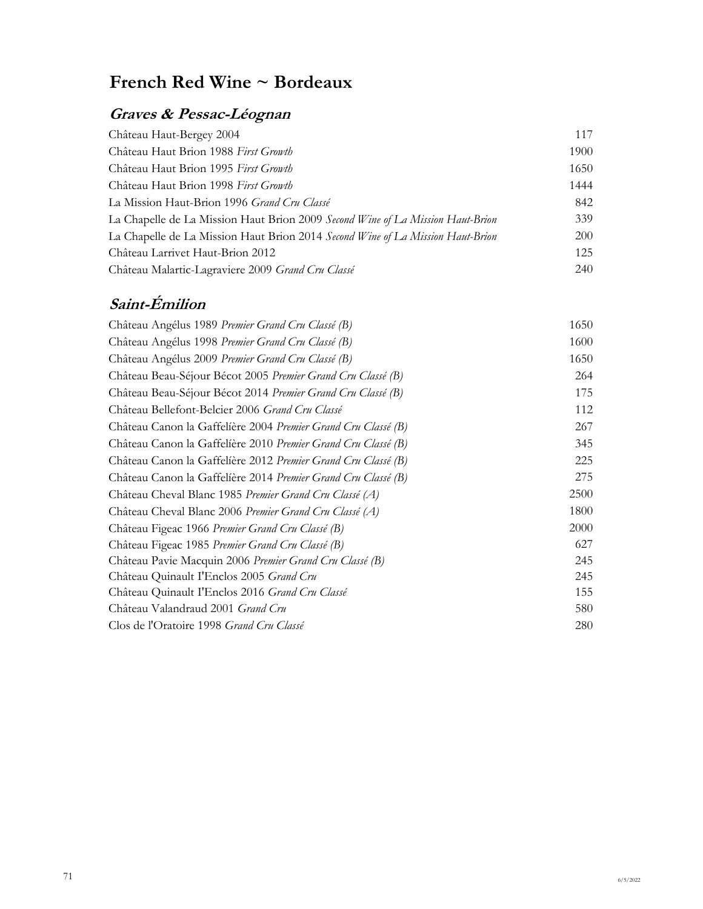# French Red Wine ~ Bordeaux

## *Graves & Pessac-Léognan*

| Wine | Price |
|---|---|
| Château Haut-Bergey 2004 | 117 |
| Château Haut Brion 1988 *First Growth* | 1900 |
| Château Haut Brion 1995 *First Growth* | 1650 |
| Château Haut Brion 1998 *First Growth* | 1444 |
| La Mission Haut-Brion 1996 *Grand Cru Classé* | 842 |
| La Chapelle de La Mission Haut Brion 2009 *Second Wine of La Mission Haut-Brion* | 339 |
| La Chapelle de La Mission Haut Brion 2014 *Second Wine of La Mission Haut-Brion* | 200 |
| Château Larrivet Haut-Brion 2012 | 125 |
| Château Malartic-Lagraviere 2009 *Grand Cru Classé* | 240 |

## *Saint-Émilion*

| Wine | Price |
|---|---|
| Château Angélus 1989 *Premier Grand Cru Classé (B)* | 1650 |
| Château Angélus 1998 *Premier Grand Cru Classé (B)* | 1600 |
| Château Angélus 2009 *Premier Grand Cru Classé (B)* | 1650 |
| Château Beau-Séjour Bécot 2005 *Premier Grand Cru Classé (B)* | 264 |
| Château Beau-Séjour Bécot 2014 *Premier Grand Cru Classé (B)* | 175 |
| Château Bellefont-Belcier 2006 *Grand Cru Classé* | 112 |
| Château Canon la Gaffelíère 2004 *Premier Grand Cru Classé (B)* | 267 |
| Château Canon la Gaffelíère 2010 *Premier Grand Cru Classé (B)* | 345 |
| Château Canon la Gaffelíère 2012 *Premier Grand Cru Classé (B)* | 225 |
| Château Canon la Gaffelíère 2014 *Premier Grand Cru Classé (B)* | 275 |
| Château Cheval Blanc 1985 *Premier Grand Cru Classé (A)* | 2500 |
| Château Cheval Blanc 2006 *Premier Grand Cru Classé (A)* | 1800 |
| Château Figeac 1966 *Premier Grand Cru Classé (B)* | 2000 |
| Château Figeac 1985 *Premier Grand Cru Classé (B)* | 627 |
| Château Pavie Macquin 2006 *Premier Grand Cru Classé (B)* | 245 |
| Château Quinault I'Enclos 2005 *Grand Cru* | 245 |
| Château Quinault I'Enclos 2016 *Grand Cru Classé* | 155 |
| Château Valandraud 2001 *Grand Cru* | 580 |
| Clos de l'Oratoire 1998 *Grand Cru Classé* | 280 |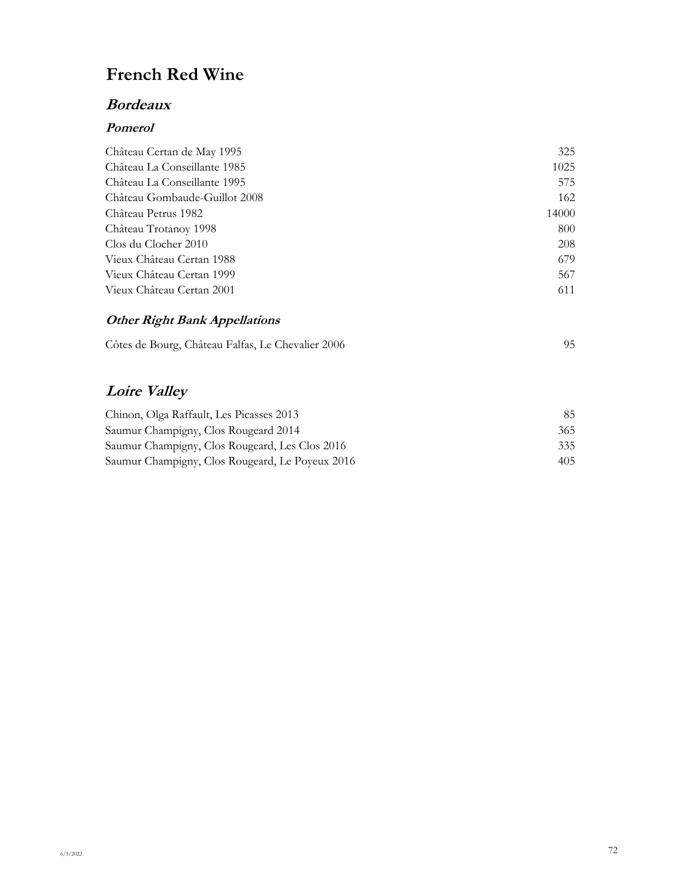# French Red Wine

## *Bordeaux*

### *Pomerol*

| | |
|---|---|
| Château Certan de May 1995 | 325 |
| Château La Conseillante 1985 | 1025 |
| Château La Conseillante 1995 | 575 |
| Château Gombaude-Guillot 2008 | 162 |
| Château Petrus 1982 | 14000 |
| Château Trotanoy 1998 | 800 |
| Clos du Clocher 2010 | 208 |
| Vieux Château Certan 1988 | 679 |
| Vieux Château Certan 1999 | 567 |
| Vieux Château Certan 2001 | 611 |

### *Other Right Bank Appellations*

| | |
|---|---|
| Côtes de Bourg, Château Falfas, Le Chevalier 2006 | 95 |

## *Loire Valley*

| | |
|---|---|
| Chinon, Olga Raffault, Les Picasses 2013 | 85 |
| Saumur Champigny, Clos Rougeard 2014 | 365 |
| Saumur Champigny, Clos Rougeard, Les Clos 2016 | 335 |
| Saumur Champigny, Clos Rougeard, Le Poyeux 2016 | 405 |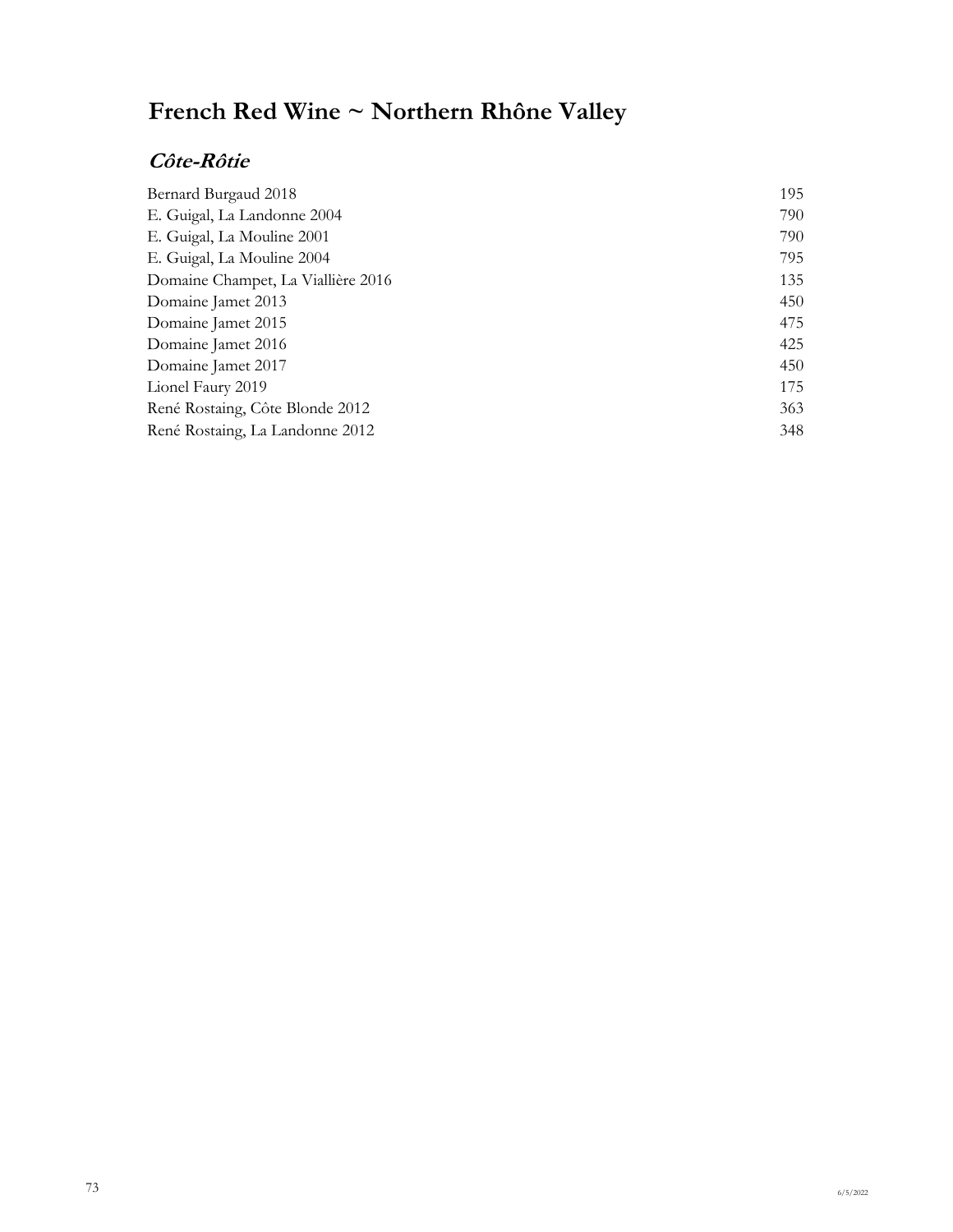# French Red Wine ~ Northern Rhône Valley

## *Côte-Rôtie*

| | |
|---|---|
| Bernard Burgaud 2018 | 195 |
| E. Guigal, La Landonne 2004 | 790 |
| E. Guigal, La Mouline 2001 | 790 |
| E. Guigal, La Mouline 2004 | 795 |
| Domaine Champet, La Viallière 2016 | 135 |
| Domaine Jamet 2013 | 450 |
| Domaine Jamet 2015 | 475 |
| Domaine Jamet 2016 | 425 |
| Domaine Jamet 2017 | 450 |
| Lionel Faury 2019 | 175 |
| René Rostaing, Côte Blonde 2012 | 363 |
| René Rostaing, La Landonne 2012 | 348 |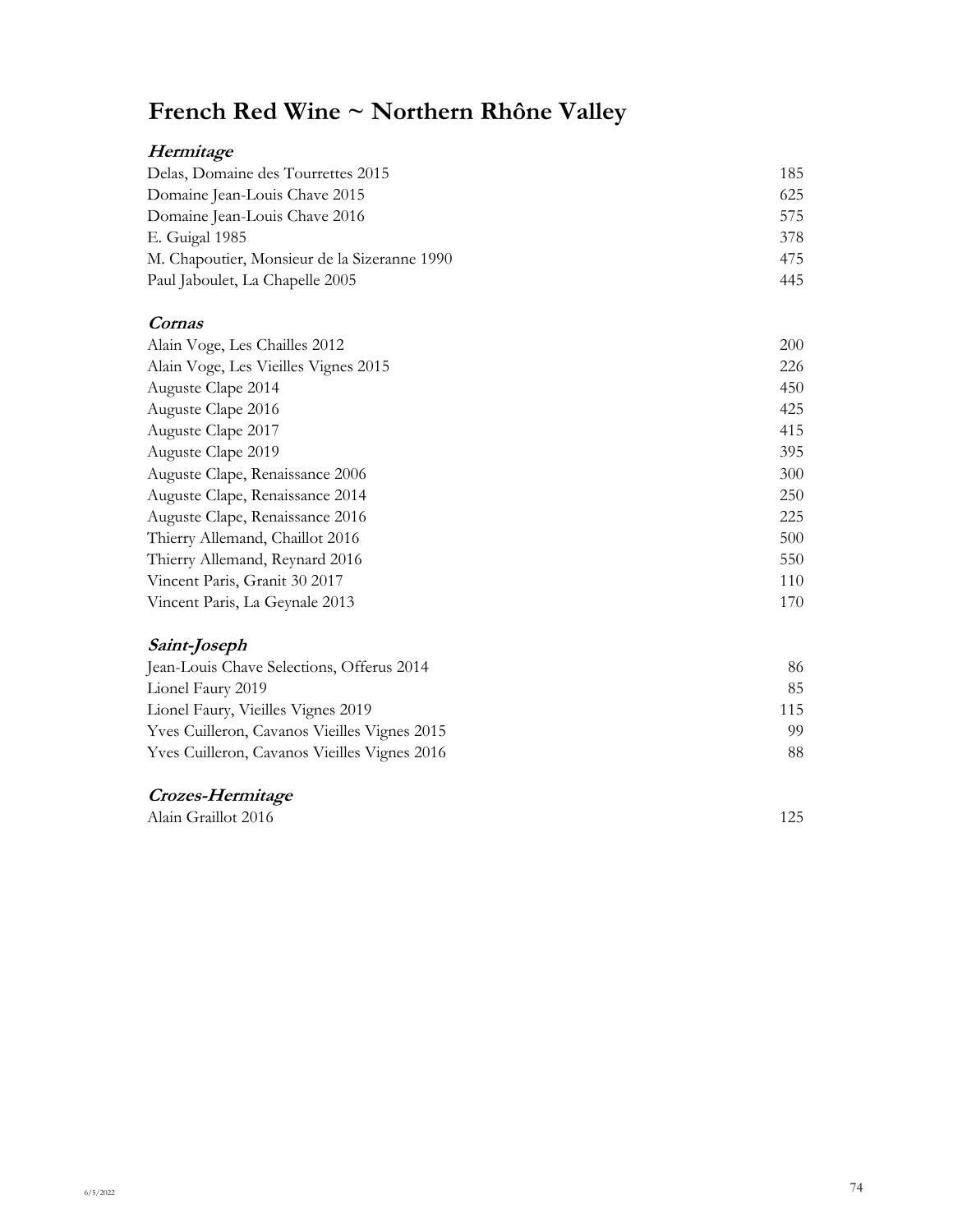# French Red Wine ~ Northern Rhône Valley

### ***Hermitage***

| | |
|---|---|
| Delas, Domaine des Tourrettes 2015 | 185 |
| Domaine Jean-Louis Chave 2015 | 625 |
| Domaine Jean-Louis Chave 2016 | 575 |
| E. Guigal 1985 | 378 |
| M. Chapoutier, Monsieur de la Sizeranne 1990 | 475 |
| Paul Jaboulet, La Chapelle 2005 | 445 |

### ***Cornas***

| | |
|---|---|
| Alain Voge, Les Chailles 2012 | 200 |
| Alain Voge, Les Vieilles Vignes 2015 | 226 |
| Auguste Clape 2014 | 450 |
| Auguste Clape 2016 | 425 |
| Auguste Clape 2017 | 415 |
| Auguste Clape 2019 | 395 |
| Auguste Clape, Renaissance 2006 | 300 |
| Auguste Clape, Renaissance 2014 | 250 |
| Auguste Clape, Renaissance 2016 | 225 |
| Thierry Allemand, Chaillot 2016 | 500 |
| Thierry Allemand, Reynard 2016 | 550 |
| Vincent Paris, Granit 30 2017 | 110 |
| Vincent Paris, La Geynale 2013 | 170 |

### ***Saint-Joseph***

| | |
|---|---|
| Jean-Louis Chave Selections, Offerus 2014 | 86 |
| Lionel Faury 2019 | 85 |
| Lionel Faury, Vieilles Vignes 2019 | 115 |
| Yves Cuilleron, Cavanos Vieilles Vignes 2015 | 99 |
| Yves Cuilleron, Cavanos Vieilles Vignes 2016 | 88 |

### ***Crozes-Hermitage***

| | |
|---|---|
| Alain Graillot 2016 | 125 |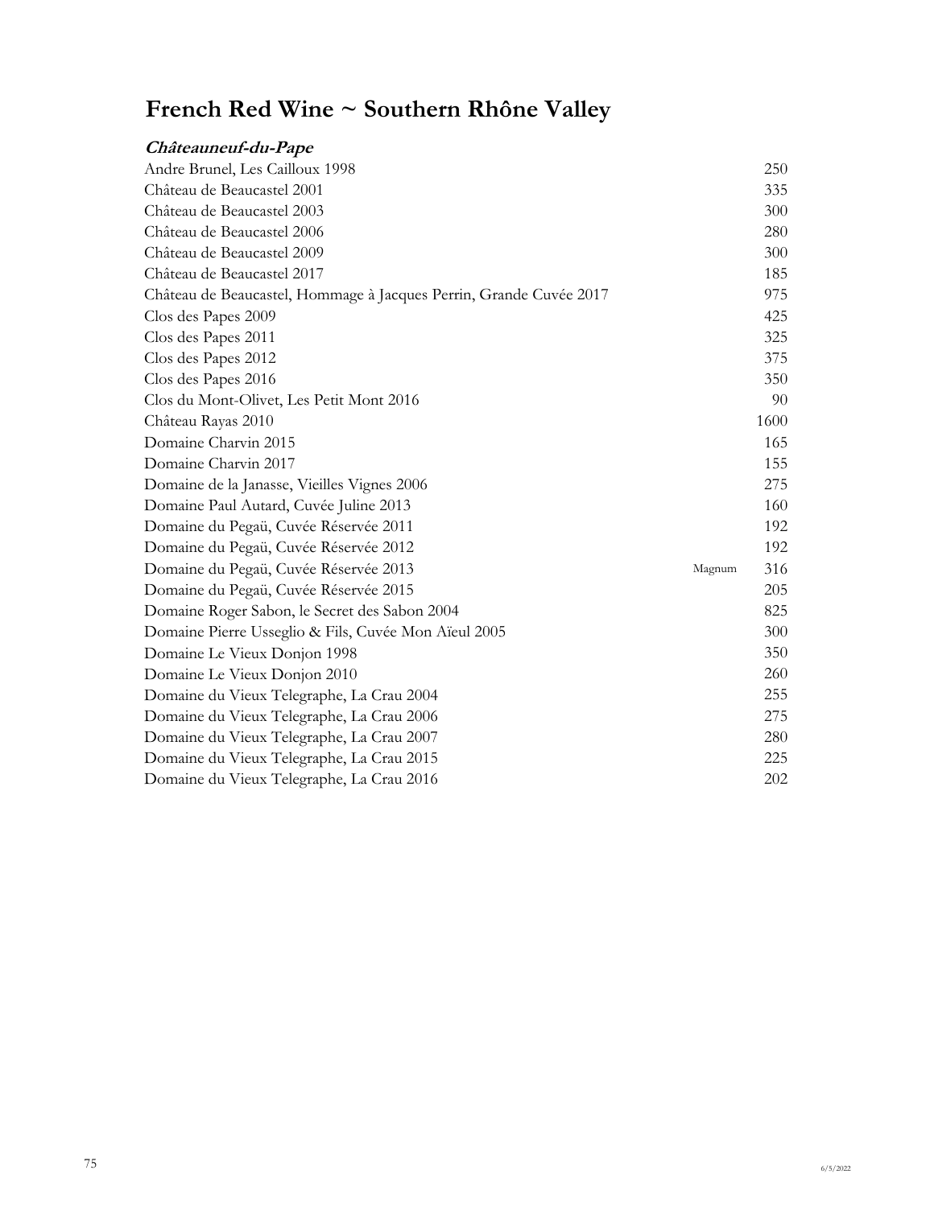# French Red Wine ~ Southern Rhône Valley

### *Châteauneuf-du-Pape*

| Wine | Format | Price |
|---|---|---|
| Andre Brunel, Les Cailloux 1998 | | 250 |
| Château de Beaucastel 2001 | | 335 |
| Château de Beaucastel 2003 | | 300 |
| Château de Beaucastel 2006 | | 280 |
| Château de Beaucastel 2009 | | 300 |
| Château de Beaucastel 2017 | | 185 |
| Château de Beaucastel, Hommage à Jacques Perrin, Grande Cuvée 2017 | | 975 |
| Clos des Papes 2009 | | 425 |
| Clos des Papes 2011 | | 325 |
| Clos des Papes 2012 | | 375 |
| Clos des Papes 2016 | | 350 |
| Clos du Mont-Olivet, Les Petit Mont 2016 | | 90 |
| Château Rayas 2010 | | 1600 |
| Domaine Charvin 2015 | | 165 |
| Domaine Charvin 2017 | | 155 |
| Domaine de la Janasse, Vieilles Vignes 2006 | | 275 |
| Domaine Paul Autard, Cuvée Juline 2013 | | 160 |
| Domaine du Pegaü, Cuvée Réservée 2011 | | 192 |
| Domaine du Pegaü, Cuvée Réservée 2012 | | 192 |
| Domaine du Pegaü, Cuvée Réservée 2013 | Magnum | 316 |
| Domaine du Pegaü, Cuvée Réservée 2015 | | 205 |
| Domaine Roger Sabon, le Secret des Sabon 2004 | | 825 |
| Domaine Pierre Usseglio & Fils, Cuvée Mon Aïeul 2005 | | 300 |
| Domaine Le Vieux Donjon 1998 | | 350 |
| Domaine Le Vieux Donjon 2010 | | 260 |
| Domaine du Vieux Telegraphe, La Crau 2004 | | 255 |
| Domaine du Vieux Telegraphe, La Crau 2006 | | 275 |
| Domaine du Vieux Telegraphe, La Crau 2007 | | 280 |
| Domaine du Vieux Telegraphe, La Crau 2015 | | 225 |
| Domaine du Vieux Telegraphe, La Crau 2016 | | 202 |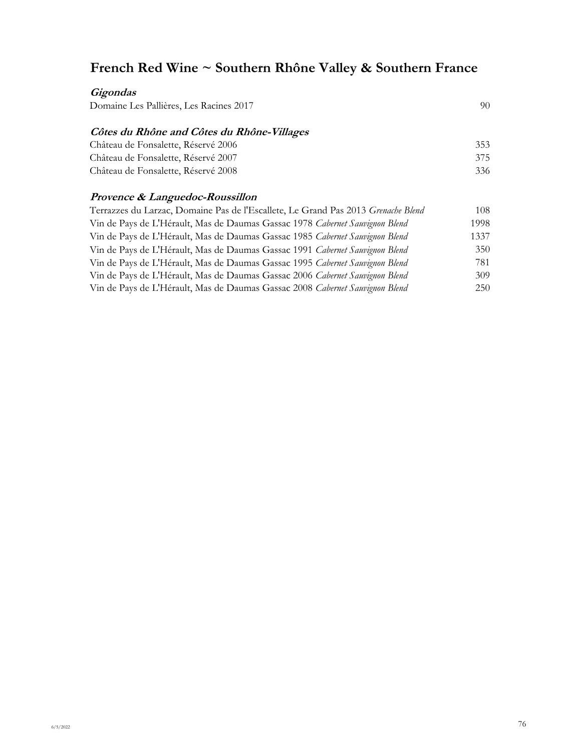# French Red Wine ~ Southern Rhône Valley & Southern France

### *Gigondas*

| | |
|---|---|
| Domaine Les Pallières, Les Racines 2017 | 90 |

### *Côtes du Rhône and Côtes du Rhône-Villages*

| | |
|---|---|
| Château de Fonsalette, Réservé 2006 | 353 |
| Château de Fonsalette, Réservé 2007 | 375 |
| Château de Fonsalette, Réservé 2008 | 336 |

### *Provence & Languedoc-Roussillon*

| | |
|---|---|
| Terrazzes du Larzac, Domaine Pas de l'Escallete, Le Grand Pas 2013 *Grenache Blend* | 108 |
| Vin de Pays de L'Hérault, Mas de Daumas Gassac 1978 *Cabernet Sauvignon Blend* | 1998 |
| Vin de Pays de L'Hérault, Mas de Daumas Gassac 1985 *Cabernet Sauvignon Blend* | 1337 |
| Vin de Pays de L'Hérault, Mas de Daumas Gassac 1991 *Cabernet Sauvignon Blend* | 350 |
| Vin de Pays de L'Hérault, Mas de Daumas Gassac 1995 *Cabernet Sauvignon Blend* | 781 |
| Vin de Pays de L'Hérault, Mas de Daumas Gassac 2006 *Cabernet Sauvignon Blend* | 309 |
| Vin de Pays de L'Hérault, Mas de Daumas Gassac 2008 *Cabernet Sauvignon Blend* | 250 |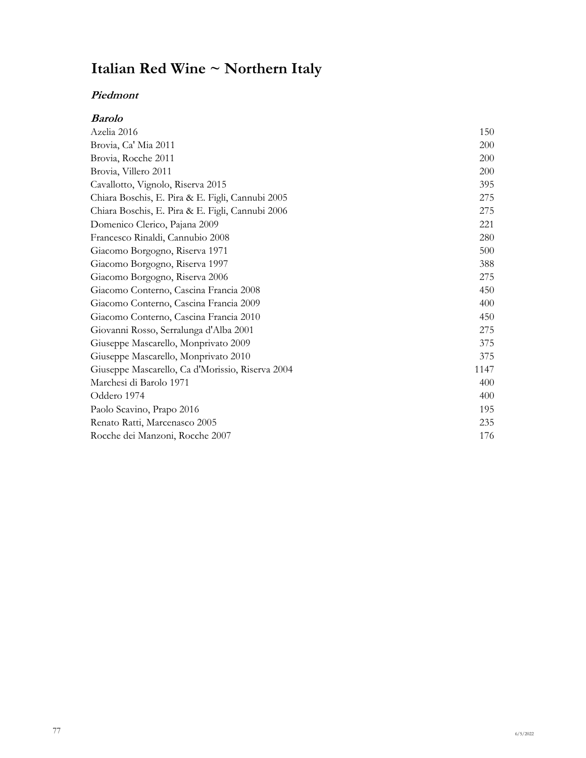# Italian Red Wine ~ Northern Italy

## *Piedmont*

### *Barolo*

| | |
|---|---|
| Azelia 2016 | 150 |
| Brovia, Ca' Mia 2011 | 200 |
| Brovia, Rocche 2011 | 200 |
| Brovia, Villero 2011 | 200 |
| Cavallotto, Vignolo, Riserva 2015 | 395 |
| Chiara Boschis, E. Pira & E. Figli, Cannubi 2005 | 275 |
| Chiara Boschis, E. Pira & E. Figli, Cannubi 2006 | 275 |
| Domenico Clerico, Pajana 2009 | 221 |
| Francesco Rinaldi, Cannubio 2008 | 280 |
| Giacomo Borgogno, Riserva 1971 | 500 |
| Giacomo Borgogno, Riserva 1997 | 388 |
| Giacomo Borgogno, Riserva 2006 | 275 |
| Giacomo Conterno, Cascina Francia 2008 | 450 |
| Giacomo Conterno, Cascina Francia 2009 | 400 |
| Giacomo Conterno, Cascina Francia 2010 | 450 |
| Giovanni Rosso, Serralunga d'Alba 2001 | 275 |
| Giuseppe Mascarello, Monprivato 2009 | 375 |
| Giuseppe Mascarello, Monprivato 2010 | 375 |
| Giuseppe Mascarello, Ca d'Morissio, Riserva 2004 | 1147 |
| Marchesi di Barolo 1971 | 400 |
| Oddero 1974 | 400 |
| Paolo Scavino, Prapo 2016 | 195 |
| Renato Ratti, Marcenasco 2005 | 235 |
| Rocche dei Manzoni, Rocche 2007 | 176 |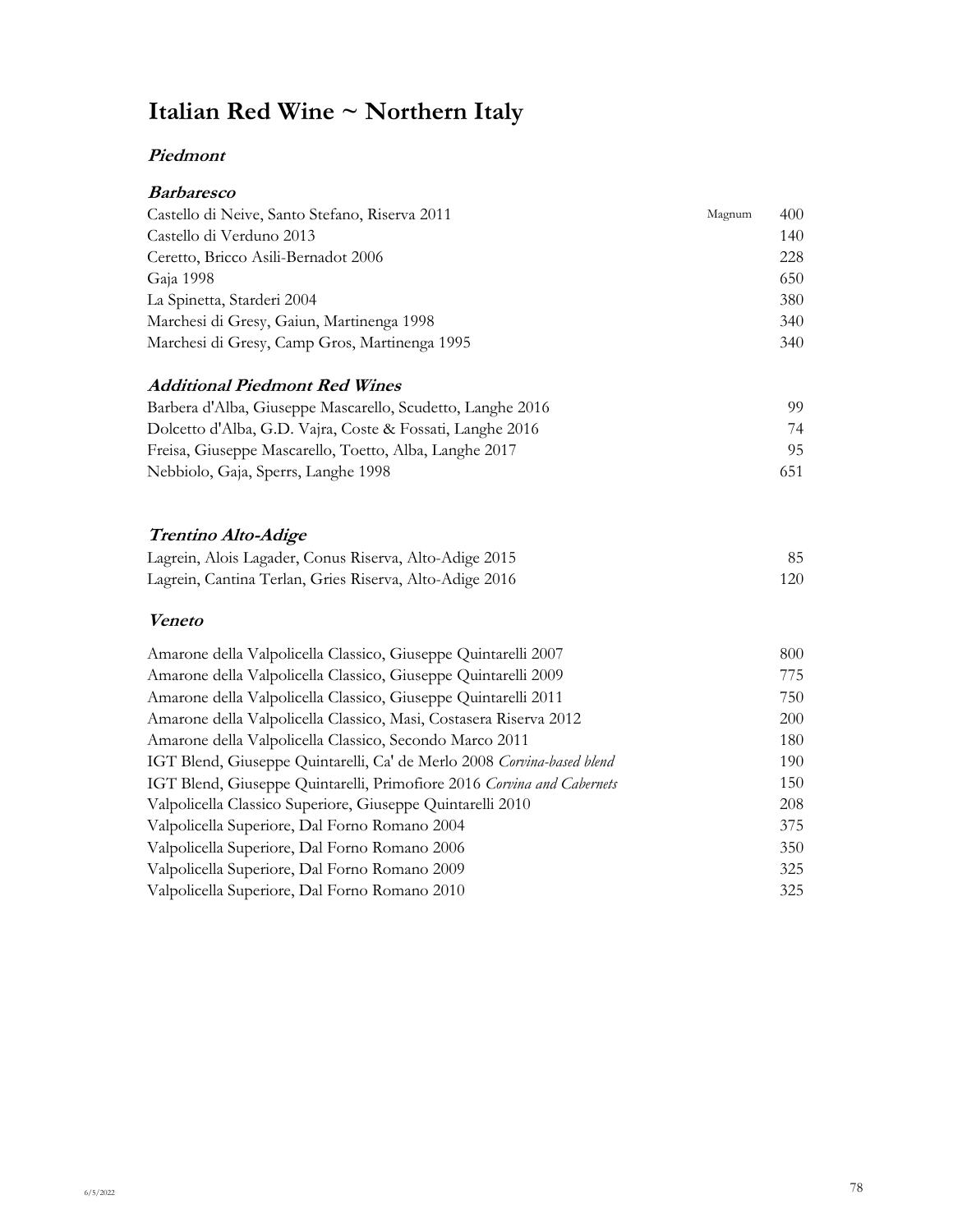# Italian Red Wine ~ Northern Italy

## *Piedmont*

### *Barbaresco*

| | | |
|---|---|---|
| Castello di Neive, Santo Stefano, Riserva 2011 | Magnum | 400 |
| Castello di Verduno 2013 | | 140 |
| Ceretto, Bricco Asili-Bernadot 2006 | | 228 |
| Gaja 1998 | | 650 |
| La Spinetta, Starderi 2004 | | 380 |
| Marchesi di Gresy, Gaiun, Martinenga 1998 | | 340 |
| Marchesi di Gresy, Camp Gros, Martinenga 1995 | | 340 |

### *Additional Piedmont Red Wines*

| | |
|---|---|
| Barbera d'Alba, Giuseppe Mascarello, Scudetto, Langhe 2016 | 99 |
| Dolcetto d'Alba, G.D. Vajra, Coste & Fossati, Langhe 2016 | 74 |
| Freisa, Giuseppe Mascarello, Toetto, Alba, Langhe 2017 | 95 |
| Nebbiolo, Gaja, Sperrs, Langhe 1998 | 651 |

## *Trentino Alto-Adige*

| | |
|---|---|
| Lagrein, Alois Lagader, Conus Riserva, Alto-Adige 2015 | 85 |
| Lagrein, Cantina Terlan, Gries Riserva, Alto-Adige 2016 | 120 |

## *Veneto*

| | |
|---|---|
| Amarone della Valpolicella Classico, Giuseppe Quintarelli 2007 | 800 |
| Amarone della Valpolicella Classico, Giuseppe Quintarelli 2009 | 775 |
| Amarone della Valpolicella Classico, Giuseppe Quintarelli 2011 | 750 |
| Amarone della Valpolicella Classico, Masi, Costasera Riserva 2012 | 200 |
| Amarone della Valpolicella Classico, Secondo Marco 2011 | 180 |
| IGT Blend, Giuseppe Quintarelli, Ca' de Merlo 2008 *Corvina-based blend* | 190 |
| IGT Blend, Giuseppe Quintarelli, Primofiore 2016 *Corvina and Cabernets* | 150 |
| Valpolicella Classico Superiore, Giuseppe Quintarelli 2010 | 208 |
| Valpolicella Superiore, Dal Forno Romano 2004 | 375 |
| Valpolicella Superiore, Dal Forno Romano 2006 | 350 |
| Valpolicella Superiore, Dal Forno Romano 2009 | 325 |
| Valpolicella Superiore, Dal Forno Romano 2010 | 325 |

6/5/2022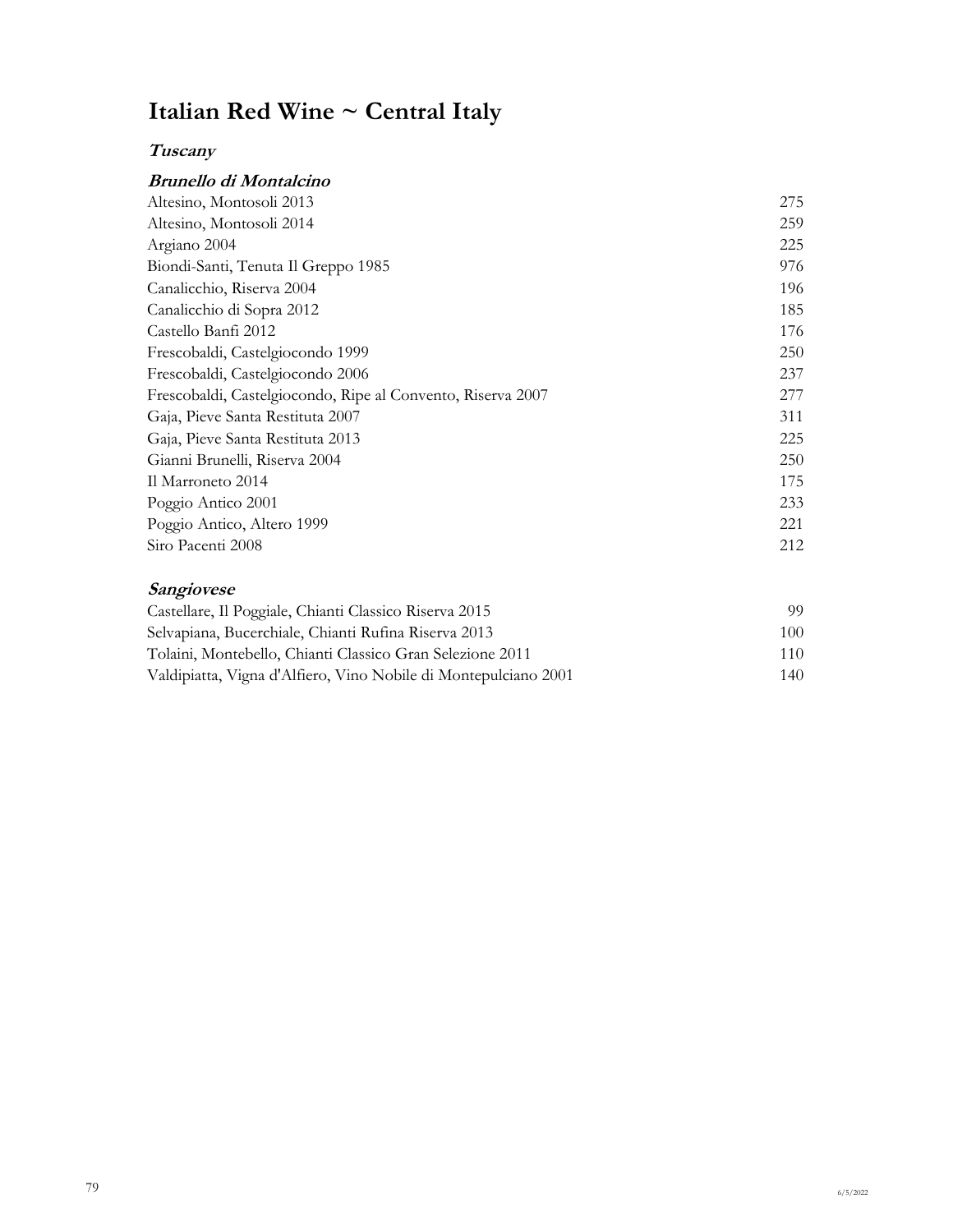# Italian Red Wine ~ Central Italy

## *Tuscany*

### *Brunello di Montalcino*

| | |
|---|---|
| Altesino, Montosoli 2013 | 275 |
| Altesino, Montosoli 2014 | 259 |
| Argiano 2004 | 225 |
| Biondi-Santi, Tenuta Il Greppo 1985 | 976 |
| Canalicchio, Riserva 2004 | 196 |
| Canalicchio di Sopra 2012 | 185 |
| Castello Banfi 2012 | 176 |
| Frescobaldi, Castelgiocondo 1999 | 250 |
| Frescobaldi, Castelgiocondo 2006 | 237 |
| Frescobaldi, Castelgiocondo, Ripe al Convento, Riserva 2007 | 277 |
| Gaja, Pieve Santa Restituta 2007 | 311 |
| Gaja, Pieve Santa Restituta 2013 | 225 |
| Gianni Brunelli, Riserva 2004 | 250 |
| Il Marroneto 2014 | 175 |
| Poggio Antico 2001 | 233 |
| Poggio Antico, Altero 1999 | 221 |
| Siro Pacenti 2008 | 212 |

### *Sangiovese*

| | |
|---|---|
| Castellare, Il Poggiale, Chianti Classico Riserva 2015 | 99 |
| Selvapiana, Bucerchiale, Chianti Rufina Riserva 2013 | 100 |
| Tolaini, Montebello, Chianti Classico Gran Selezione 2011 | 110 |
| Valdipiatta, Vigna d'Alfiero, Vino Nobile di Montepulciano 2001 | 140 |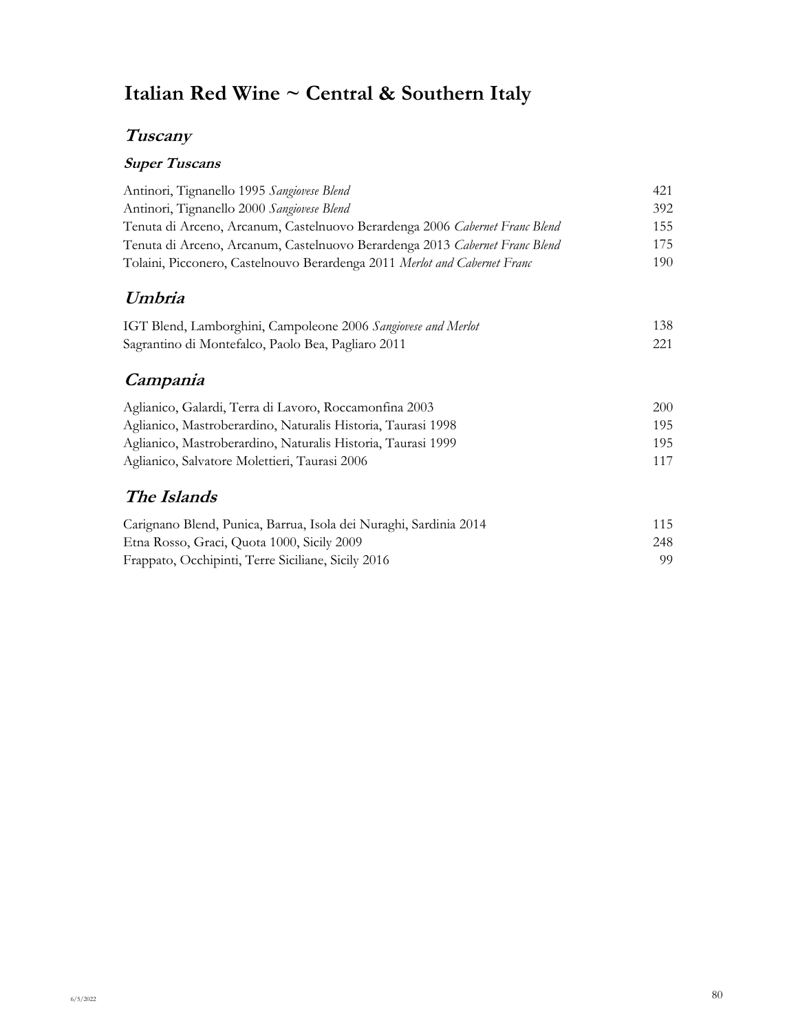# Italian Red Wine ~ Central & Southern Italy

## *Tuscany*

### *Super Tuscans*

| | |
|---|---|
| Antinori, Tignanello 1995 *Sangiovese Blend* | 421 |
| Antinori, Tignanello 2000 *Sangiovese Blend* | 392 |
| Tenuta di Arceno, Arcanum, Castelnuovo Berardenga 2006 *Cabernet Franc Blend* | 155 |
| Tenuta di Arceno, Arcanum, Castelnuovo Berardenga 2013 *Cabernet Franc Blend* | 175 |
| Tolaini, Picconero, Castelnouvo Berardenga 2011 *Merlot and Cabernet Franc* | 190 |

## *Umbria*

| | |
|---|---|
| IGT Blend, Lamborghini, Campoleone 2006 *Sangiovese and Merlot* | 138 |
| Sagrantino di Montefalco, Paolo Bea, Pagliaro 2011 | 221 |

## *Campania*

| | |
|---|---|
| Aglianico, Galardi, Terra di Lavoro, Roccamonfina 2003 | 200 |
| Aglianico, Mastroberardino, Naturalis Historia, Taurasi 1998 | 195 |
| Aglianico, Mastroberardino, Naturalis Historia, Taurasi 1999 | 195 |
| Aglianico, Salvatore Molettieri, Taurasi 2006 | 117 |

## *The Islands*

| | |
|---|---|
| Carignano Blend, Punica, Barrua, Isola dei Nuraghi, Sardinia 2014 | 115 |
| Etna Rosso, Graci, Quota 1000, Sicily 2009 | 248 |
| Frappato, Occhipinti, Terre Siciliane, Sicily 2016 | 99 |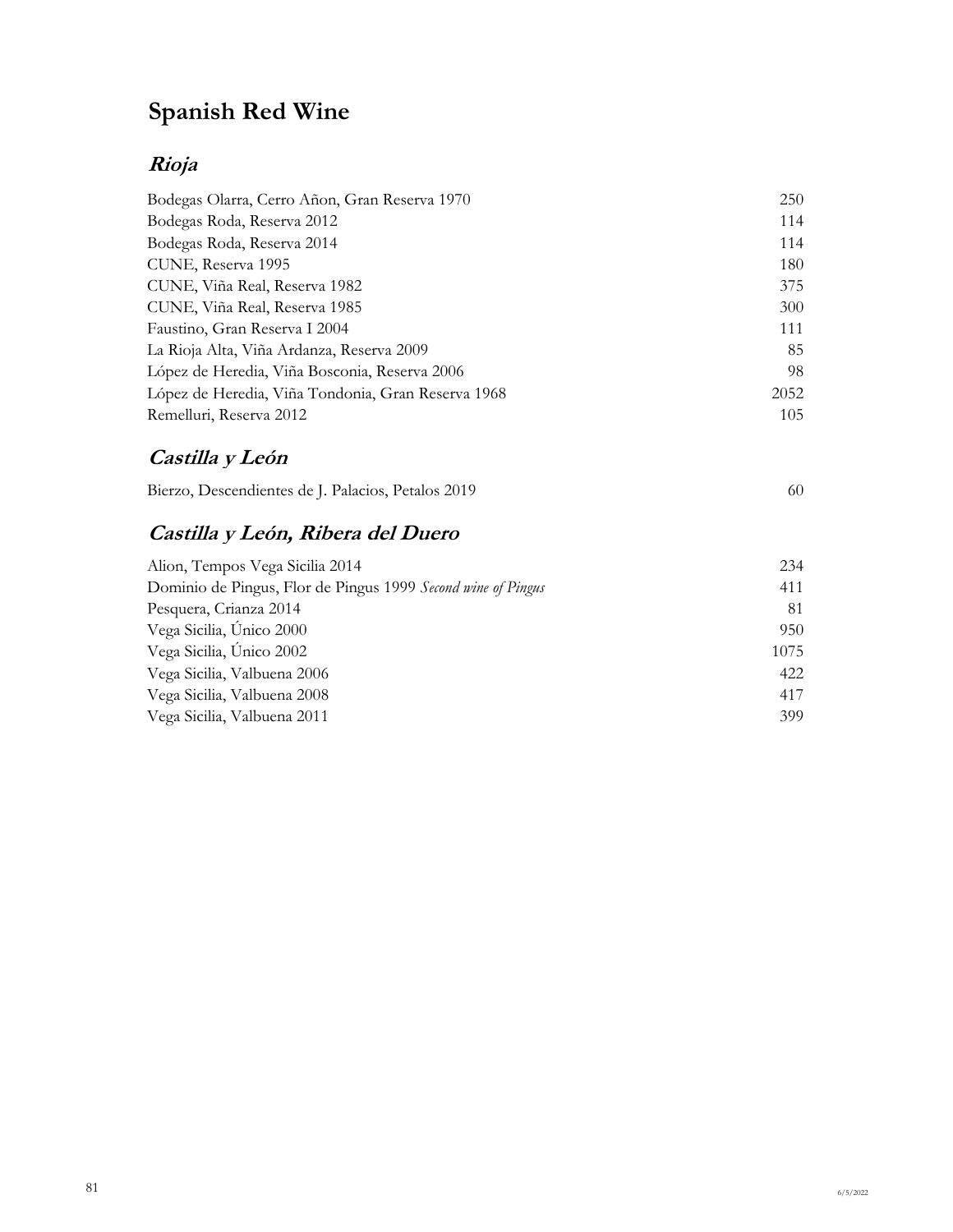# Spanish Red Wine

## *Rioja*

| | |
|---|---|
| Bodegas Olarra, Cerro Añon, Gran Reserva 1970 | 250 |
| Bodegas Roda, Reserva 2012 | 114 |
| Bodegas Roda, Reserva 2014 | 114 |
| CUNE, Reserva 1995 | 180 |
| CUNE, Viña Real, Reserva 1982 | 375 |
| CUNE, Viña Real, Reserva 1985 | 300 |
| Faustino, Gran Reserva I 2004 | 111 |
| La Rioja Alta, Viña Ardanza, Reserva 2009 | 85 |
| López de Heredia, Viña Bosconia, Reserva 2006 | 98 |
| López de Heredia, Viña Tondonia, Gran Reserva 1968 | 2052 |
| Remelluri, Reserva 2012 | 105 |

## *Castilla y León*

| | |
|---|---|
| Bierzo, Descendientes de J. Palacios, Petalos 2019 | 60 |

## *Castilla y León, Ribera del Duero*

| | |
|---|---|
| Alion, Tempos Vega Sicilia 2014 | 234 |
| Dominio de Pingus, Flor de Pingus 1999 *Second wine of Pingus* | 411 |
| Pesquera, Crianza 2014 | 81 |
| Vega Sicilia, Único 2000 | 950 |
| Vega Sicilia, Único 2002 | 1075 |
| Vega Sicilia, Valbuena 2006 | 422 |
| Vega Sicilia, Valbuena 2008 | 417 |
| Vega Sicilia, Valbuena 2011 | 399 |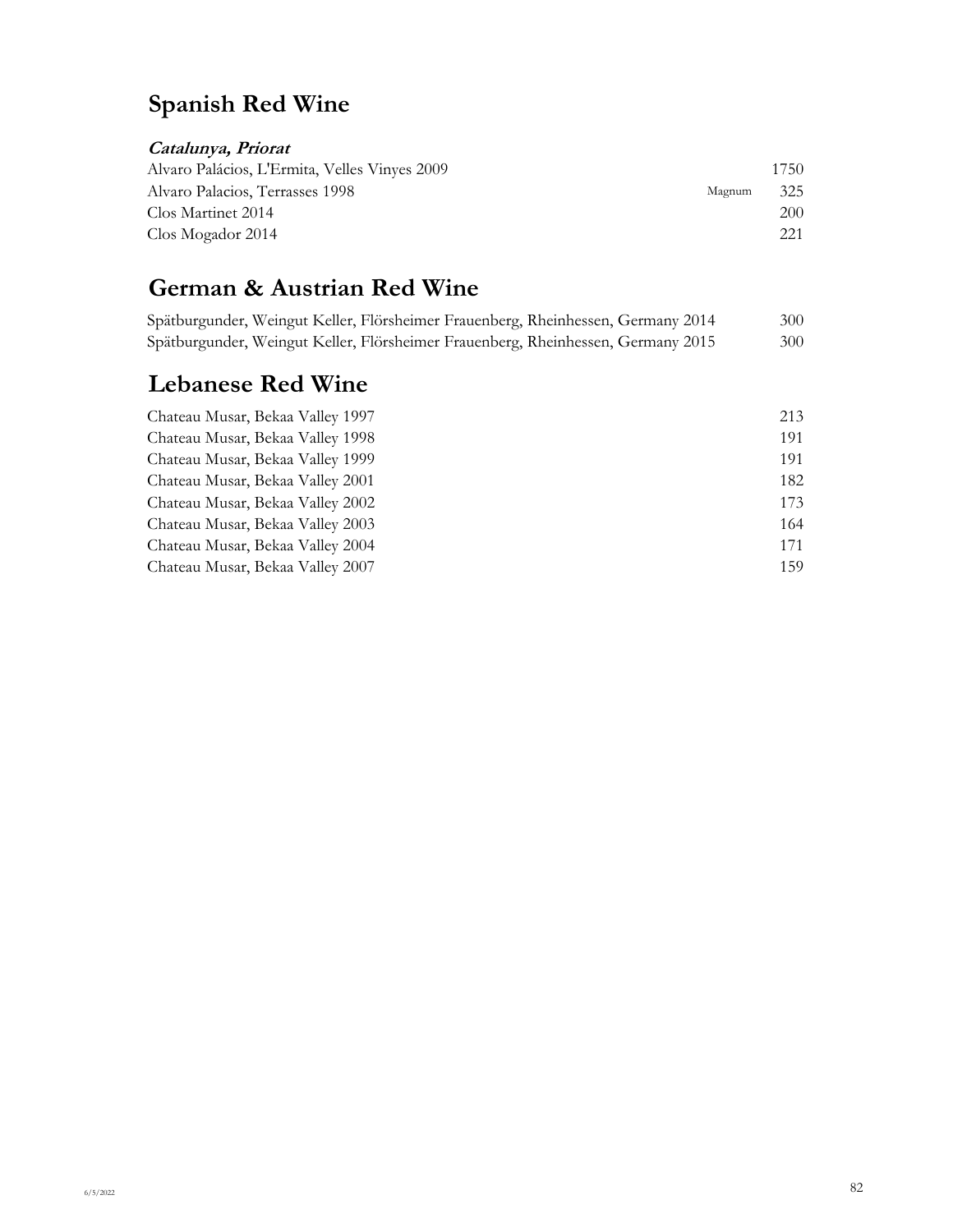# Spanish Red Wine

***Catalunya, Priorat***

| | | |
|---|---|---|
| Alvaro Palácios, L'Ermita, Velles Vinyes 2009 | | 1750 |
| Alvaro Palacios, Terrasses 1998 | Magnum | 325 |
| Clos Martinet 2014 | | 200 |
| Clos Mogador 2014 | | 221 |

# German & Austrian Red Wine

| | |
|---|---|
| Spätburgunder, Weingut Keller, Flörsheimer Frauenberg, Rheinhessen, Germany 2014 | 300 |
| Spätburgunder, Weingut Keller, Flörsheimer Frauenberg, Rheinhessen, Germany 2015 | 300 |

# Lebanese Red Wine

| | |
|---|---|
| Chateau Musar, Bekaa Valley 1997 | 213 |
| Chateau Musar, Bekaa Valley 1998 | 191 |
| Chateau Musar, Bekaa Valley 1999 | 191 |
| Chateau Musar, Bekaa Valley 2001 | 182 |
| Chateau Musar, Bekaa Valley 2002 | 173 |
| Chateau Musar, Bekaa Valley 2003 | 164 |
| Chateau Musar, Bekaa Valley 2004 | 171 |
| Chateau Musar, Bekaa Valley 2007 | 159 |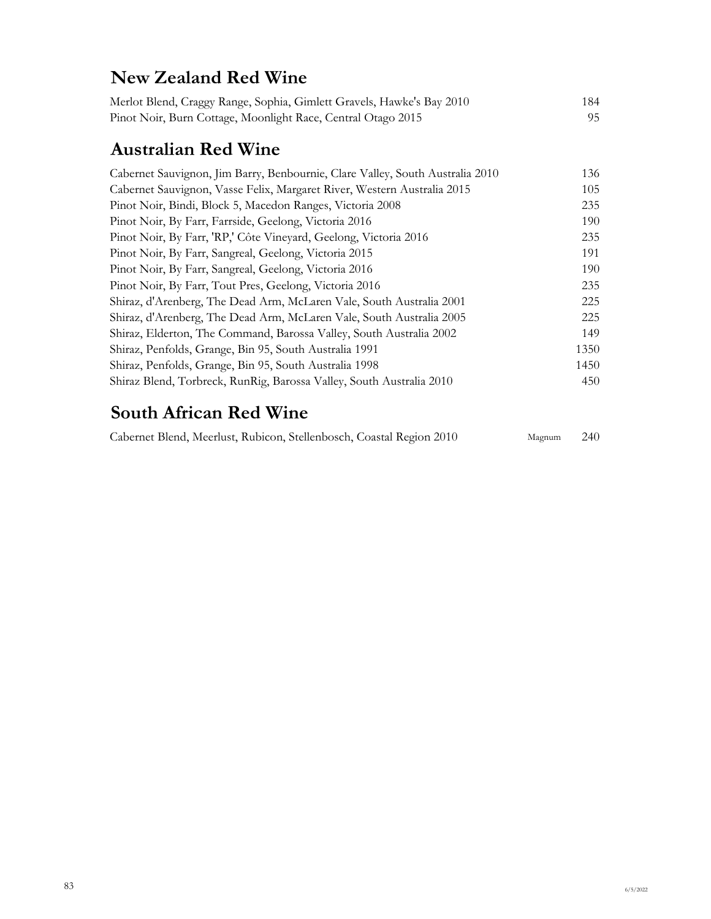## New Zealand Red Wine

| | | |
|---|---|---|
| Merlot Blend, Craggy Range, Sophia, Gimlett Gravels, Hawke's Bay 2010 | | 184 |
| Pinot Noir, Burn Cottage, Moonlight Race, Central Otago 2015 | | 95 |

## Australian Red Wine

| | | |
|---|---|---|
| Cabernet Sauvignon, Jim Barry, Benbournie, Clare Valley, South Australia 2010 | | 136 |
| Cabernet Sauvignon, Vasse Felix, Margaret River, Western Australia 2015 | | 105 |
| Pinot Noir, Bindi, Block 5, Macedon Ranges, Victoria 2008 | | 235 |
| Pinot Noir, By Farr, Farrside, Geelong, Victoria 2016 | | 190 |
| Pinot Noir, By Farr, 'RP,' Côte Vineyard, Geelong, Victoria 2016 | | 235 |
| Pinot Noir, By Farr, Sangreal, Geelong, Victoria 2015 | | 191 |
| Pinot Noir, By Farr, Sangreal, Geelong, Victoria 2016 | | 190 |
| Pinot Noir, By Farr, Tout Pres, Geelong, Victoria 2016 | | 235 |
| Shiraz, d'Arenberg, The Dead Arm, McLaren Vale, South Australia 2001 | | 225 |
| Shiraz, d'Arenberg, The Dead Arm, McLaren Vale, South Australia 2005 | | 225 |
| Shiraz, Elderton, The Command, Barossa Valley, South Australia 2002 | | 149 |
| Shiraz, Penfolds, Grange, Bin 95, South Australia 1991 | | 1350 |
| Shiraz, Penfolds, Grange, Bin 95, South Australia 1998 | | 1450 |
| Shiraz Blend, Torbreck, RunRig, Barossa Valley, South Australia 2010 | | 450 |

## South African Red Wine

| | | |
|---|---|---|
| Cabernet Blend, Meerlust, Rubicon, Stellenbosch, Coastal Region 2010 | Magnum | 240 |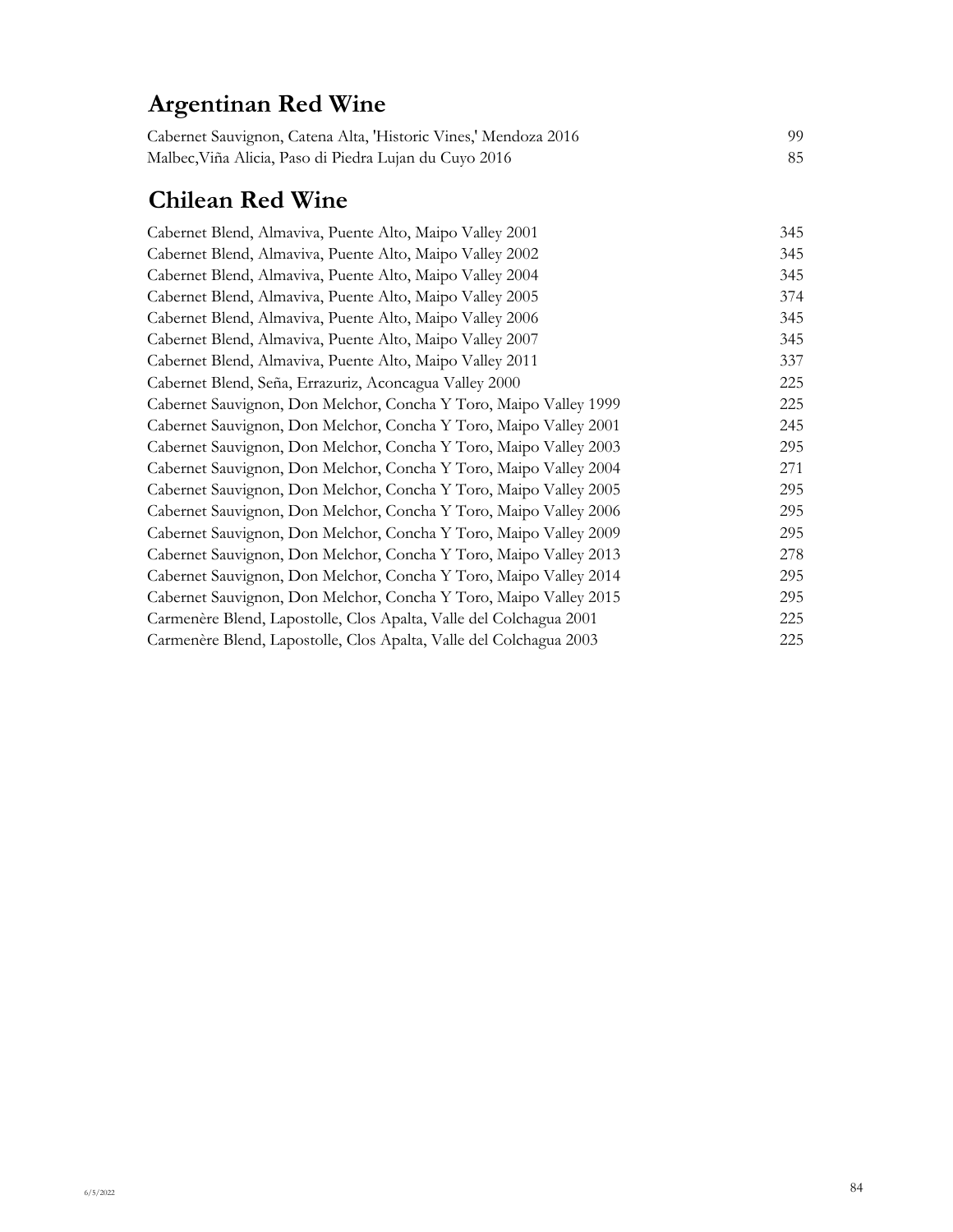## Argentinan Red Wine

| | |
|---|---|
| Cabernet Sauvignon, Catena Alta, 'Historic Vines,' Mendoza 2016 | 99 |
| Malbec,Viña Alicia, Paso di Piedra Lujan du Cuyo 2016 | 85 |

## Chilean Red Wine

| | |
|---|---|
| Cabernet Blend, Almaviva, Puente Alto, Maipo Valley 2001 | 345 |
| Cabernet Blend, Almaviva, Puente Alto, Maipo Valley 2002 | 345 |
| Cabernet Blend, Almaviva, Puente Alto, Maipo Valley 2004 | 345 |
| Cabernet Blend, Almaviva, Puente Alto, Maipo Valley 2005 | 374 |
| Cabernet Blend, Almaviva, Puente Alto, Maipo Valley 2006 | 345 |
| Cabernet Blend, Almaviva, Puente Alto, Maipo Valley 2007 | 345 |
| Cabernet Blend, Almaviva, Puente Alto, Maipo Valley 2011 | 337 |
| Cabernet Blend, Seña, Errazuriz, Aconcagua Valley 2000 | 225 |
| Cabernet Sauvignon, Don Melchor, Concha Y Toro, Maipo Valley 1999 | 225 |
| Cabernet Sauvignon, Don Melchor, Concha Y Toro, Maipo Valley 2001 | 245 |
| Cabernet Sauvignon, Don Melchor, Concha Y Toro, Maipo Valley 2003 | 295 |
| Cabernet Sauvignon, Don Melchor, Concha Y Toro, Maipo Valley 2004 | 271 |
| Cabernet Sauvignon, Don Melchor, Concha Y Toro, Maipo Valley 2005 | 295 |
| Cabernet Sauvignon, Don Melchor, Concha Y Toro, Maipo Valley 2006 | 295 |
| Cabernet Sauvignon, Don Melchor, Concha Y Toro, Maipo Valley 2009 | 295 |
| Cabernet Sauvignon, Don Melchor, Concha Y Toro, Maipo Valley 2013 | 278 |
| Cabernet Sauvignon, Don Melchor, Concha Y Toro, Maipo Valley 2014 | 295 |
| Cabernet Sauvignon, Don Melchor, Concha Y Toro, Maipo Valley 2015 | 295 |
| Carmenère Blend, Lapostolle, Clos Apalta, Valle del Colchagua 2001 | 225 |
| Carmenère Blend, Lapostolle, Clos Apalta, Valle del Colchagua 2003 | 225 |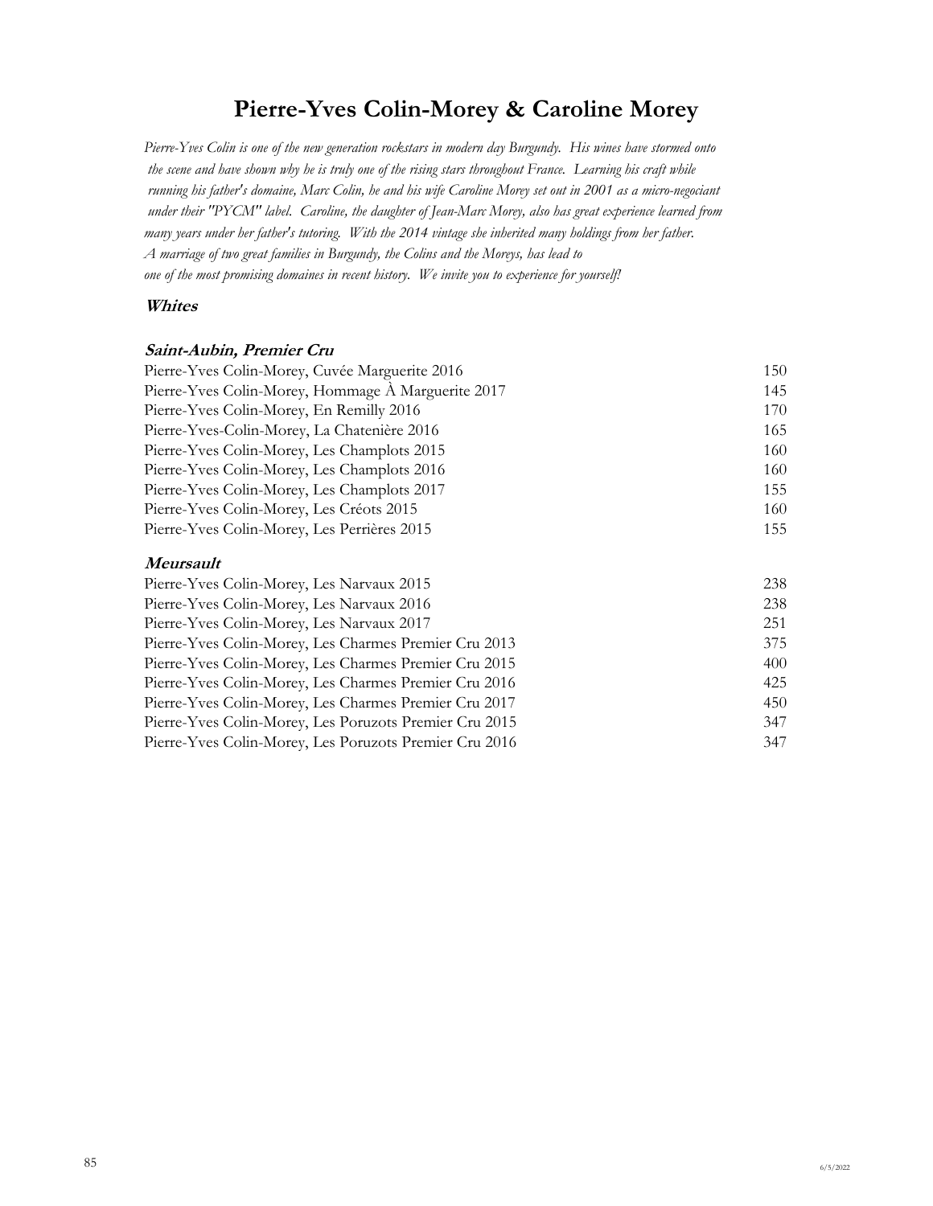# Pierre-Yves Colin-Morey & Caroline Morey

*Pierre-Yves Colin is one of the new generation rockstars in modern day Burgundy. His wines have stormed onto the scene and have shown why he is truly one of the rising stars throughout France. Learning his craft while running his father's domaine, Marc Colin, he and his wife Caroline Morey set out in 2001 as a micro-negociant under their "PYCM" label. Caroline, the daughter of Jean-Marc Morey, also has great experience learned from many years under her father's tutoring. With the 2014 vintage she inherited many holdings from her father. A marriage of two great families in Burgundy, the Colins and the Moreys, has lead to one of the most promising domaines in recent history. We invite you to experience for yourself!*

## *Whites*

### *Saint-Aubin, Premier Cru*

| Wine | Price |
|---|---|
| Pierre-Yves Colin-Morey, Cuvée Marguerite 2016 | 150 |
| Pierre-Yves Colin-Morey, Hommage À Marguerite 2017 | 145 |
| Pierre-Yves Colin-Morey, En Remilly 2016 | 170 |
| Pierre-Yves-Colin-Morey, La Chatenière 2016 | 165 |
| Pierre-Yves Colin-Morey, Les Champlots 2015 | 160 |
| Pierre-Yves Colin-Morey, Les Champlots 2016 | 160 |
| Pierre-Yves Colin-Morey, Les Champlots 2017 | 155 |
| Pierre-Yves Colin-Morey, Les Créots 2015 | 160 |
| Pierre-Yves Colin-Morey, Les Perrières 2015 | 155 |

### *Meursault*

| Wine | Price |
|---|---|
| Pierre-Yves Colin-Morey, Les Narvaux 2015 | 238 |
| Pierre-Yves Colin-Morey, Les Narvaux 2016 | 238 |
| Pierre-Yves Colin-Morey, Les Narvaux 2017 | 251 |
| Pierre-Yves Colin-Morey, Les Charmes Premier Cru 2013 | 375 |
| Pierre-Yves Colin-Morey, Les Charmes Premier Cru 2015 | 400 |
| Pierre-Yves Colin-Morey, Les Charmes Premier Cru 2016 | 425 |
| Pierre-Yves Colin-Morey, Les Charmes Premier Cru 2017 | 450 |
| Pierre-Yves Colin-Morey, Les Poruzots Premier Cru 2015 | 347 |
| Pierre-Yves Colin-Morey, Les Poruzots Premier Cru 2016 | 347 |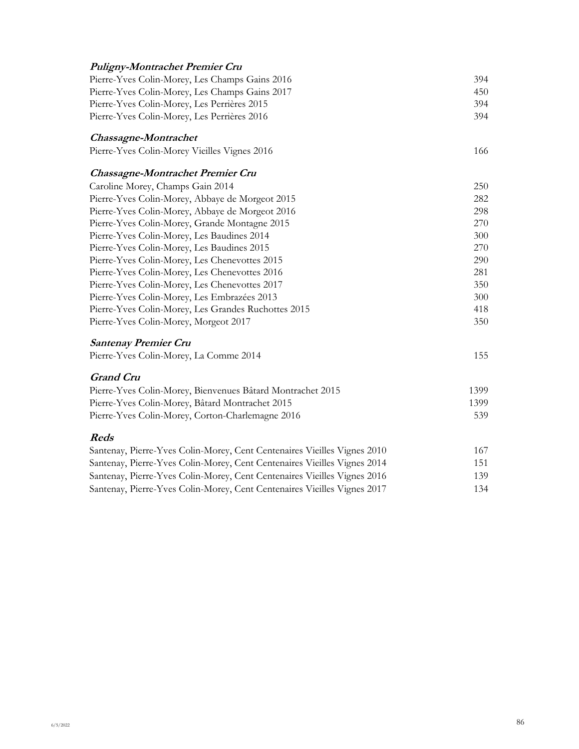### *Puligny-Montrachet Premier Cru*

| | |
|---|---|
| Pierre-Yves Colin-Morey, Les Champs Gains 2016 | 394 |
| Pierre-Yves Colin-Morey, Les Champs Gains 2017 | 450 |
| Pierre-Yves Colin-Morey, Les Perrières 2015 | 394 |
| Pierre-Yves Colin-Morey, Les Perrières 2016 | 394 |

### *Chassagne-Montrachet*

| | |
|---|---|
| Pierre-Yves Colin-Morey Vieilles Vignes 2016 | 166 |

### *Chassagne-Montrachet Premier Cru*

| | |
|---|---|
| Caroline Morey, Champs Gain 2014 | 250 |
| Pierre-Yves Colin-Morey, Abbaye de Morgeot 2015 | 282 |
| Pierre-Yves Colin-Morey, Abbaye de Morgeot 2016 | 298 |
| Pierre-Yves Colin-Morey, Grande Montagne 2015 | 270 |
| Pierre-Yves Colin-Morey, Les Baudines 2014 | 300 |
| Pierre-Yves Colin-Morey, Les Baudines 2015 | 270 |
| Pierre-Yves Colin-Morey, Les Chenevottes 2015 | 290 |
| Pierre-Yves Colin-Morey, Les Chenevottes 2016 | 281 |
| Pierre-Yves Colin-Morey, Les Chenevottes 2017 | 350 |
| Pierre-Yves Colin-Morey, Les Embrazées 2013 | 300 |
| Pierre-Yves Colin-Morey, Les Grandes Ruchottes 2015 | 418 |
| Pierre-Yves Colin-Morey, Morgeot 2017 | 350 |

### *Santenay Premier Cru*

| | |
|---|---|
| Pierre-Yves Colin-Morey, La Comme 2014 | 155 |

### *Grand Cru*

| | |
|---|---|
| Pierre-Yves Colin-Morey, Bienvenues Bâtard Montrachet 2015 | 1399 |
| Pierre-Yves Colin-Morey, Bâtard Montrachet 2015 | 1399 |
| Pierre-Yves Colin-Morey, Corton-Charlemagne 2016 | 539 |

### *Reds*

| | |
|---|---|
| Santenay, Pierre-Yves Colin-Morey, Cent Centenaires Vieilles Vignes 2010 | 167 |
| Santenay, Pierre-Yves Colin-Morey, Cent Centenaires Vieilles Vignes 2014 | 151 |
| Santenay, Pierre-Yves Colin-Morey, Cent Centenaires Vieilles Vignes 2016 | 139 |
| Santenay, Pierre-Yves Colin-Morey, Cent Centenaires Vieilles Vignes 2017 | 134 |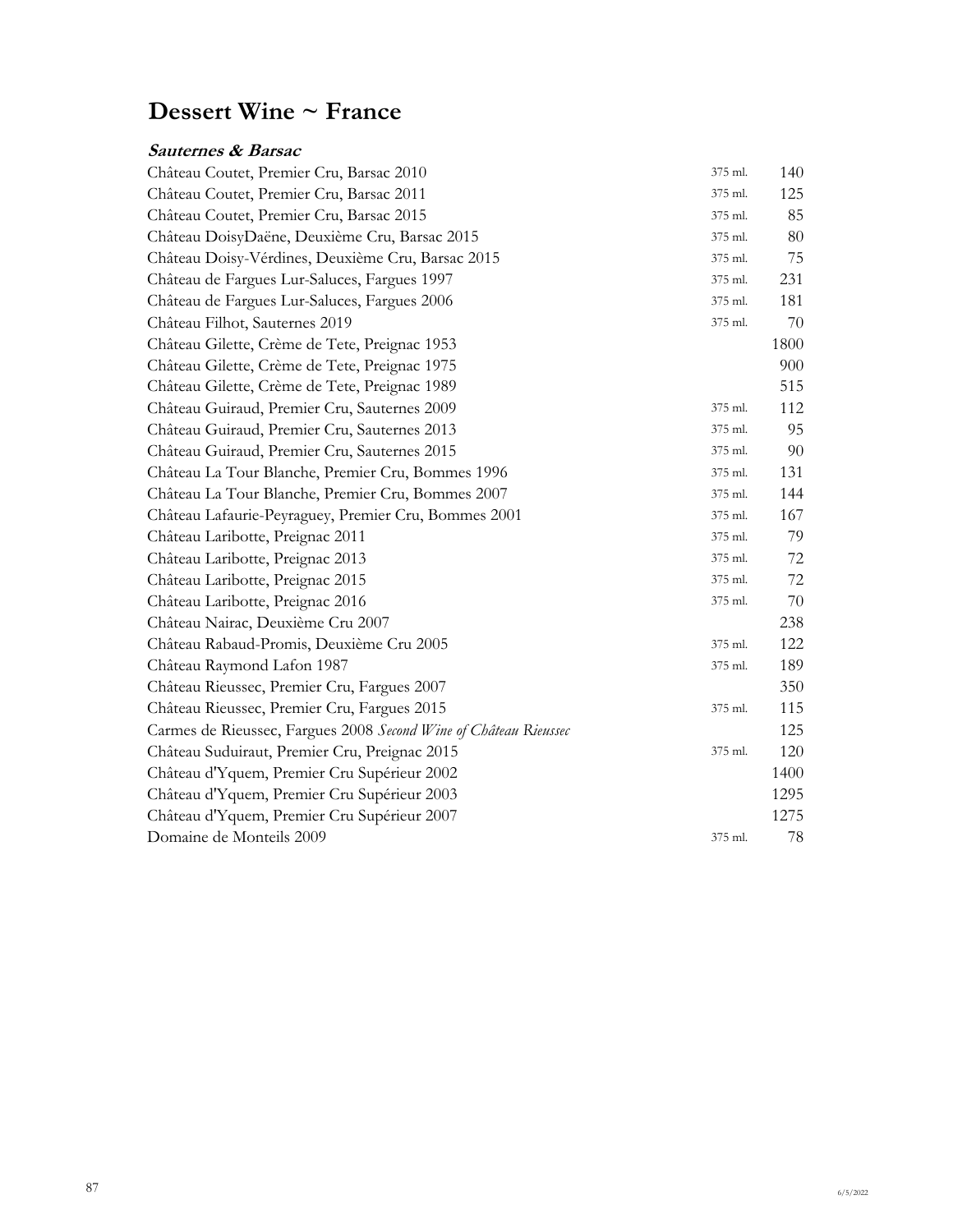# Dessert Wine ~ France

### *Sauternes & Barsac*

| Wine | Size | Price |
|---|---|---|
| Château Coutet, Premier Cru, Barsac 2010 | 375 ml. | 140 |
| Château Coutet, Premier Cru, Barsac 2011 | 375 ml. | 125 |
| Château Coutet, Premier Cru, Barsac 2015 | 375 ml. | 85 |
| Château DoisyDaëne, Deuxième Cru, Barsac 2015 | 375 ml. | 80 |
| Château Doisy-Védrines, Deuxième Cru, Barsac 2015 | 375 ml. | 75 |
| Château de Fargues Lur-Saluces, Fargues 1997 | 375 ml. | 231 |
| Château de Fargues Lur-Saluces, Fargues 2006 | 375 ml. | 181 |
| Château Filhot, Sauternes 2019 | 375 ml. | 70 |
| Château Gilette, Crème de Tete, Preignac 1953 | | 1800 |
| Château Gilette, Crème de Tete, Preignac 1975 | | 900 |
| Château Gilette, Crème de Tete, Preignac 1989 | | 515 |
| Château Guiraud, Premier Cru, Sauternes 2009 | 375 ml. | 112 |
| Château Guiraud, Premier Cru, Sauternes 2013 | 375 ml. | 95 |
| Château Guiraud, Premier Cru, Sauternes 2015 | 375 ml. | 90 |
| Château La Tour Blanche, Premier Cru, Bommes 1996 | 375 ml. | 131 |
| Château La Tour Blanche, Premier Cru, Bommes 2007 | 375 ml. | 144 |
| Château Lafaurie-Peyraguey, Premier Cru, Bommes 2001 | 375 ml. | 167 |
| Château Laribotte, Preignac 2011 | 375 ml. | 79 |
| Château Laribotte, Preignac 2013 | 375 ml. | 72 |
| Château Laribotte, Preignac 2015 | 375 ml. | 72 |
| Château Laribotte, Preignac 2016 | 375 ml. | 70 |
| Château Nairac, Deuxième Cru 2007 | | 238 |
| Château Rabaud-Promis, Deuxième Cru 2005 | 375 ml. | 122 |
| Château Raymond Lafon 1987 | 375 ml. | 189 |
| Château Rieussec, Premier Cru, Fargues 2007 | | 350 |
| Château Rieussec, Premier Cru, Fargues 2015 | 375 ml. | 115 |
| Carmes de Rieussec, Fargues 2008 *Second Wine of Château Rieussec* | | 125 |
| Château Suduiraut, Premier Cru, Preignac 2015 | 375 ml. | 120 |
| Château d'Yquem, Premier Cru Supérieur 2002 | | 1400 |
| Château d'Yquem, Premier Cru Supérieur 2003 | | 1295 |
| Château d'Yquem, Premier Cru Supérieur 2007 | | 1275 |
| Domaine de Monteils 2009 | 375 ml. | 78 |

6/5/2022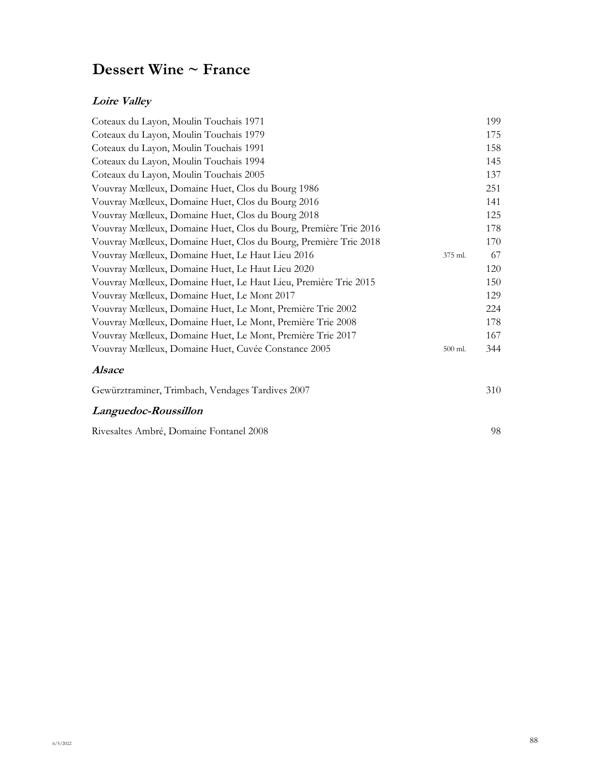# Dessert Wine ~ France

### *Loire Valley*

| Wine | Size | Price |
|---|---|---|
| Coteaux du Layon, Moulin Touchais 1971 | | 199 |
| Coteaux du Layon, Moulin Touchais 1979 | | 175 |
| Coteaux du Layon, Moulin Touchais 1991 | | 158 |
| Coteaux du Layon, Moulin Touchais 1994 | | 145 |
| Coteaux du Layon, Moulin Touchais 2005 | | 137 |
| Vouvray Mœlleux, Domaine Huet, Clos du Bourg 1986 | | 251 |
| Vouvray Mœlleux, Domaine Huet, Clos du Bourg 2016 | | 141 |
| Vouvray Mœlleux, Domaine Huet, Clos du Bourg 2018 | | 125 |
| Vouvray Mœlleux, Domaine Huet, Clos du Bourg, Première Trie 2016 | | 178 |
| Vouvray Mœlleux, Domaine Huet, Clos du Bourg, Première Trie 2018 | | 170 |
| Vouvray Mœlleux, Domaine Huet, Le Haut Lieu 2016 | 375 ml. | 67 |
| Vouvray Mœlleux, Domaine Huet, Le Haut Lieu 2020 | | 120 |
| Vouvray Mœlleux, Domaine Huet, Le Haut Lieu, Première Trie 2015 | | 150 |
| Vouvray Mœlleux, Domaine Huet, Le Mont 2017 | | 129 |
| Vouvray Mœlleux, Domaine Huet, Le Mont, Première Trie 2002 | | 224 |
| Vouvray Mœlleux, Domaine Huet, Le Mont, Première Trie 2008 | | 178 |
| Vouvray Mœlleux, Domaine Huet, Le Mont, Première Trie 2017 | | 167 |
| Vouvray Mœlleux, Domaine Huet, Cuvée Constance 2005 | 500 ml. | 344 |

### *Alsace*

| Wine | Size | Price |
|---|---|---|
| Gewürztraminer, Trimbach, Vendages Tardives 2007 | | 310 |

### *Languedoc-Roussillon*

| Wine | Size | Price |
|---|---|---|
| Rivesaltes Ambré, Domaine Fontanel 2008 | | 98 |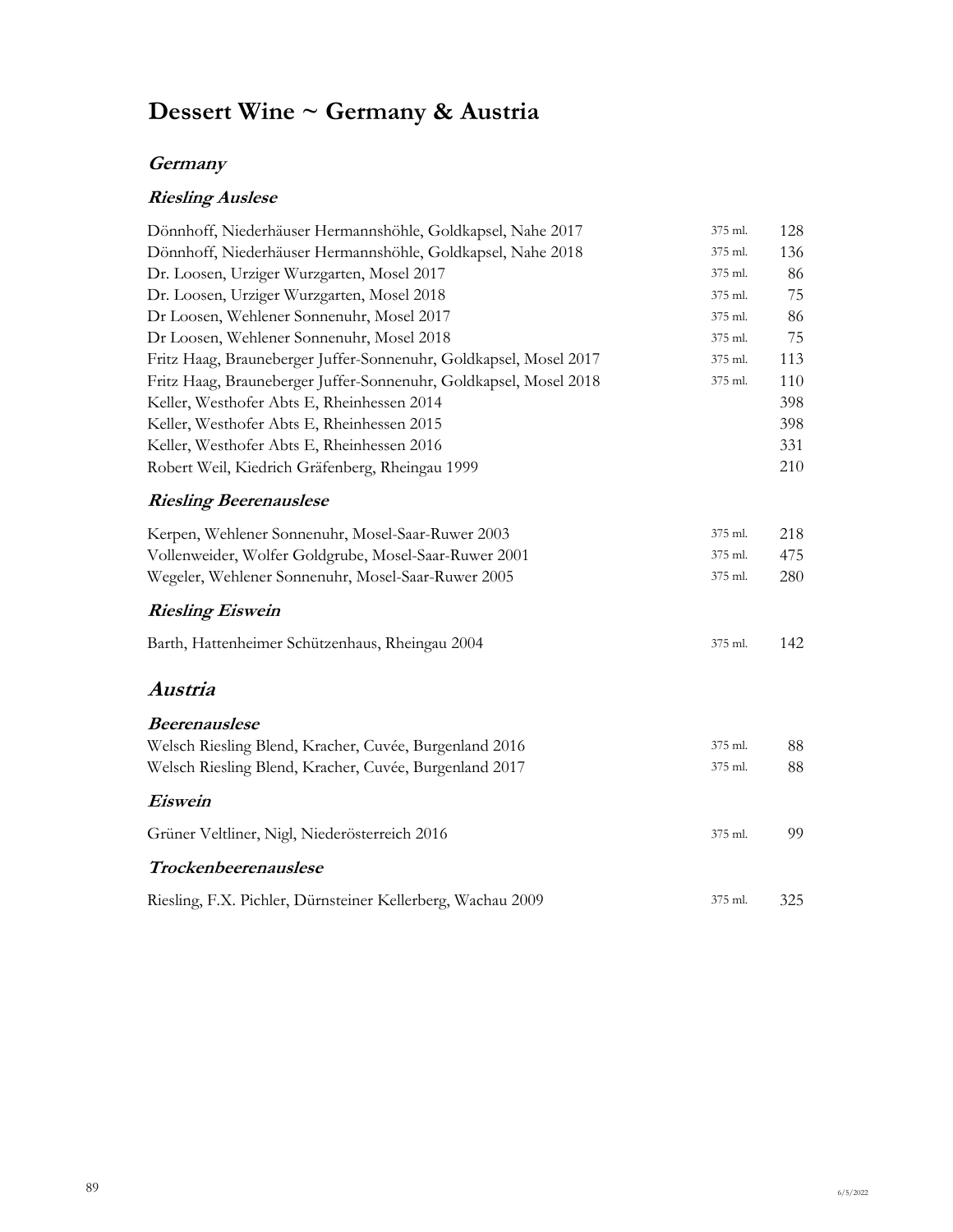# Dessert Wine ~ Germany & Austria

## *Germany*

### *Riesling Auslese*

| Wine | Size | Price |
|---|---|---|
| Dönnhoff, Niederhäuser Hermannshöhle, Goldkapsel, Nahe 2017 | 375 ml. | 128 |
| Dönnhoff, Niederhäuser Hermannshöhle, Goldkapsel, Nahe 2018 | 375 ml. | 136 |
| Dr. Loosen, Urziger Wurzgarten, Mosel 2017 | 375 ml. | 86 |
| Dr. Loosen, Urziger Wurzgarten, Mosel 2018 | 375 ml. | 75 |
| Dr Loosen, Wehlener Sonnenuhr, Mosel 2017 | 375 ml. | 86 |
| Dr Loosen, Wehlener Sonnenuhr, Mosel 2018 | 375 ml. | 75 |
| Fritz Haag, Brauneberger Juffer-Sonnenuhr, Goldkapsel, Mosel 2017 | 375 ml. | 113 |
| Fritz Haag, Brauneberger Juffer-Sonnenuhr, Goldkapsel, Mosel 2018 | 375 ml. | 110 |
| Keller, Westhofer Abts E, Rheinhessen 2014 | | 398 |
| Keller, Westhofer Abts E, Rheinhessen 2015 | | 398 |
| Keller, Westhofer Abts E, Rheinhessen 2016 | | 331 |
| Robert Weil, Kiedrich Gräfenberg, Rheingau 1999 | | 210 |

### *Riesling Beerenauslese*

| Wine | Size | Price |
|---|---|---|
| Kerpen, Wehlener Sonnenuhr, Mosel-Saar-Ruwer 2003 | 375 ml. | 218 |
| Vollenweider, Wolfer Goldgrube, Mosel-Saar-Ruwer 2001 | 375 ml. | 475 |
| Wegeler, Wehlener Sonnenuhr, Mosel-Saar-Ruwer 2005 | 375 ml. | 280 |

### *Riesling Eiswein*

| Wine | Size | Price |
|---|---|---|
| Barth, Hattenheimer Schützenhaus, Rheingau 2004 | 375 ml. | 142 |

## *Austria*

### *Beerenauslese*

| Wine | Size | Price |
|---|---|---|
| Welsch Riesling Blend, Kracher, Cuvée, Burgenland 2016 | 375 ml. | 88 |
| Welsch Riesling Blend, Kracher, Cuvée, Burgenland 2017 | 375 ml. | 88 |

### *Eiswein*

| Wine | Size | Price |
|---|---|---|
| Grüner Veltliner, Nigl, Niederösterreich 2016 | 375 ml. | 99 |

### *Trockenbeerenauslese*

| Wine | Size | Price |
|---|---|---|
| Riesling, F.X. Pichler, Dürnsteiner Kellerberg, Wachau 2009 | 375 ml. | 325 |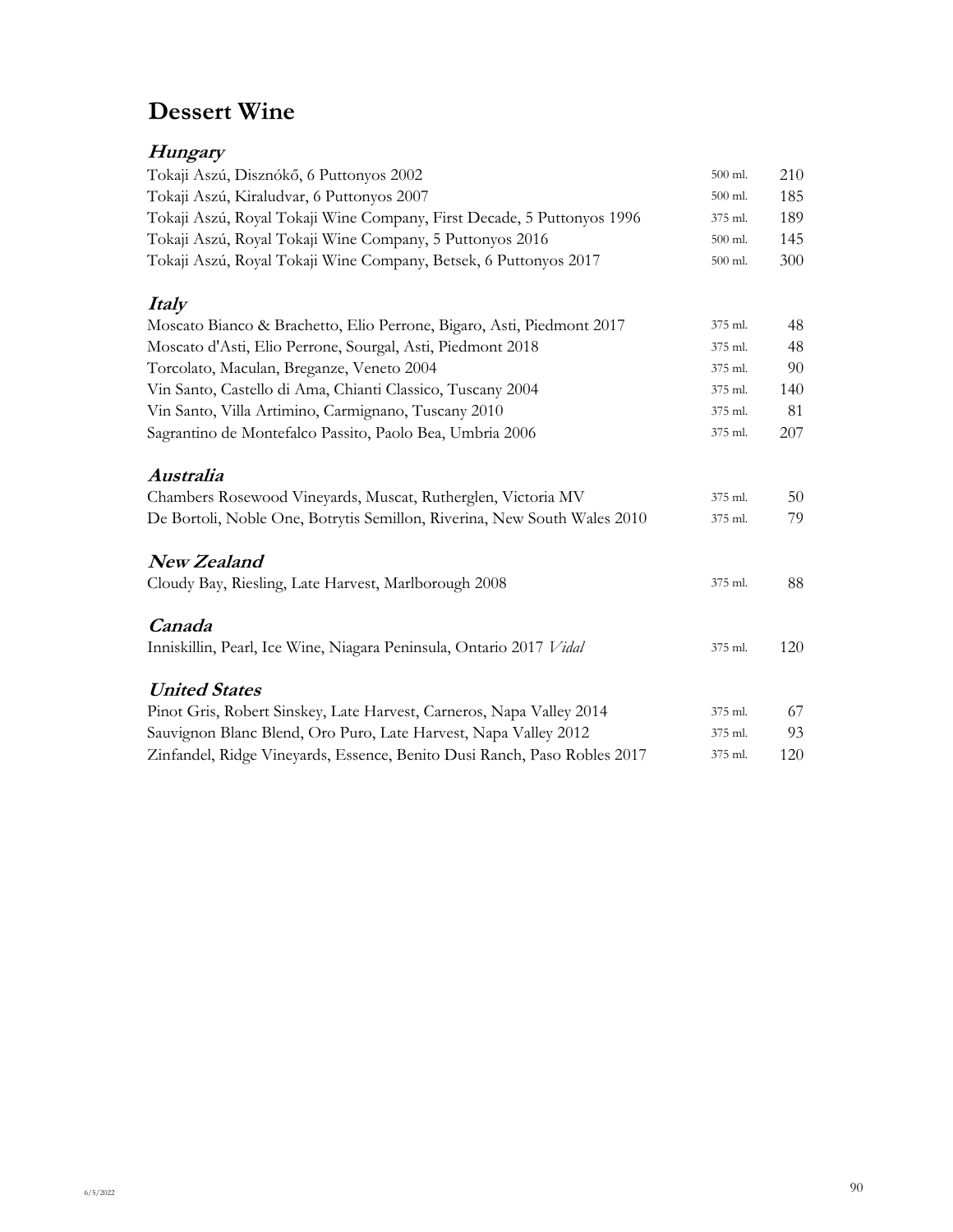# Dessert Wine

## *Hungary*

| | | |
|---|---|---|
| Tokaji Aszú, Disznókő, 6 Puttonyos 2002 | 500 ml. | 210 |
| Tokaji Aszú, Kiraludvar, 6 Puttonyos 2007 | 500 ml. | 185 |
| Tokaji Aszú, Royal Tokaji Wine Company, First Decade, 5 Puttonyos 1996 | 375 ml. | 189 |
| Tokaji Aszú, Royal Tokaji Wine Company, 5 Puttonyos 2016 | 500 ml. | 145 |
| Tokaji Aszú, Royal Tokaji Wine Company, Betsek, 6 Puttonyos 2017 | 500 ml. | 300 |

## *Italy*

| | | |
|---|---|---|
| Moscato Bianco & Brachetto, Elio Perrone, Bigaro, Asti, Piedmont 2017 | 375 ml. | 48 |
| Moscato d'Asti, Elio Perrone, Sourgal, Asti, Piedmont 2018 | 375 ml. | 48 |
| Torcolato, Maculan, Breganze, Veneto 2004 | 375 ml. | 90 |
| Vin Santo, Castello di Ama, Chianti Classico, Tuscany 2004 | 375 ml. | 140 |
| Vin Santo, Villa Artimino, Carmignano, Tuscany 2010 | 375 ml. | 81 |
| Sagrantino de Montefalco Passito, Paolo Bea, Umbria 2006 | 375 ml. | 207 |

## *Australia*

| | | |
|---|---|---|
| Chambers Rosewood Vineyards, Muscat, Rutherglen, Victoria MV | 375 ml. | 50 |
| De Bortoli, Noble One, Botrytis Semillon, Riverina, New South Wales 2010 | 375 ml. | 79 |

## *New Zealand*

| | | |
|---|---|---|
| Cloudy Bay, Riesling, Late Harvest, Marlborough 2008 | 375 ml. | 88 |

## *Canada*

| | | |
|---|---|---|
| Inniskillin, Pearl, Ice Wine, Niagara Peninsula, Ontario 2017 *Vidal* | 375 ml. | 120 |

## *United States*

| | | |
|---|---|---|
| Pinot Gris, Robert Sinskey, Late Harvest, Carneros, Napa Valley 2014 | 375 ml. | 67 |
| Sauvignon Blanc Blend, Oro Puro, Late Harvest, Napa Valley 2012 | 375 ml. | 93 |
| Zinfandel, Ridge Vineyards, Essence, Benito Dusi Ranch, Paso Robles 2017 | 375 ml. | 120 |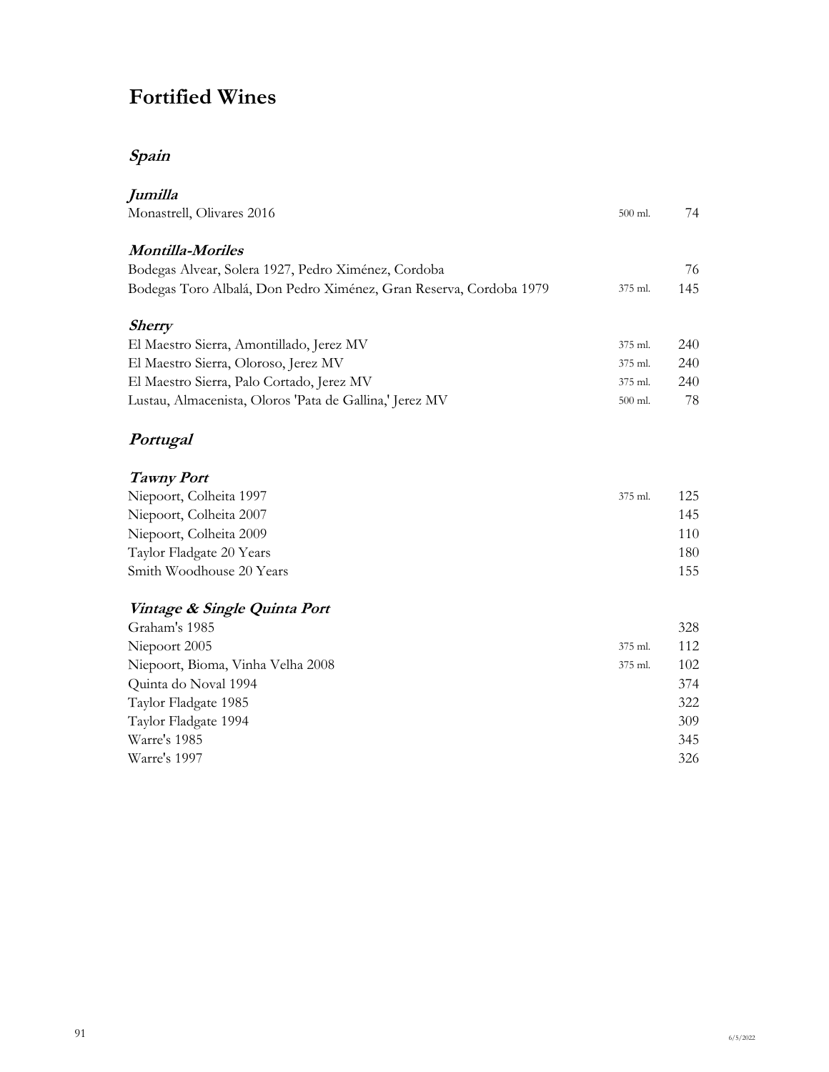# Fortified Wines

## *Spain*

### *Jumilla*

| | | |
|---|---|---|
| Monastrell, Olivares 2016 | 500 ml. | 74 |

### *Montilla-Moriles*

| | | |
|---|---|---|
| Bodegas Alvear, Solera 1927, Pedro Ximénez, Cordoba | | 76 |
| Bodegas Toro Albalá, Don Pedro Ximénez, Gran Reserva, Cordoba 1979 | 375 ml. | 145 |

### *Sherry*

| | | |
|---|---|---|
| El Maestro Sierra, Amontillado, Jerez MV | 375 ml. | 240 |
| El Maestro Sierra, Oloroso, Jerez MV | 375 ml. | 240 |
| El Maestro Sierra, Palo Cortado, Jerez MV | 375 ml. | 240 |
| Lustau, Almacenista, Oloros 'Pata de Gallina,' Jerez MV | 500 ml. | 78 |

## *Portugal*

### *Tawny Port*

| | | |
|---|---|---|
| Niepoort, Colheita 1997 | 375 ml. | 125 |
| Niepoort, Colheita 2007 | | 145 |
| Niepoort, Colheita 2009 | | 110 |
| Taylor Fladgate 20 Years | | 180 |
| Smith Woodhouse 20 Years | | 155 |

### *Vintage & Single Quinta Port*

| | | |
|---|---|---|
| Graham's 1985 | | 328 |
| Niepoort 2005 | 375 ml. | 112 |
| Niepoort, Bioma, Vinha Velha 2008 | 375 ml. | 102 |
| Quinta do Noval 1994 | | 374 |
| Taylor Fladgate 1985 | | 322 |
| Taylor Fladgate 1994 | | 309 |
| Warre's 1985 | | 345 |
| Warre's 1997 | | 326 |